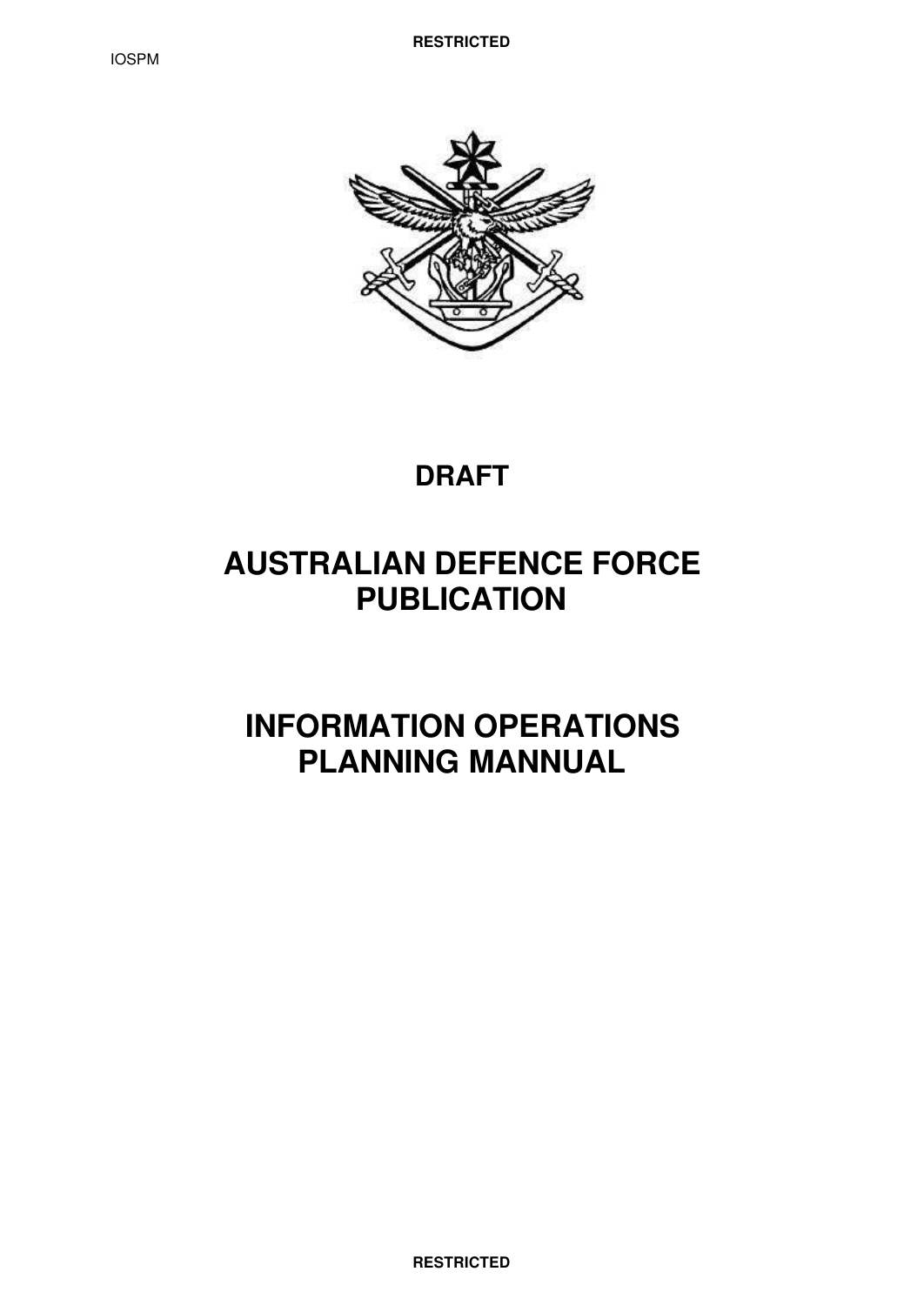# DRAFT

# AUSTRALIAN DEFENCE FORCE PUBLICATION

# INFORMATION OPERATIONS PLANNING MANNUAL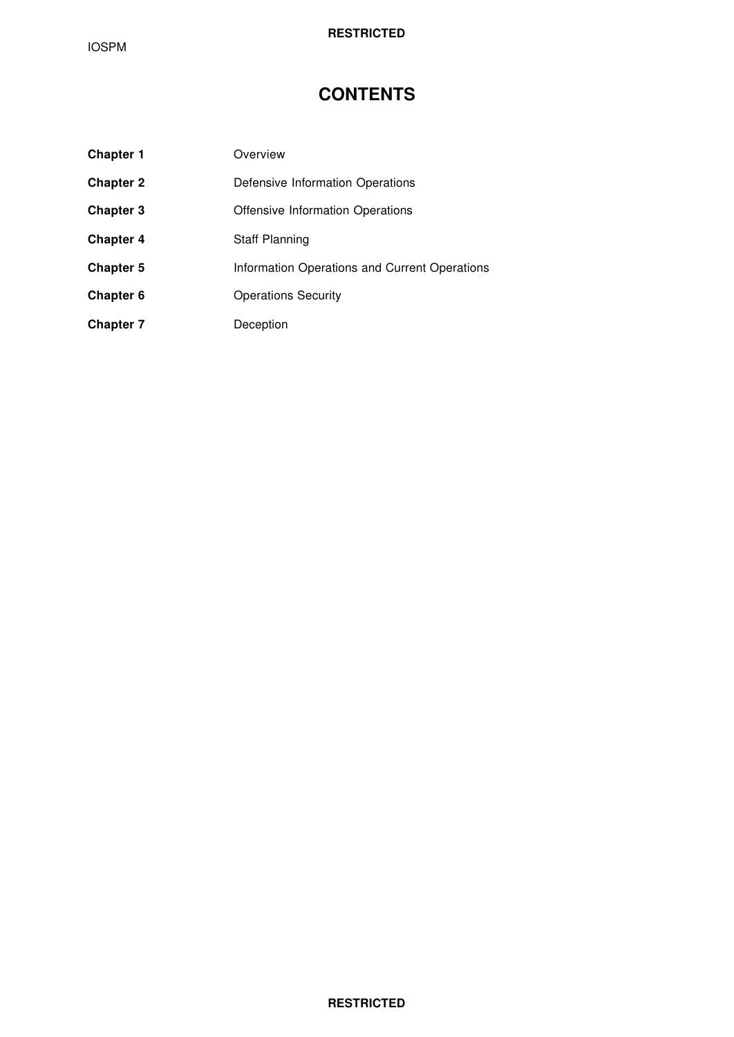# CONTENTS

| | |
|---|---|
| **Chapter 1** | Overview |
| **Chapter 2** | Defensive Information Operations |
| **Chapter 3** | Offensive Information Operations |
| **Chapter 4** | Staff Planning |
| **Chapter 5** | Information Operations and Current Operations |
| **Chapter 6** | Operations Security |
| **Chapter 7** | Deception |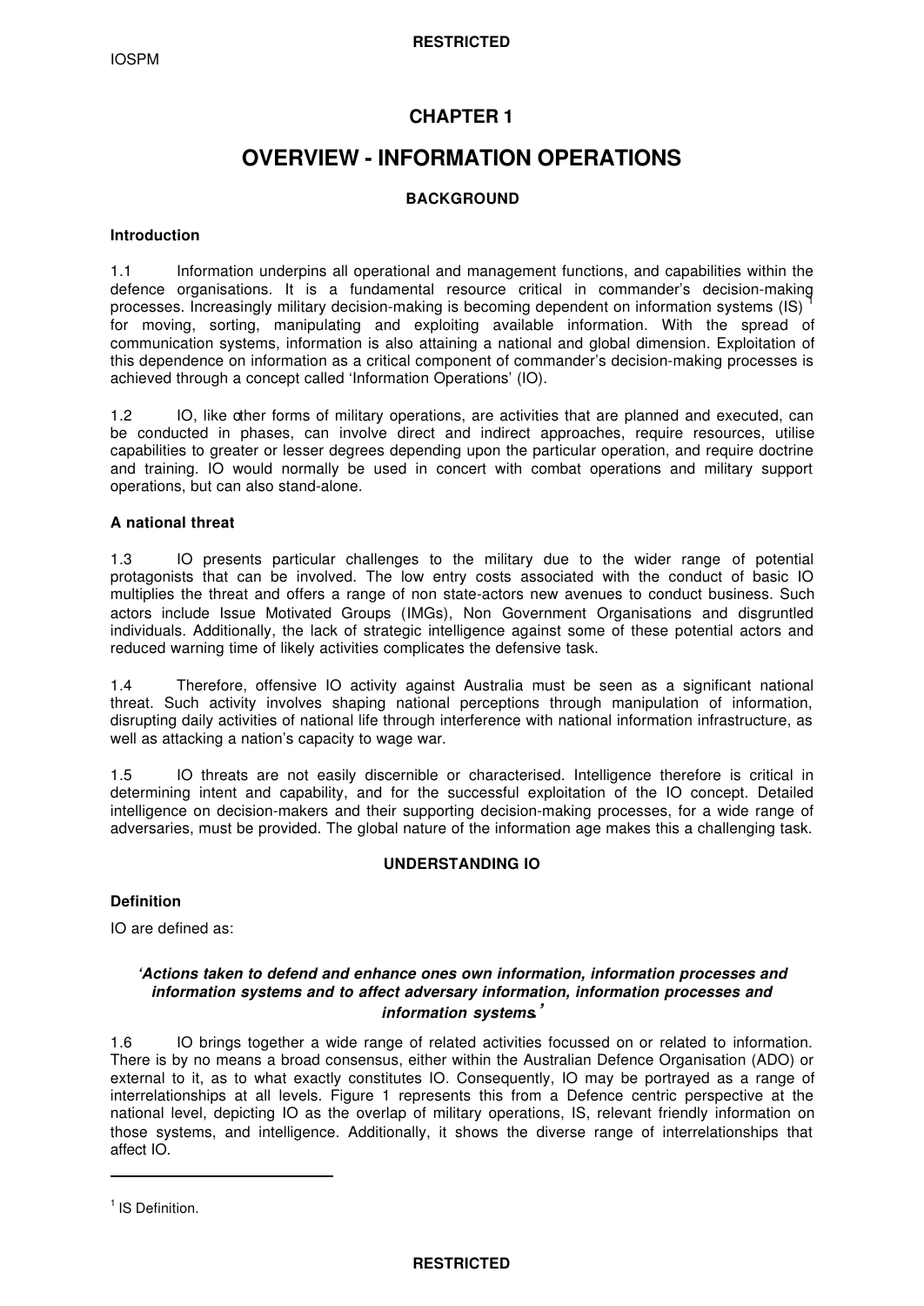# CHAPTER 1

# OVERVIEW - INFORMATION OPERATIONS

### BACKGROUND

**Introduction**

1.1 Information underpins all operational and management functions, and capabilities within the defence organisations. It is a fundamental resource critical in commander's decision-making processes. Increasingly military decision-making is becoming dependent on information systems (IS)[1] for moving, sorting, manipulating and exploiting available information. With the spread of communication systems, information is also attaining a national and global dimension. Exploitation of this dependence on information as a critical component of commander's decision-making processes is achieved through a concept called 'Information Operations' (IO).

1.2 IO, like other forms of military operations, are activities that are planned and executed, can be conducted in phases, can involve direct and indirect approaches, require resources, utilise capabilities to greater or lesser degrees depending upon the particular operation, and require doctrine and training. IO would normally be used in concert with combat operations and military support operations, but can also stand-alone.

**A national threat**

1.3 IO presents particular challenges to the military due to the wider range of potential protagonists that can be involved. The low entry costs associated with the conduct of basic IO multiplies the threat and offers a range of non state-actors new avenues to conduct business. Such actors include Issue Motivated Groups (IMGs), Non Government Organisations and disgruntled individuals. Additionally, the lack of strategic intelligence against some of these potential actors and reduced warning time of likely activities complicates the defensive task.

1.4 Therefore, offensive IO activity against Australia must be seen as a significant national threat. Such activity involves shaping national perceptions through manipulation of information, disrupting daily activities of national life through interference with national information infrastructure, as well as attacking a nation's capacity to wage war.

1.5 IO threats are not easily discernible or characterised. Intelligence therefore is critical in determining intent and capability, and for the successful exploitation of the IO concept. Detailed intelligence on decision-makers and their supporting decision-making processes, for a wide range of adversaries, must be provided. The global nature of the information age makes this a challenging task.

### UNDERSTANDING IO

**Definition**

IO are defined as:

***'Actions taken to defend and enhance ones own information, information processes and information systems and to affect adversary information, information processes and information systems.'***

1.6 IO brings together a wide range of related activities focussed on or related to information. There is by no means a broad consensus, either within the Australian Defence Organisation (ADO) or external to it, as to what exactly constitutes IO. Consequently, IO may be portrayed as a range of interrelationships at all levels. Figure 1 represents this from a Defence centric perspective at the national level, depicting IO as the overlap of military operations, IS, relevant friendly information on those systems, and intelligence. Additionally, it shows the diverse range of interrelationships that affect IO.

---

[1] IS Definition.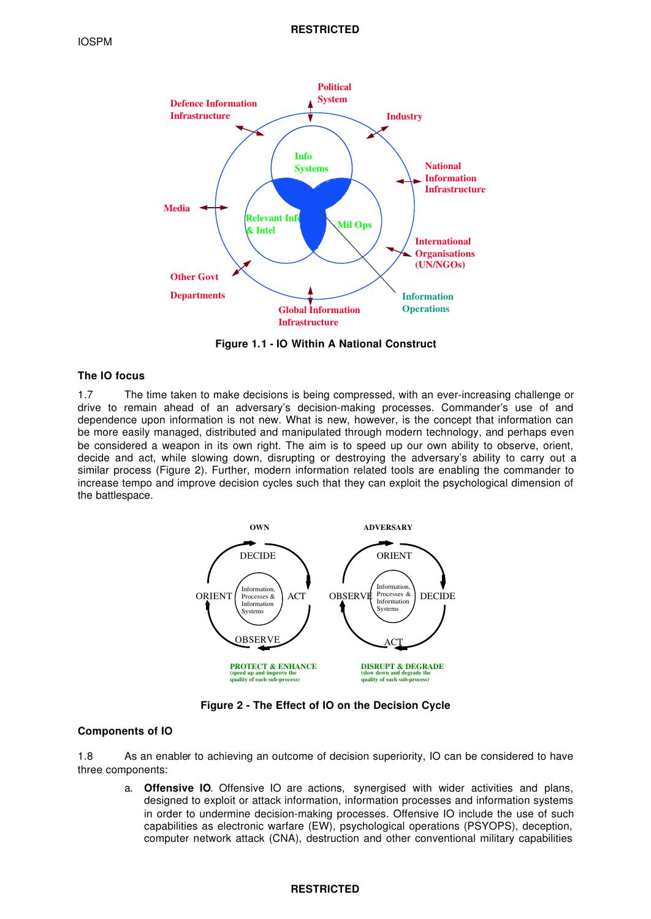Figure 1.1 - IO Within A National Construct

### The IO focus

1.7 The time taken to make decisions is being compressed, with an ever-increasing challenge or drive to remain ahead of an adversary's decision-making processes. Commander's use of and dependence upon information is not new. What is new, however, is the concept that information can be more easily managed, distributed and manipulated through modern technology, and perhaps even be considered a weapon in its own right. The aim is to speed up our own ability to observe, orient, decide and act, while slowing down, disrupting or destroying the adversary's ability to carry out a similar process (Figure 2). Further, modern information related tools are enabling the commander to increase tempo and improve decision cycles such that they can exploit the psychological dimension of the battlespace.

Figure 2 - The Effect of IO on the Decision Cycle

### Components of IO

1.8 As an enabler to achieving an outcome of decision superiority, IO can be considered to have three components:

a. **Offensive IO**. Offensive IO are actions, synergised with wider activities and plans, designed to exploit or attack information, information processes and information systems in order to undermine decision-making processes. Offensive IO include the use of such capabilities as electronic warfare (EW), psychological operations (PSYOPS), deception, computer network attack (CNA), destruction and other conventional military capabilities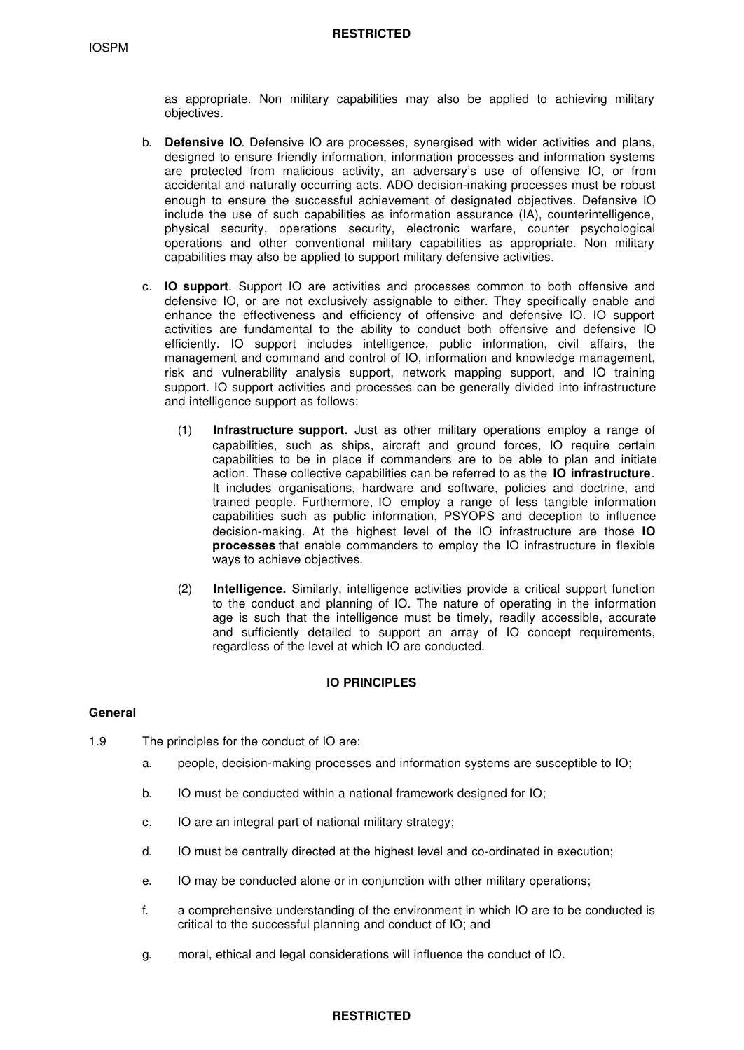as appropriate. Non military capabilities may also be applied to achieving military objectives.

b. **Defensive IO**. Defensive IO are processes, synergised with wider activities and plans, designed to ensure friendly information, information processes and information systems are protected from malicious activity, an adversary's use of offensive IO, or from accidental and naturally occurring acts. ADO decision-making processes must be robust enough to ensure the successful achievement of designated objectives. Defensive IO include the use of such capabilities as information assurance (IA), counterintelligence, physical security, operations security, electronic warfare, counter psychological operations and other conventional military capabilities as appropriate. Non military capabilities may also be applied to support military defensive activities.

c. **IO support**. Support IO are activities and processes common to both offensive and defensive IO, or are not exclusively assignable to either. They specifically enable and enhance the effectiveness and efficiency of offensive and defensive IO. IO support activities are fundamental to the ability to conduct both offensive and defensive IO efficiently. IO support includes intelligence, public information, civil affairs, the management and command and control of IO, information and knowledge management, risk and vulnerability analysis support, network mapping support, and IO training support. IO support activities and processes can be generally divided into infrastructure and intelligence support as follows:

   (1) **Infrastructure support.** Just as other military operations employ a range of capabilities, such as ships, aircraft and ground forces, IO require certain capabilities to be in place if commanders are to be able to plan and initiate action. These collective capabilities can be referred to as the **IO infrastructure**. It includes organisations, hardware and software, policies and doctrine, and trained people. Furthermore, IO employ a range of less tangible information capabilities such as public information, PSYOPS and deception to influence decision-making. At the highest level of the IO infrastructure are those **IO processes** that enable commanders to employ the IO infrastructure in flexible ways to achieve objectives.

   (2) **Intelligence.** Similarly, intelligence activities provide a critical support function to the conduct and planning of IO. The nature of operating in the information age is such that the intelligence must be timely, readily accessible, accurate and sufficiently detailed to support an array of IO concept requirements, regardless of the level at which IO are conducted.

## IO PRINCIPLES

### General

1.9 The principles for the conduct of IO are:

a. people, decision-making processes and information systems are susceptible to IO;

b. IO must be conducted within a national framework designed for IO;

c. IO are an integral part of national military strategy;

d. IO must be centrally directed at the highest level and co-ordinated in execution;

e. IO may be conducted alone or in conjunction with other military operations;

f. a comprehensive understanding of the environment in which IO are to be conducted is critical to the successful planning and conduct of IO; and

g. moral, ethical and legal considerations will influence the conduct of IO.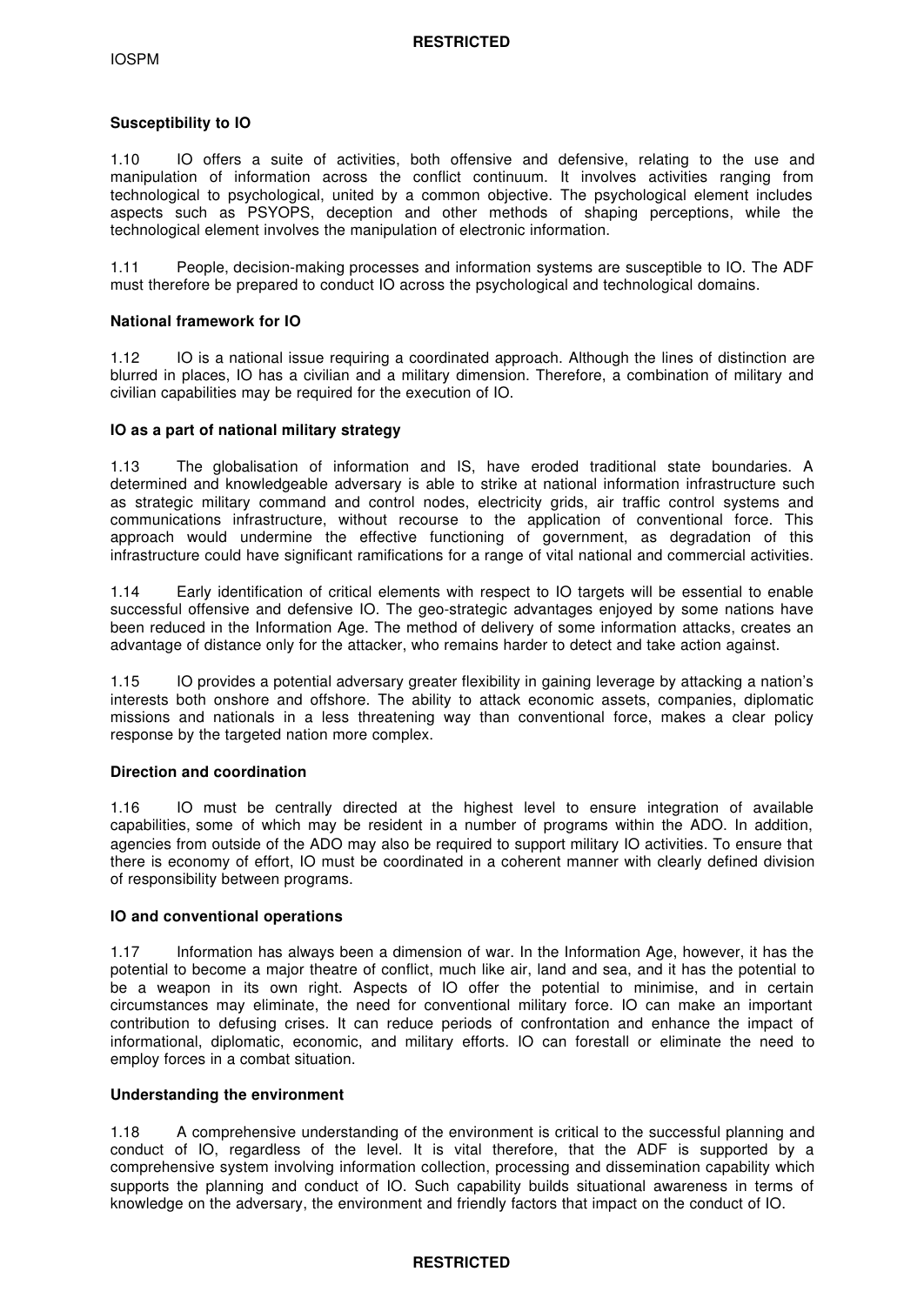### Susceptibility to IO

1.10 IO offers a suite of activities, both offensive and defensive, relating to the use and manipulation of information across the conflict continuum. It involves activities ranging from technological to psychological, united by a common objective. The psychological element includes aspects such as PSYOPS, deception and other methods of shaping perceptions, while the technological element involves the manipulation of electronic information.

1.11 People, decision-making processes and information systems are susceptible to IO. The ADF must therefore be prepared to conduct IO across the psychological and technological domains.

### National framework for IO

1.12 IO is a national issue requiring a coordinated approach. Although the lines of distinction are blurred in places, IO has a civilian and a military dimension. Therefore, a combination of military and civilian capabilities may be required for the execution of IO.

### IO as a part of national military strategy

1.13 The globalisation of information and IS, have eroded traditional state boundaries. A determined and knowledgeable adversary is able to strike at national information infrastructure such as strategic military command and control nodes, electricity grids, air traffic control systems and communications infrastructure, without recourse to the application of conventional force. This approach would undermine the effective functioning of government, as degradation of this infrastructure could have significant ramifications for a range of vital national and commercial activities.

1.14 Early identification of critical elements with respect to IO targets will be essential to enable successful offensive and defensive IO. The geo-strategic advantages enjoyed by some nations have been reduced in the Information Age. The method of delivery of some information attacks, creates an advantage of distance only for the attacker, who remains harder to detect and take action against.

1.15 IO provides a potential adversary greater flexibility in gaining leverage by attacking a nation's interests both onshore and offshore. The ability to attack economic assets, companies, diplomatic missions and nationals in a less threatening way than conventional force, makes a clear policy response by the targeted nation more complex.

### Direction and coordination

1.16 IO must be centrally directed at the highest level to ensure integration of available capabilities, some of which may be resident in a number of programs within the ADO. In addition, agencies from outside of the ADO may also be required to support military IO activities. To ensure that there is economy of effort, IO must be coordinated in a coherent manner with clearly defined division of responsibility between programs.

### IO and conventional operations

1.17 Information has always been a dimension of war. In the Information Age, however, it has the potential to become a major theatre of conflict, much like air, land and sea, and it has the potential to be a weapon in its own right. Aspects of IO offer the potential to minimise, and in certain circumstances may eliminate, the need for conventional military force. IO can make an important contribution to defusing crises. It can reduce periods of confrontation and enhance the impact of informational, diplomatic, economic, and military efforts. IO can forestall or eliminate the need to employ forces in a combat situation.

### Understanding the environment

1.18 A comprehensive understanding of the environment is critical to the successful planning and conduct of IO, regardless of the level. It is vital therefore, that the ADF is supported by a comprehensive system involving information collection, processing and dissemination capability which supports the planning and conduct of IO. Such capability builds situational awareness in terms of knowledge on the adversary, the environment and friendly factors that impact on the conduct of IO.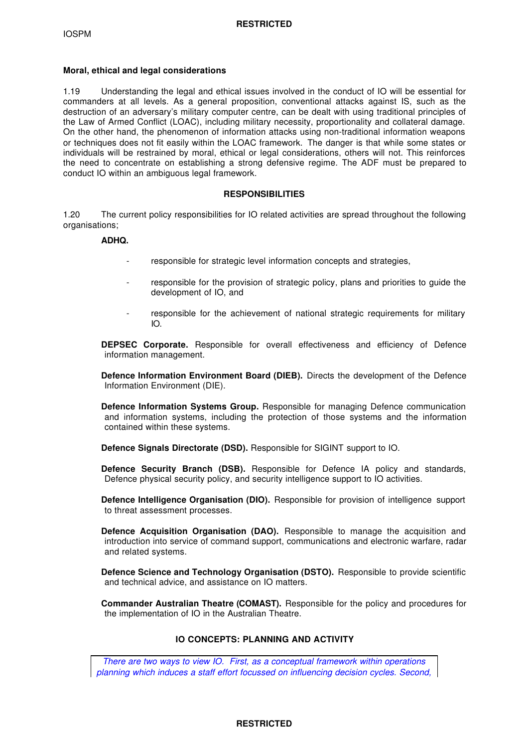**Moral, ethical and legal considerations**

1.19 Understanding the legal and ethical issues involved in the conduct of IO will be essential for commanders at all levels. As a general proposition, conventional attacks against IS, such as the destruction of an adversary's military computer centre, can be dealt with using traditional principles of the Law of Armed Conflict (LOAC), including military necessity, proportionality and collateral damage. On the other hand, the phenomenon of information attacks using non-traditional information weapons or techniques does not fit easily within the LOAC framework. The danger is that while some states or individuals will be restrained by moral, ethical or legal considerations, others will not. This reinforces the need to concentrate on establishing a strong defensive regime. The ADF must be prepared to conduct IO within an ambiguous legal framework.

## RESPONSIBILITIES

1.20 The current policy responsibilities for IO related activities are spread throughout the following organisations;

**ADHQ.**

- responsible for strategic level information concepts and strategies,
- responsible for the provision of strategic policy, plans and priorities to guide the development of IO, and
- responsible for the achievement of national strategic requirements for military IO.

**DEPSEC Corporate.** Responsible for overall effectiveness and efficiency of Defence information management.

**Defence Information Environment Board (DIEB).** Directs the development of the Defence Information Environment (DIE).

**Defence Information Systems Group.** Responsible for managing Defence communication and information systems, including the protection of those systems and the information contained within these systems.

**Defence Signals Directorate (DSD).** Responsible for SIGINT support to IO.

**Defence Security Branch (DSB).** Responsible for Defence IA policy and standards, Defence physical security policy, and security intelligence support to IO activities.

**Defence Intelligence Organisation (DIO).** Responsible for provision of intelligence support to threat assessment processes.

**Defence Acquisition Organisation (DAO).** Responsible to manage the acquisition and introduction into service of command support, communications and electronic warfare, radar and related systems.

**Defence Science and Technology Organisation (DSTO).** Responsible to provide scientific and technical advice, and assistance on IO matters.

**Commander Australian Theatre (COMAST).** Responsible for the policy and procedures for the implementation of IO in the Australian Theatre.

## IO CONCEPTS: PLANNING AND ACTIVITY

*There are two ways to view IO. First, as a conceptual framework within operations planning which induces a staff effort focussed on influencing decision cycles. Second,*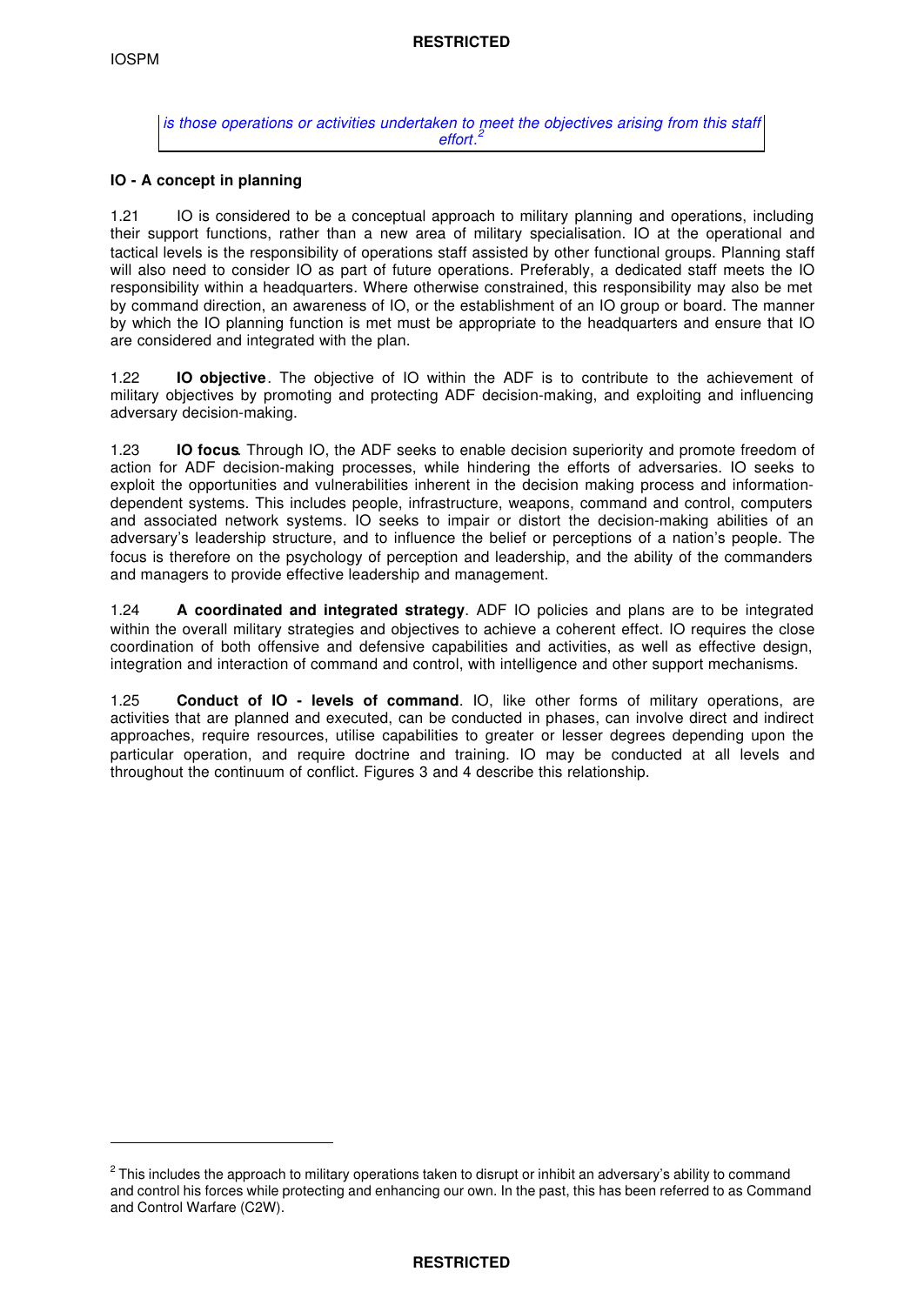*is those operations or activities undertaken to meet the objectives arising from this staff effort.*[2]

**IO - A concept in planning**

1.21 IO is considered to be a conceptual approach to military planning and operations, including their support functions, rather than a new area of military specialisation. IO at the operational and tactical levels is the responsibility of operations staff assisted by other functional groups. Planning staff will also need to consider IO as part of future operations. Preferably, a dedicated staff meets the IO responsibility within a headquarters. Where otherwise constrained, this responsibility may also be met by command direction, an awareness of IO, or the establishment of an IO group or board. The manner by which the IO planning function is met must be appropriate to the headquarters and ensure that IO are considered and integrated with the plan.

1.22 **IO objective**. The objective of IO within the ADF is to contribute to the achievement of military objectives by promoting and protecting ADF decision-making, and exploiting and influencing adversary decision-making.

1.23 **IO focus**. Through IO, the ADF seeks to enable decision superiority and promote freedom of action for ADF decision-making processes, while hindering the efforts of adversaries. IO seeks to exploit the opportunities and vulnerabilities inherent in the decision making process and information-dependent systems. This includes people, infrastructure, weapons, command and control, computers and associated network systems. IO seeks to impair or distort the decision-making abilities of an adversary's leadership structure, and to influence the belief or perceptions of a nation's people. The focus is therefore on the psychology of perception and leadership, and the ability of the commanders and managers to provide effective leadership and management.

1.24 **A coordinated and integrated strategy**. ADF IO policies and plans are to be integrated within the overall military strategies and objectives to achieve a coherent effect. IO requires the close coordination of both offensive and defensive capabilities and activities, as well as effective design, integration and interaction of command and control, with intelligence and other support mechanisms.

1.25 **Conduct of IO - levels of command**. IO, like other forms of military operations, are activities that are planned and executed, can be conducted in phases, can involve direct and indirect approaches, require resources, utilise capabilities to greater or lesser degrees depending upon the particular operation, and require doctrine and training. IO may be conducted at all levels and throughout the continuum of conflict. Figures 3 and 4 describe this relationship.

---

[2] This includes the approach to military operations taken to disrupt or inhibit an adversary's ability to command and control his forces while protecting and enhancing our own. In the past, this has been referred to as Command and Control Warfare (C2W).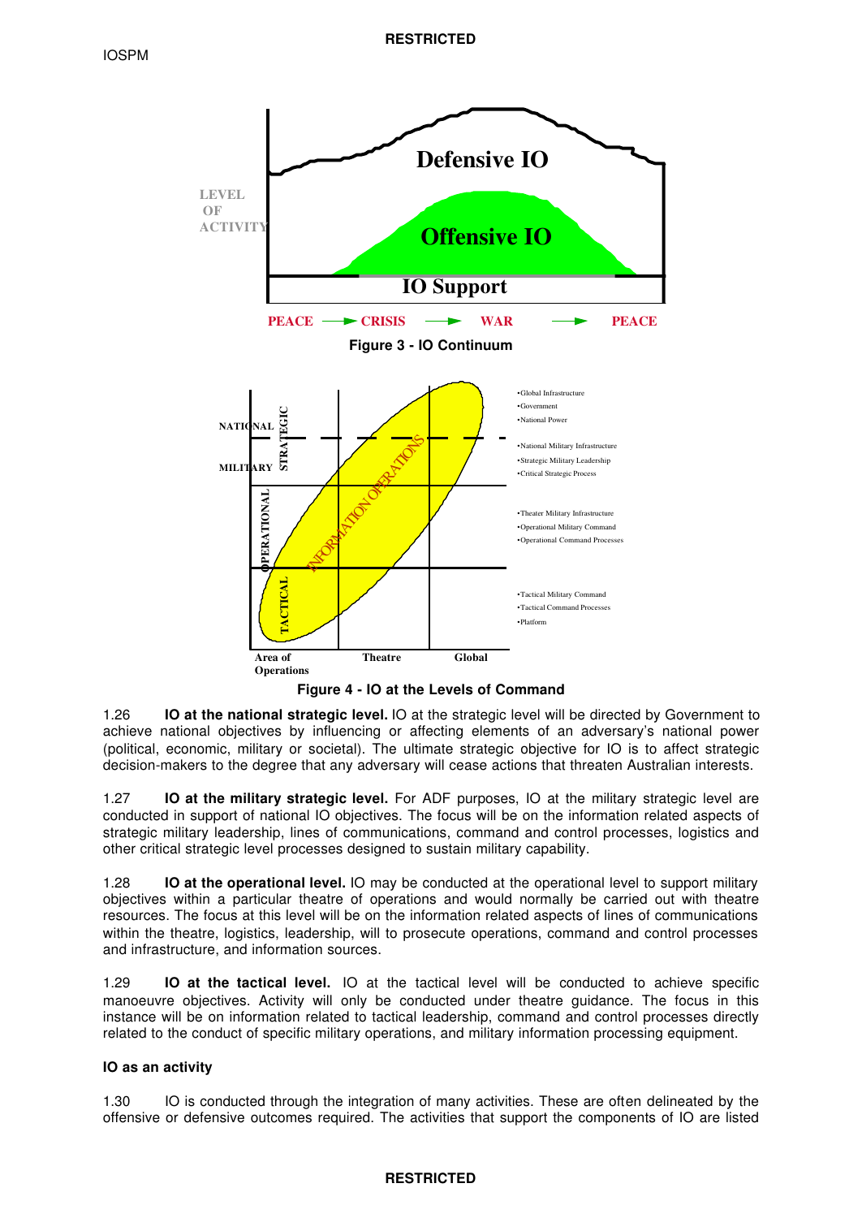Figure 3 - IO Continuum

Figure 4 - IO at the Levels of Command

1.26 **IO at the national strategic level.** IO at the strategic level will be directed by Government to achieve national objectives by influencing or affecting elements of an adversary's national power (political, economic, military or societal). The ultimate strategic objective for IO is to affect strategic decision-makers to the degree that any adversary will cease actions that threaten Australian interests.

1.27 **IO at the military strategic level.** For ADF purposes, IO at the military strategic level are conducted in support of national IO objectives. The focus will be on the information related aspects of strategic military leadership, lines of communications, command and control processes, logistics and other critical strategic level processes designed to sustain military capability.

1.28 **IO at the operational level.** IO may be conducted at the operational level to support military objectives within a particular theatre of operations and would normally be carried out with theatre resources. The focus at this level will be on the information related aspects of lines of communications within the theatre, logistics, leadership, will to prosecute operations, command and control processes and infrastructure, and information sources.

1.29 **IO at the tactical level.** IO at the tactical level will be conducted to achieve specific manoeuvre objectives. Activity will only be conducted under theatre guidance. The focus in this instance will be on information related to tactical leadership, command and control processes directly related to the conduct of specific military operations, and military information processing equipment.

**IO as an activity**

1.30 IO is conducted through the integration of many activities. These are often delineated by the offensive or defensive outcomes required. The activities that support the components of IO are listed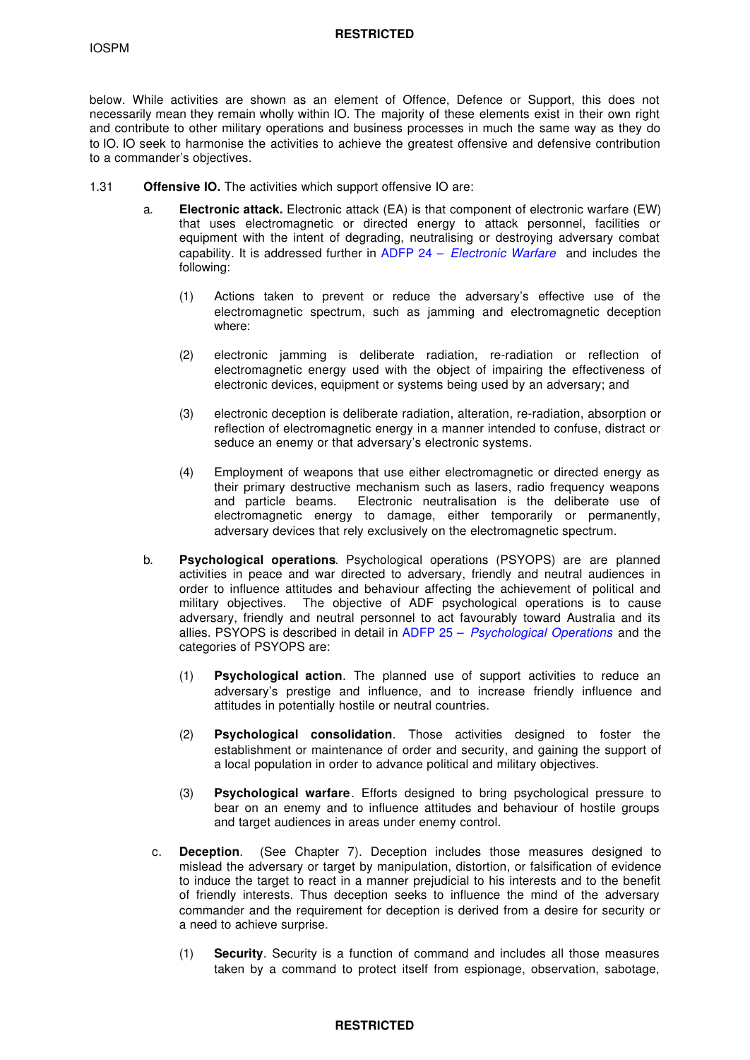below. While activities are shown as an element of Offence, Defence or Support, this does not necessarily mean they remain wholly within IO. The majority of these elements exist in their own right and contribute to other military operations and business processes in much the same way as they do to IO. IO seek to harmonise the activities to achieve the greatest offensive and defensive contribution to a commander's objectives.

1.31 **Offensive IO.** The activities which support offensive IO are:

a. **Electronic attack.** Electronic attack (EA) is that component of electronic warfare (EW) that uses electromagnetic or directed energy to attack personnel, facilities or equipment with the intent of degrading, neutralising or destroying adversary combat capability. It is addressed further in ADFP 24 – *Electronic Warfare* and includes the following:

   (1) Actions taken to prevent or reduce the adversary's effective use of the electromagnetic spectrum, such as jamming and electromagnetic deception where:

   (2) electronic jamming is deliberate radiation, re-radiation or reflection of electromagnetic energy used with the object of impairing the effectiveness of electronic devices, equipment or systems being used by an adversary; and

   (3) electronic deception is deliberate radiation, alteration, re-radiation, absorption or reflection of electromagnetic energy in a manner intended to confuse, distract or seduce an enemy or that adversary's electronic systems.

   (4) Employment of weapons that use either electromagnetic or directed energy as their primary destructive mechanism such as lasers, radio frequency weapons and particle beams. Electronic neutralisation is the deliberate use of electromagnetic energy to damage, either temporarily or permanently, adversary devices that rely exclusively on the electromagnetic spectrum.

b. **Psychological operations**. Psychological operations (PSYOPS) are are planned activities in peace and war directed to adversary, friendly and neutral audiences in order to influence attitudes and behaviour affecting the achievement of political and military objectives. The objective of ADF psychological operations is to cause adversary, friendly and neutral personnel to act favourably toward Australia and its allies. PSYOPS is described in detail in ADFP 25 – *Psychological Operations* and the categories of PSYOPS are:

   (1) **Psychological action**. The planned use of support activities to reduce an adversary's prestige and influence, and to increase friendly influence and attitudes in potentially hostile or neutral countries.

   (2) **Psychological consolidation**. Those activities designed to foster the establishment or maintenance of order and security, and gaining the support of a local population in order to advance political and military objectives.

   (3) **Psychological warfare**. Efforts designed to bring psychological pressure to bear on an enemy and to influence attitudes and behaviour of hostile groups and target audiences in areas under enemy control.

c. **Deception**. (See Chapter 7). Deception includes those measures designed to mislead the adversary or target by manipulation, distortion, or falsification of evidence to induce the target to react in a manner prejudicial to his interests and to the benefit of friendly interests. Thus deception seeks to influence the mind of the adversary commander and the requirement for deception is derived from a desire for security or a need to achieve surprise.

   (1) **Security**. Security is a function of command and includes all those measures taken by a command to protect itself from espionage, observation, sabotage,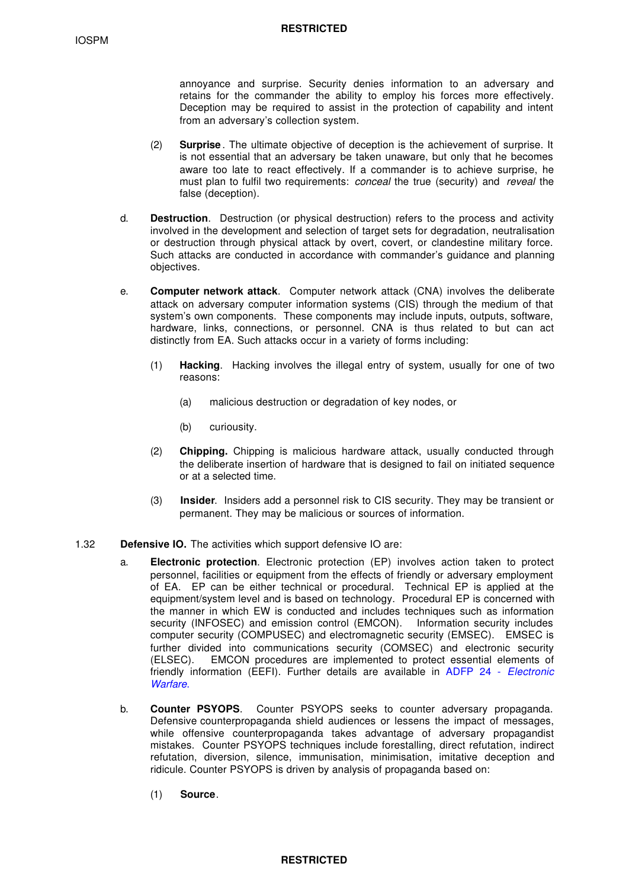annoyance and surprise. Security denies information to an adversary and retains for the commander the ability to employ his forces more effectively. Deception may be required to assist in the protection of capability and intent from an adversary's collection system.

(2) **Surprise**. The ultimate objective of deception is the achievement of surprise. It is not essential that an adversary be taken unaware, but only that he becomes aware too late to react effectively. If a commander is to achieve surprise, he must plan to fulfil two requirements: *conceal* the true (security) and *reveal* the false (deception).

d. **Destruction**. Destruction (or physical destruction) refers to the process and activity involved in the development and selection of target sets for degradation, neutralisation or destruction through physical attack by overt, covert, or clandestine military force. Such attacks are conducted in accordance with commander's guidance and planning objectives.

e. **Computer network attack**. Computer network attack (CNA) involves the deliberate attack on adversary computer information systems (CIS) through the medium of that system's own components. These components may include inputs, outputs, software, hardware, links, connections, or personnel. CNA is thus related to but can act distinctly from EA. Such attacks occur in a variety of forms including:

(1) **Hacking**. Hacking involves the illegal entry of system, usually for one of two reasons:

(a) malicious destruction or degradation of key nodes, or

(b) curiousity.

(2) **Chipping.** Chipping is malicious hardware attack, usually conducted through the deliberate insertion of hardware that is designed to fail on initiated sequence or at a selected time.

(3) **Insider**. Insiders add a personnel risk to CIS security. They may be transient or permanent. They may be malicious or sources of information.

1.32 **Defensive IO.** The activities which support defensive IO are:

a. **Electronic protection**. Electronic protection (EP) involves action taken to protect personnel, facilities or equipment from the effects of friendly or adversary employment of EA. EP can be either technical or procedural. Technical EP is applied at the equipment/system level and is based on technology. Procedural EP is concerned with the manner in which EW is conducted and includes techniques such as information security (INFOSEC) and emission control (EMCON). Information security includes computer security (COMPUSEC) and electromagnetic security (EMSEC). EMSEC is further divided into communications security (COMSEC) and electronic security (ELSEC). EMCON procedures are implemented to protect essential elements of friendly information (EEFI). Further details are available in ADFP 24 - *Electronic Warfare*.

b. **Counter PSYOPS**. Counter PSYOPS seeks to counter adversary propaganda. Defensive counterpropaganda shield audiences or lessens the impact of messages, while offensive counterpropaganda takes advantage of adversary propagandist mistakes. Counter PSYOPS techniques include forestalling, direct refutation, indirect refutation, diversion, silence, immunisation, minimisation, imitative deception and ridicule. Counter PSYOPS is driven by analysis of propaganda based on:

(1) **Source**.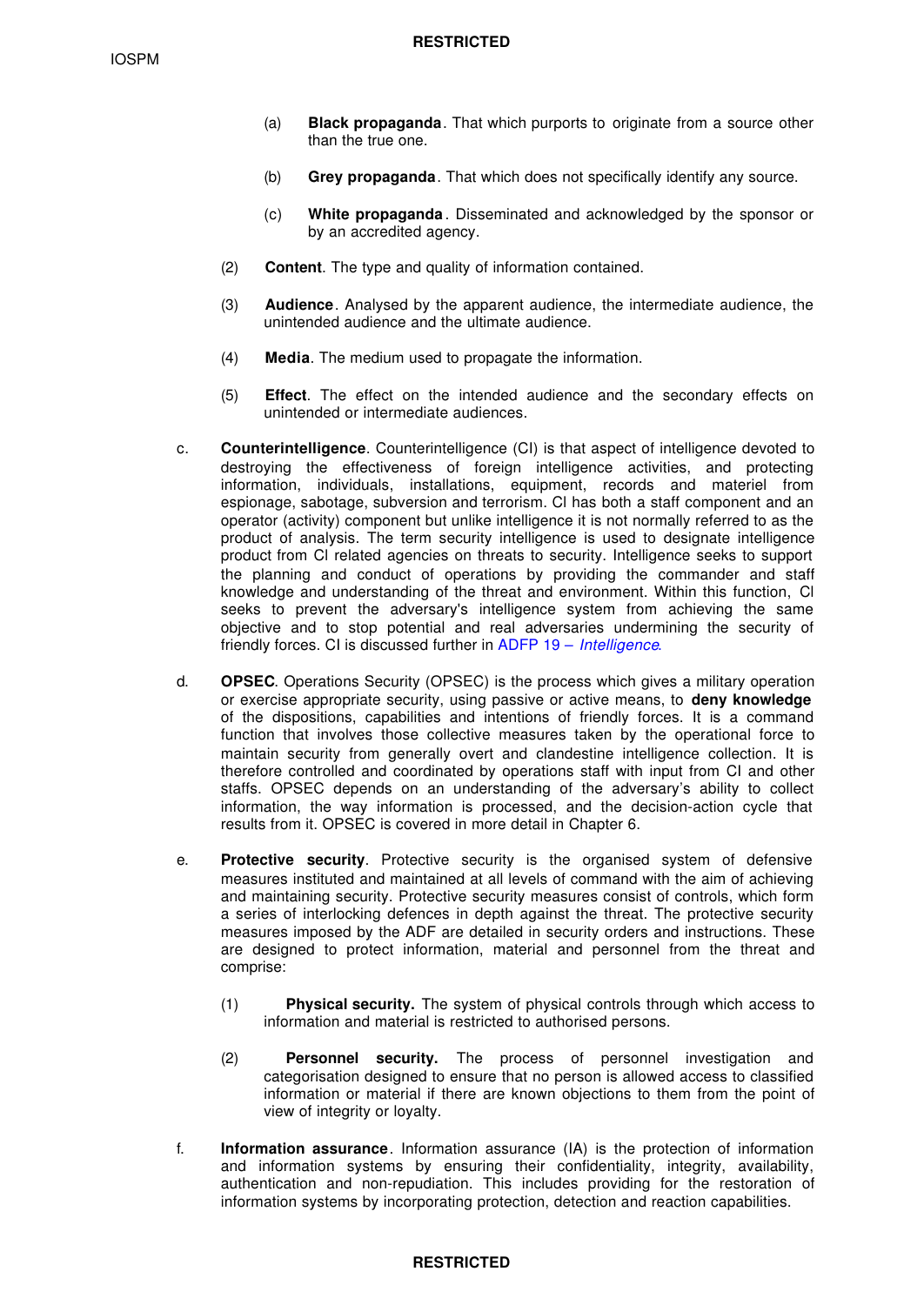(a) **Black propaganda**. That which purports to originate from a source other than the true one.

(b) **Grey propaganda**. That which does not specifically identify any source.

(c) **White propaganda**. Disseminated and acknowledged by the sponsor or by an accredited agency.

(2) **Content**. The type and quality of information contained.

(3) **Audience**. Analysed by the apparent audience, the intermediate audience, the unintended audience and the ultimate audience.

(4) **Media**. The medium used to propagate the information.

(5) **Effect**. The effect on the intended audience and the secondary effects on unintended or intermediate audiences.

c. **Counterintelligence**. Counterintelligence (CI) is that aspect of intelligence devoted to destroying the effectiveness of foreign intelligence activities, and protecting information, individuals, installations, equipment, records and materiel from espionage, sabotage, subversion and terrorism. CI has both a staff component and an operator (activity) component but unlike intelligence it is not normally referred to as the product of analysis. The term security intelligence is used to designate intelligence product from CI related agencies on threats to security. Intelligence seeks to support the planning and conduct of operations by providing the commander and staff knowledge and understanding of the threat and environment. Within this function, CI seeks to prevent the adversary's intelligence system from achieving the same objective and to stop potential and real adversaries undermining the security of friendly forces. CI is discussed further in ADFP 19 – *Intelligence*.

d. **OPSEC**. Operations Security (OPSEC) is the process which gives a military operation or exercise appropriate security, using passive or active means, to **deny knowledge** of the dispositions, capabilities and intentions of friendly forces. It is a command function that involves those collective measures taken by the operational force to maintain security from generally overt and clandestine intelligence collection. It is therefore controlled and coordinated by operations staff with input from CI and other staffs. OPSEC depends on an understanding of the adversary's ability to collect information, the way information is processed, and the decision-action cycle that results from it. OPSEC is covered in more detail in Chapter 6.

e. **Protective security**. Protective security is the organised system of defensive measures instituted and maintained at all levels of command with the aim of achieving and maintaining security. Protective security measures consist of controls, which form a series of interlocking defences in depth against the threat. The protective security measures imposed by the ADF are detailed in security orders and instructions. These are designed to protect information, material and personnel from the threat and comprise:

(1) **Physical security.** The system of physical controls through which access to information and material is restricted to authorised persons.

(2) **Personnel security.** The process of personnel investigation and categorisation designed to ensure that no person is allowed access to classified information or material if there are known objections to them from the point of view of integrity or loyalty.

f. **Information assurance**. Information assurance (IA) is the protection of information and information systems by ensuring their confidentiality, integrity, availability, authentication and non-repudiation. This includes providing for the restoration of information systems by incorporating protection, detection and reaction capabilities.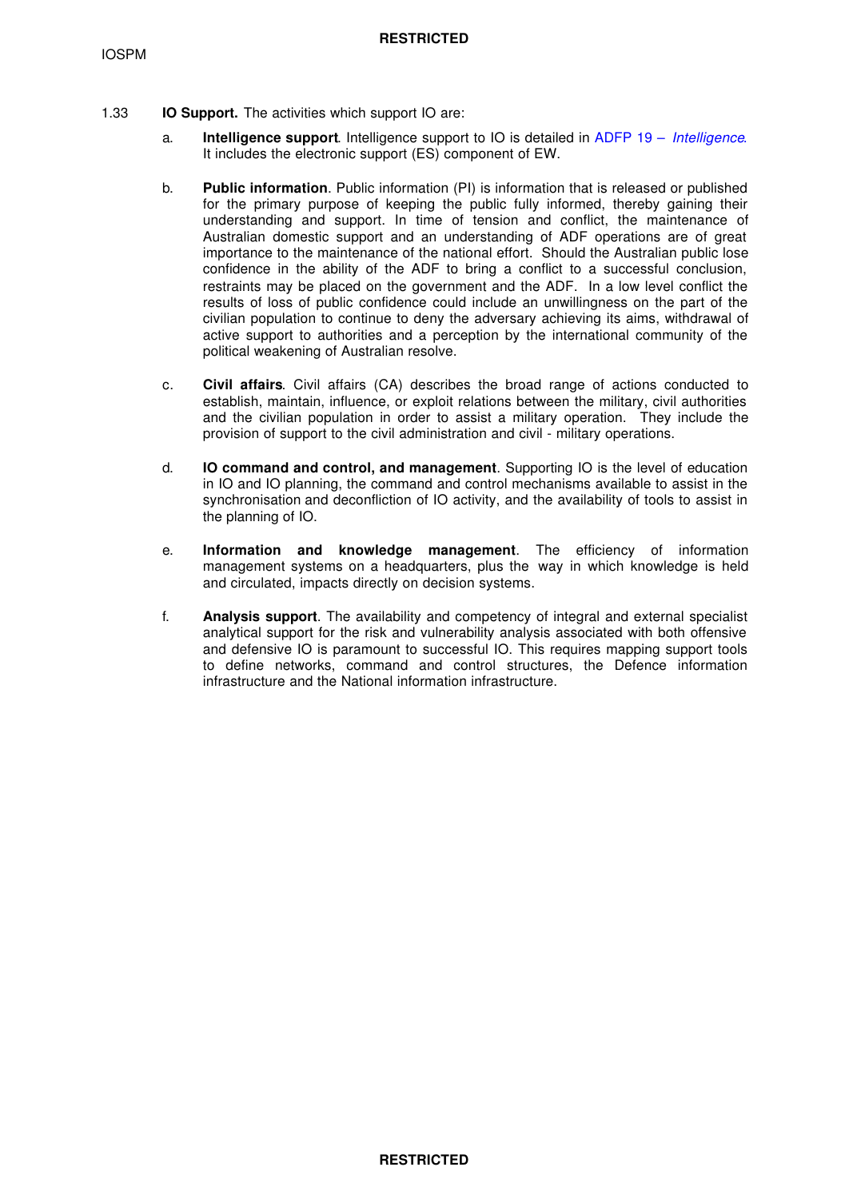1.33 **IO Support.** The activities which support IO are:

a. **Intelligence support**. Intelligence support to IO is detailed in ADFP 19 – *Intelligence*. It includes the electronic support (ES) component of EW.

b. **Public information**. Public information (PI) is information that is released or published for the primary purpose of keeping the public fully informed, thereby gaining their understanding and support. In time of tension and conflict, the maintenance of Australian domestic support and an understanding of ADF operations are of great importance to the maintenance of the national effort. Should the Australian public lose confidence in the ability of the ADF to bring a conflict to a successful conclusion, restraints may be placed on the government and the ADF. In a low level conflict the results of loss of public confidence could include an unwillingness on the part of the civilian population to continue to deny the adversary achieving its aims, withdrawal of active support to authorities and a perception by the international community of the political weakening of Australian resolve.

c. **Civil affairs**. Civil affairs (CA) describes the broad range of actions conducted to establish, maintain, influence, or exploit relations between the military, civil authorities and the civilian population in order to assist a military operation. They include the provision of support to the civil administration and civil - military operations.

d. **IO command and control, and management**. Supporting IO is the level of education in IO and IO planning, the command and control mechanisms available to assist in the synchronisation and deconfliction of IO activity, and the availability of tools to assist in the planning of IO.

e. **Information and knowledge management**. The efficiency of information management systems on a headquarters, plus the way in which knowledge is held and circulated, impacts directly on decision systems.

f. **Analysis support**. The availability and competency of integral and external specialist analytical support for the risk and vulnerability analysis associated with both offensive and defensive IO is paramount to successful IO. This requires mapping support tools to define networks, command and control structures, the Defence information infrastructure and the National information infrastructure.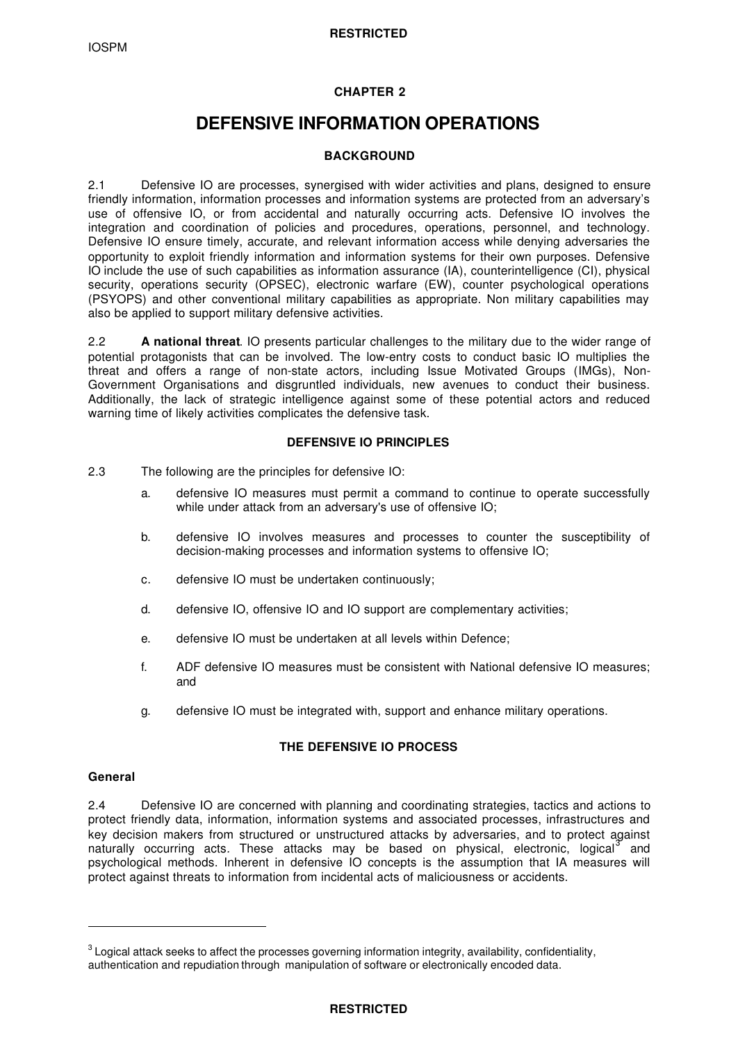## CHAPTER 2

# DEFENSIVE INFORMATION OPERATIONS

### BACKGROUND

2.1 Defensive IO are processes, synergised with wider activities and plans, designed to ensure friendly information, information processes and information systems are protected from an adversary's use of offensive IO, or from accidental and naturally occurring acts. Defensive IO involves the integration and coordination of policies and procedures, operations, personnel, and technology. Defensive IO ensure timely, accurate, and relevant information access while denying adversaries the opportunity to exploit friendly information and information systems for their own purposes. Defensive IO include the use of such capabilities as information assurance (IA), counterintelligence (CI), physical security, operations security (OPSEC), electronic warfare (EW), counter psychological operations (PSYOPS) and other conventional military capabilities as appropriate. Non military capabilities may also be applied to support military defensive activities.

2.2 **A national threat**. IO presents particular challenges to the military due to the wider range of potential protagonists that can be involved. The low-entry costs to conduct basic IO multiplies the threat and offers a range of non-state actors, including Issue Motivated Groups (IMGs), Non-Government Organisations and disgruntled individuals, new avenues to conduct their business. Additionally, the lack of strategic intelligence against some of these potential actors and reduced warning time of likely activities complicates the defensive task.

### DEFENSIVE IO PRINCIPLES

2.3 The following are the principles for defensive IO:

a. defensive IO measures must permit a command to continue to operate successfully while under attack from an adversary's use of offensive IO;

b. defensive IO involves measures and processes to counter the susceptibility of decision-making processes and information systems to offensive IO;

c. defensive IO must be undertaken continuously;

d. defensive IO, offensive IO and IO support are complementary activities;

e. defensive IO must be undertaken at all levels within Defence;

f. ADF defensive IO measures must be consistent with National defensive IO measures; and

g. defensive IO must be integrated with, support and enhance military operations.

### THE DEFENSIVE IO PROCESS

**General**

2.4 Defensive IO are concerned with planning and coordinating strategies, tactics and actions to protect friendly data, information, information systems and associated processes, infrastructures and key decision makers from structured or unstructured attacks by adversaries, and to protect against naturally occurring acts. These attacks may be based on physical, electronic, logical[3] and psychological methods. Inherent in defensive IO concepts is the assumption that IA measures will protect against threats to information from incidental acts of maliciousness or accidents.

---

[3] Logical attack seeks to affect the processes governing information integrity, availability, confidentiality, authentication and repudiation through manipulation of software or electronically encoded data.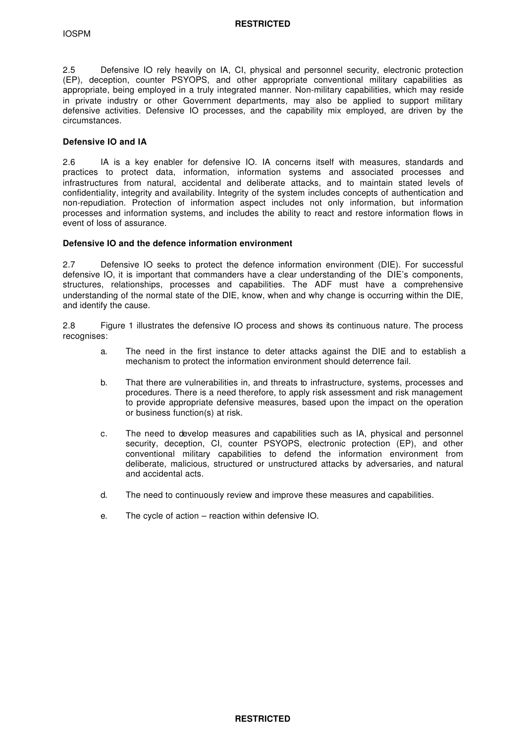2.5 Defensive IO rely heavily on IA, CI, physical and personnel security, electronic protection (EP), deception, counter PSYOPS, and other appropriate conventional military capabilities as appropriate, being employed in a truly integrated manner. Non-military capabilities, which may reside in private industry or other Government departments, may also be applied to support military defensive activities. Defensive IO processes, and the capability mix employed, are driven by the circumstances.

**Defensive IO and IA**

2.6 IA is a key enabler for defensive IO. IA concerns itself with measures, standards and practices to protect data, information, information systems and associated processes and infrastructures from natural, accidental and deliberate attacks, and to maintain stated levels of confidentiality, integrity and availability. Integrity of the system includes concepts of authentication and non-repudiation. Protection of information aspect includes not only information, but information processes and information systems, and includes the ability to react and restore information flows in event of loss of assurance.

**Defensive IO and the defence information environment**

2.7 Defensive IO seeks to protect the defence information environment (DIE). For successful defensive IO, it is important that commanders have a clear understanding of the DIE's components, structures, relationships, processes and capabilities. The ADF must have a comprehensive understanding of the normal state of the DIE, know, when and why change is occurring within the DIE, and identify the cause.

2.8 Figure 1 illustrates the defensive IO process and shows its continuous nature. The process recognises:

a. The need in the first instance to deter attacks against the DIE and to establish a mechanism to protect the information environment should deterrence fail.

b. That there are vulnerabilities in, and threats to infrastructure, systems, processes and procedures. There is a need therefore, to apply risk assessment and risk management to provide appropriate defensive measures, based upon the impact on the operation or business function(s) at risk.

c. The need to develop measures and capabilities such as IA, physical and personnel security, deception, CI, counter PSYOPS, electronic protection (EP), and other conventional military capabilities to defend the information environment from deliberate, malicious, structured or unstructured attacks by adversaries, and natural and accidental acts.

d. The need to continuously review and improve these measures and capabilities.

e. The cycle of action – reaction within defensive IO.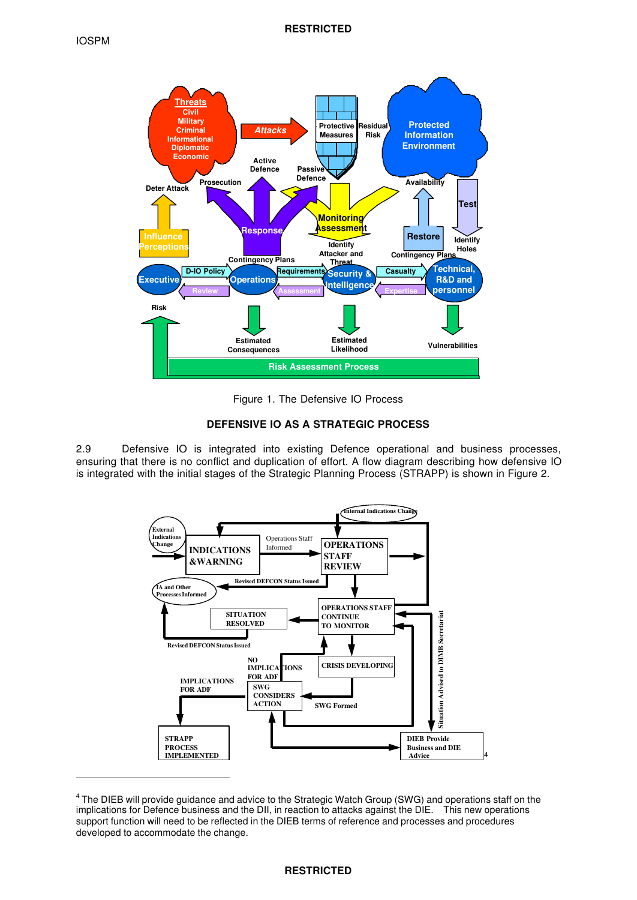Figure 1. The Defensive IO Process

## DEFENSIVE IO AS A STRATEGIC PROCESS

2.9 Defensive IO is integrated into existing Defence operational and business processes, ensuring that there is no conflict and duplication of effort. A flow diagram describing how defensive IO is integrated with the initial stages of the Strategic Planning Process (STRAPP) is shown in Figure 2.

[4] The DIEB will provide guidance and advice to the Strategic Watch Group (SWG) and operations staff on the implications for Defence business and the DII, in reaction to attacks against the DIE. This new operations support function will need to be reflected in the DIEB terms of reference and processes and procedures developed to accommodate the change.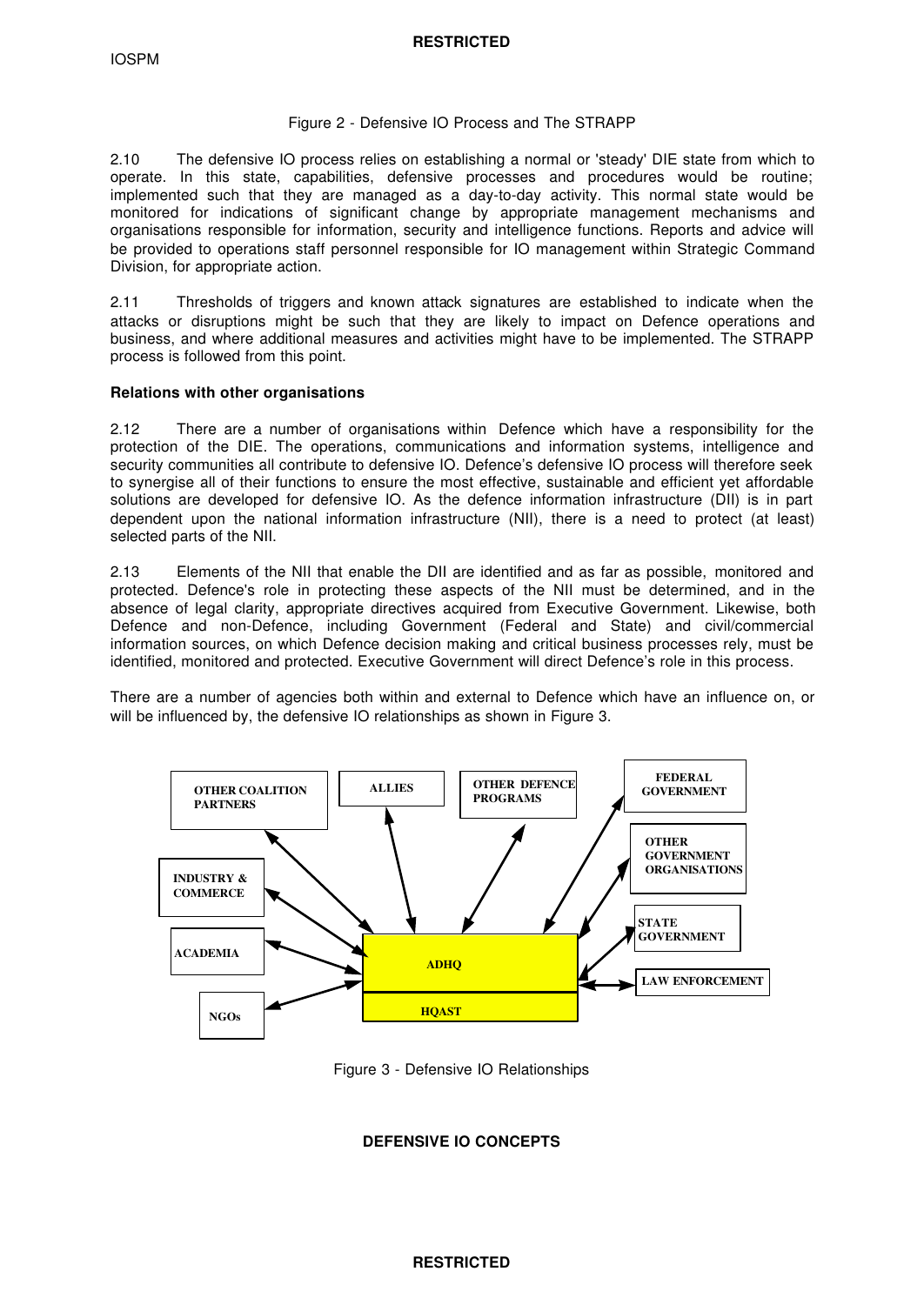Figure 2 - Defensive IO Process and The STRAPP

2.10 The defensive IO process relies on establishing a normal or 'steady' DIE state from which to operate. In this state, capabilities, defensive processes and procedures would be routine; implemented such that they are managed as a day-to-day activity. This normal state would be monitored for indications of significant change by appropriate management mechanisms and organisations responsible for information, security and intelligence functions. Reports and advice will be provided to operations staff personnel responsible for IO management within Strategic Command Division, for appropriate action.

2.11 Thresholds of triggers and known attack signatures are established to indicate when the attacks or disruptions might be such that they are likely to impact on Defence operations and business, and where additional measures and activities might have to be implemented. The STRAPP process is followed from this point.

**Relations with other organisations**

2.12 There are a number of organisations within Defence which have a responsibility for the protection of the DIE. The operations, communications and information systems, intelligence and security communities all contribute to defensive IO. Defence's defensive IO process will therefore seek to synergise all of their functions to ensure the most effective, sustainable and efficient yet affordable solutions are developed for defensive IO. As the defence information infrastructure (DII) is in part dependent upon the national information infrastructure (NII), there is a need to protect (at least) selected parts of the NII.

2.13 Elements of the NII that enable the DII are identified and as far as possible, monitored and protected. Defence's role in protecting these aspects of the NII must be determined, and in the absence of legal clarity, appropriate directives acquired from Executive Government. Likewise, both Defence and non-Defence, including Government (Federal and State) and civil/commercial information sources, on which Defence decision making and critical business processes rely, must be identified, monitored and protected. Executive Government will direct Defence's role in this process.

There are a number of agencies both within and external to Defence which have an influence on, or will be influenced by, the defensive IO relationships as shown in Figure 3.

OTHER COALITION PARTNERS | ALLIES | OTHER DEFENCE PROGRAMS | FEDERAL GOVERNMENT | OTHER GOVERNMENT ORGANISATIONS | STATE GOVERNMENT | LAW ENFORCEMENT | INDUSTRY & COMMERCE | ACADEMIA | NGOs | ADHQ | HQAST

Figure 3 - Defensive IO Relationships

## DEFENSIVE IO CONCEPTS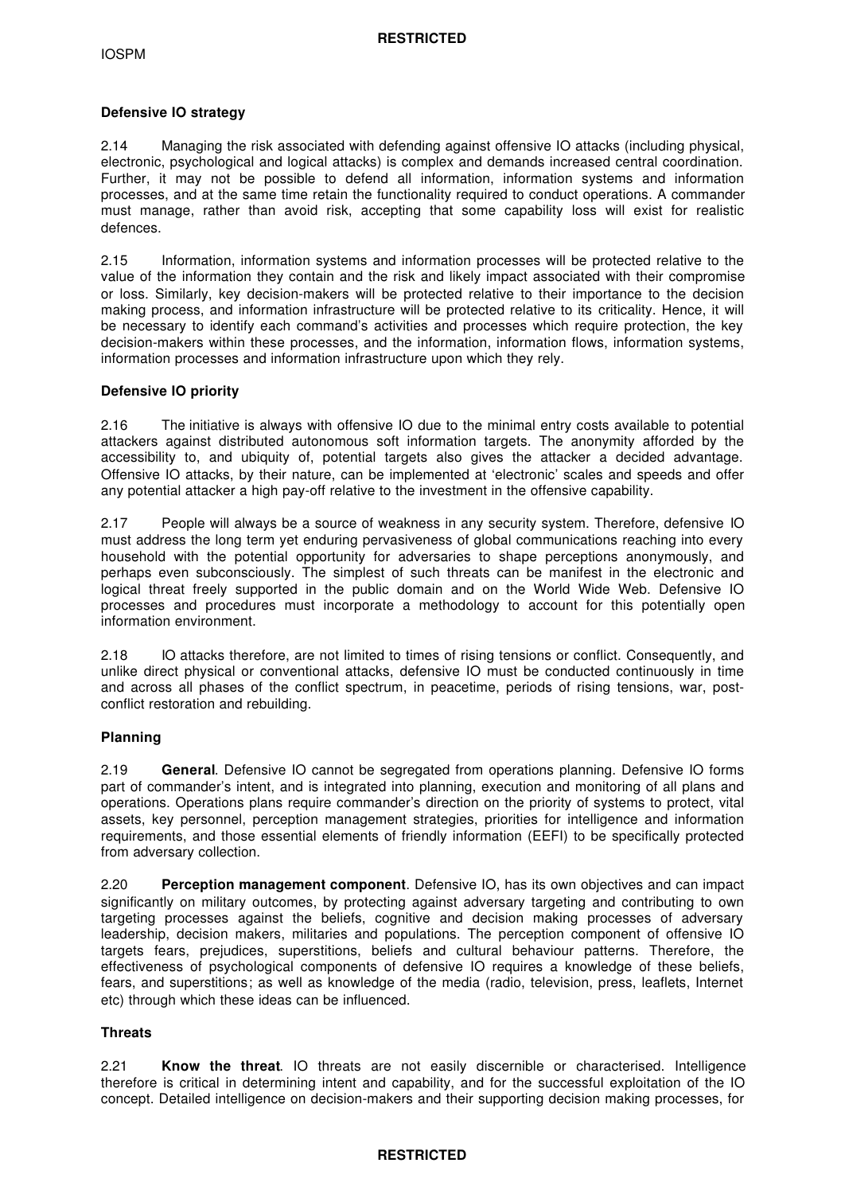**Defensive IO strategy**

2.14 Managing the risk associated with defending against offensive IO attacks (including physical, electronic, psychological and logical attacks) is complex and demands increased central coordination. Further, it may not be possible to defend all information, information systems and information processes, and at the same time retain the functionality required to conduct operations. A commander must manage, rather than avoid risk, accepting that some capability loss will exist for realistic defences.

2.15 Information, information systems and information processes will be protected relative to the value of the information they contain and the risk and likely impact associated with their compromise or loss. Similarly, key decision-makers will be protected relative to their importance to the decision making process, and information infrastructure will be protected relative to its criticality. Hence, it will be necessary to identify each command's activities and processes which require protection, the key decision-makers within these processes, and the information, information flows, information systems, information processes and information infrastructure upon which they rely.

**Defensive IO priority**

2.16 The initiative is always with offensive IO due to the minimal entry costs available to potential attackers against distributed autonomous soft information targets. The anonymity afforded by the accessibility to, and ubiquity of, potential targets also gives the attacker a decided advantage. Offensive IO attacks, by their nature, can be implemented at 'electronic' scales and speeds and offer any potential attacker a high pay-off relative to the investment in the offensive capability.

2.17 People will always be a source of weakness in any security system. Therefore, defensive IO must address the long term yet enduring pervasiveness of global communications reaching into every household with the potential opportunity for adversaries to shape perceptions anonymously, and perhaps even subconsciously. The simplest of such threats can be manifest in the electronic and logical threat freely supported in the public domain and on the World Wide Web. Defensive IO processes and procedures must incorporate a methodology to account for this potentially open information environment.

2.18 IO attacks therefore, are not limited to times of rising tensions or conflict. Consequently, and unlike direct physical or conventional attacks, defensive IO must be conducted continuously in time and across all phases of the conflict spectrum, in peacetime, periods of rising tensions, war, post-conflict restoration and rebuilding.

**Planning**

2.19 **General**. Defensive IO cannot be segregated from operations planning. Defensive IO forms part of commander's intent, and is integrated into planning, execution and monitoring of all plans and operations. Operations plans require commander's direction on the priority of systems to protect, vital assets, key personnel, perception management strategies, priorities for intelligence and information requirements, and those essential elements of friendly information (EEFI) to be specifically protected from adversary collection.

2.20 **Perception management component**. Defensive IO, has its own objectives and can impact significantly on military outcomes, by protecting against adversary targeting and contributing to own targeting processes against the beliefs, cognitive and decision making processes of adversary leadership, decision makers, militaries and populations. The perception component of offensive IO targets fears, prejudices, superstitions, beliefs and cultural behaviour patterns. Therefore, the effectiveness of psychological components of defensive IO requires a knowledge of these beliefs, fears, and superstitions; as well as knowledge of the media (radio, television, press, leaflets, Internet etc) through which these ideas can be influenced.

**Threats**

2.21 **Know the threat**. IO threats are not easily discernible or characterised. Intelligence therefore is critical in determining intent and capability, and for the successful exploitation of the IO concept. Detailed intelligence on decision-makers and their supporting decision making processes, for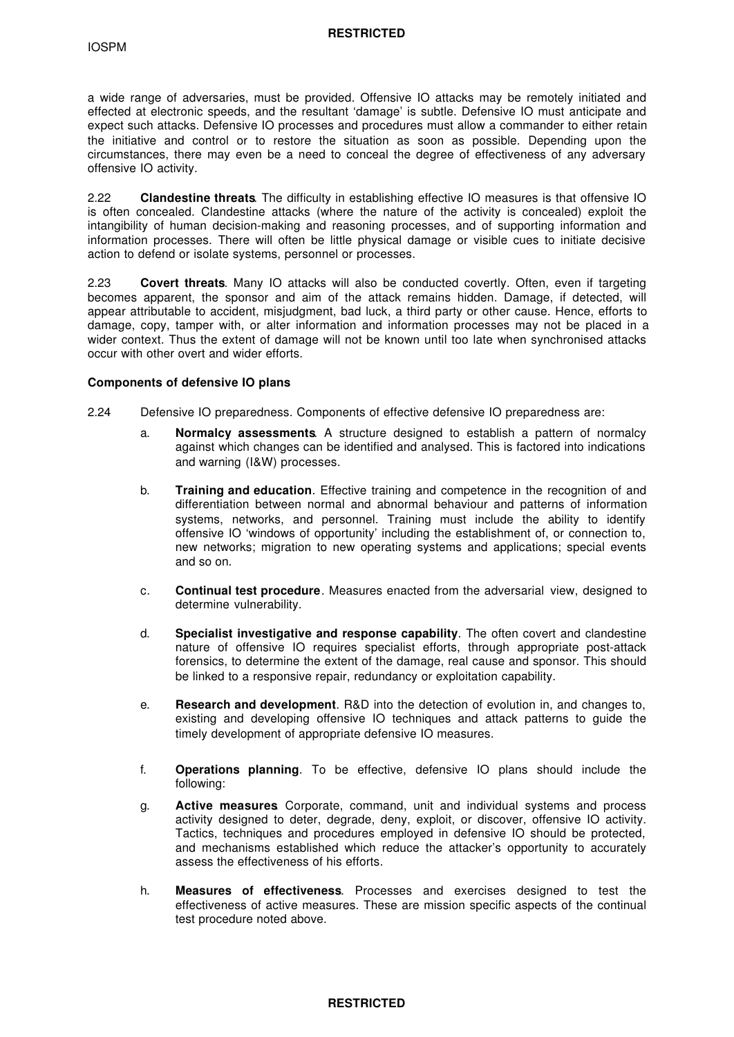a wide range of adversaries, must be provided. Offensive IO attacks may be remotely initiated and effected at electronic speeds, and the resultant 'damage' is subtle. Defensive IO must anticipate and expect such attacks. Defensive IO processes and procedures must allow a commander to either retain the initiative and control or to restore the situation as soon as possible. Depending upon the circumstances, there may even be a need to conceal the degree of effectiveness of any adversary offensive IO activity.

2.22 **Clandestine threats**. The difficulty in establishing effective IO measures is that offensive IO is often concealed. Clandestine attacks (where the nature of the activity is concealed) exploit the intangibility of human decision-making and reasoning processes, and of supporting information and information processes. There will often be little physical damage or visible cues to initiate decisive action to defend or isolate systems, personnel or processes.

2.23 **Covert threats**. Many IO attacks will also be conducted covertly. Often, even if targeting becomes apparent, the sponsor and aim of the attack remains hidden. Damage, if detected, will appear attributable to accident, misjudgment, bad luck, a third party or other cause. Hence, efforts to damage, copy, tamper with, or alter information and information processes may not be placed in a wider context. Thus the extent of damage will not be known until too late when synchronised attacks occur with other overt and wider efforts.

**Components of defensive IO plans**

2.24 Defensive IO preparedness. Components of effective defensive IO preparedness are:

a. **Normalcy assessments**. A structure designed to establish a pattern of normalcy against which changes can be identified and analysed. This is factored into indications and warning (I&W) processes.

b. **Training and education**. Effective training and competence in the recognition of and differentiation between normal and abnormal behaviour and patterns of information systems, networks, and personnel. Training must include the ability to identify offensive IO 'windows of opportunity' including the establishment of, or connection to, new networks; migration to new operating systems and applications; special events and so on.

c. **Continual test procedure**. Measures enacted from the adversarial view, designed to determine vulnerability.

d. **Specialist investigative and response capability**. The often covert and clandestine nature of offensive IO requires specialist efforts, through appropriate post-attack forensics, to determine the extent of the damage, real cause and sponsor. This should be linked to a responsive repair, redundancy or exploitation capability.

e. **Research and development**. R&D into the detection of evolution in, and changes to, existing and developing offensive IO techniques and attack patterns to guide the timely development of appropriate defensive IO measures.

f. **Operations planning**. To be effective, defensive IO plans should include the following:

g. **Active measures**. Corporate, command, unit and individual systems and process activity designed to deter, degrade, deny, exploit, or discover, offensive IO activity. Tactics, techniques and procedures employed in defensive IO should be protected, and mechanisms established which reduce the attacker's opportunity to accurately assess the effectiveness of his efforts.

h. **Measures of effectiveness**. Processes and exercises designed to test the effectiveness of active measures. These are mission specific aspects of the continual test procedure noted above.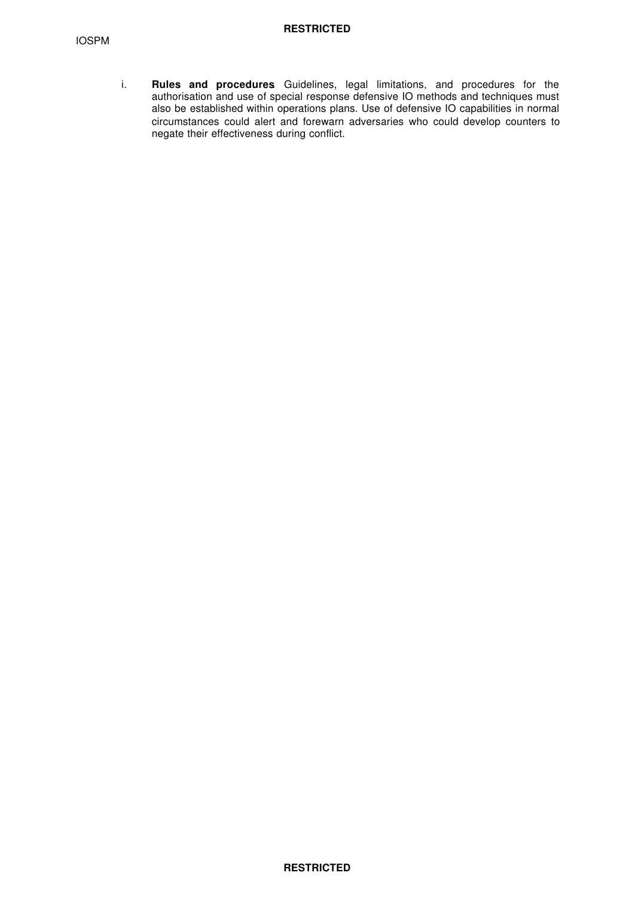i. **Rules and procedures**. Guidelines, legal limitations, and procedures for the authorisation and use of special response defensive IO methods and techniques must also be established within operations plans. Use of defensive IO capabilities in normal circumstances could alert and forewarn adversaries who could develop counters to negate their effectiveness during conflict.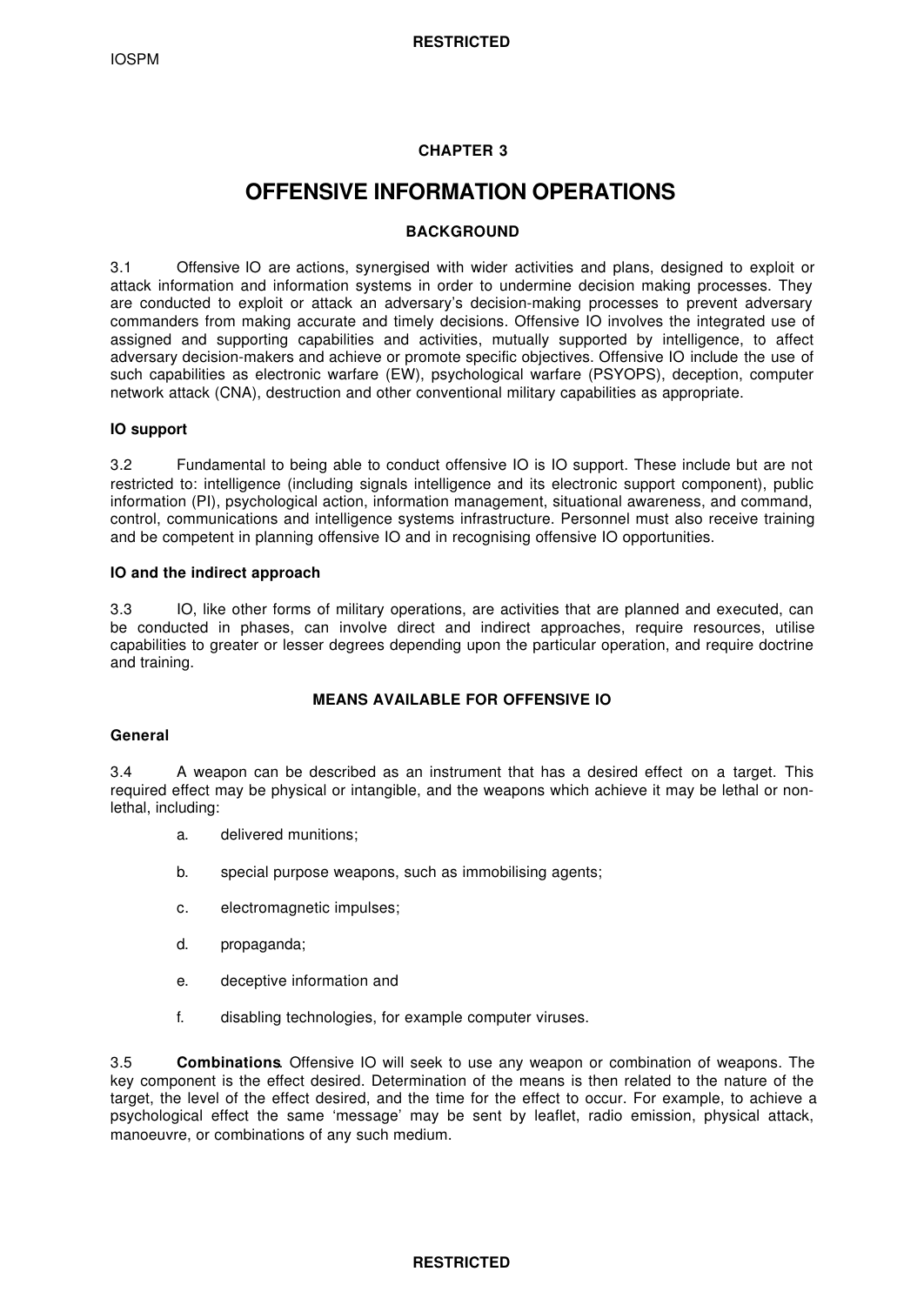## CHAPTER 3

# OFFENSIVE INFORMATION OPERATIONS

### BACKGROUND

3.1 Offensive IO are actions, synergised with wider activities and plans, designed to exploit or attack information and information systems in order to undermine decision making processes. They are conducted to exploit or attack an adversary's decision-making processes to prevent adversary commanders from making accurate and timely decisions. Offensive IO involves the integrated use of assigned and supporting capabilities and activities, mutually supported by intelligence, to affect adversary decision-makers and achieve or promote specific objectives. Offensive IO include the use of such capabilities as electronic warfare (EW), psychological warfare (PSYOPS), deception, computer network attack (CNA), destruction and other conventional military capabilities as appropriate.

**IO support**

3.2 Fundamental to being able to conduct offensive IO is IO support. These include but are not restricted to: intelligence (including signals intelligence and its electronic support component), public information (PI), psychological action, information management, situational awareness, and command, control, communications and intelligence systems infrastructure. Personnel must also receive training and be competent in planning offensive IO and in recognising offensive IO opportunities.

**IO and the indirect approach**

3.3 IO, like other forms of military operations, are activities that are planned and executed, can be conducted in phases, can involve direct and indirect approaches, require resources, utilise capabilities to greater or lesser degrees depending upon the particular operation, and require doctrine and training.

### MEANS AVAILABLE FOR OFFENSIVE IO

**General**

3.4 A weapon can be described as an instrument that has a desired effect on a target. This required effect may be physical or intangible, and the weapons which achieve it may be lethal or non-lethal, including:

a. delivered munitions;

b. special purpose weapons, such as immobilising agents;

c. electromagnetic impulses;

d. propaganda;

e. deceptive information and

f. disabling technologies, for example computer viruses.

3.5 **Combinations**. Offensive IO will seek to use any weapon or combination of weapons. The key component is the effect desired. Determination of the means is then related to the nature of the target, the level of the effect desired, and the time for the effect to occur. For example, to achieve a psychological effect the same 'message' may be sent by leaflet, radio emission, physical attack, manoeuvre, or combinations of any such medium.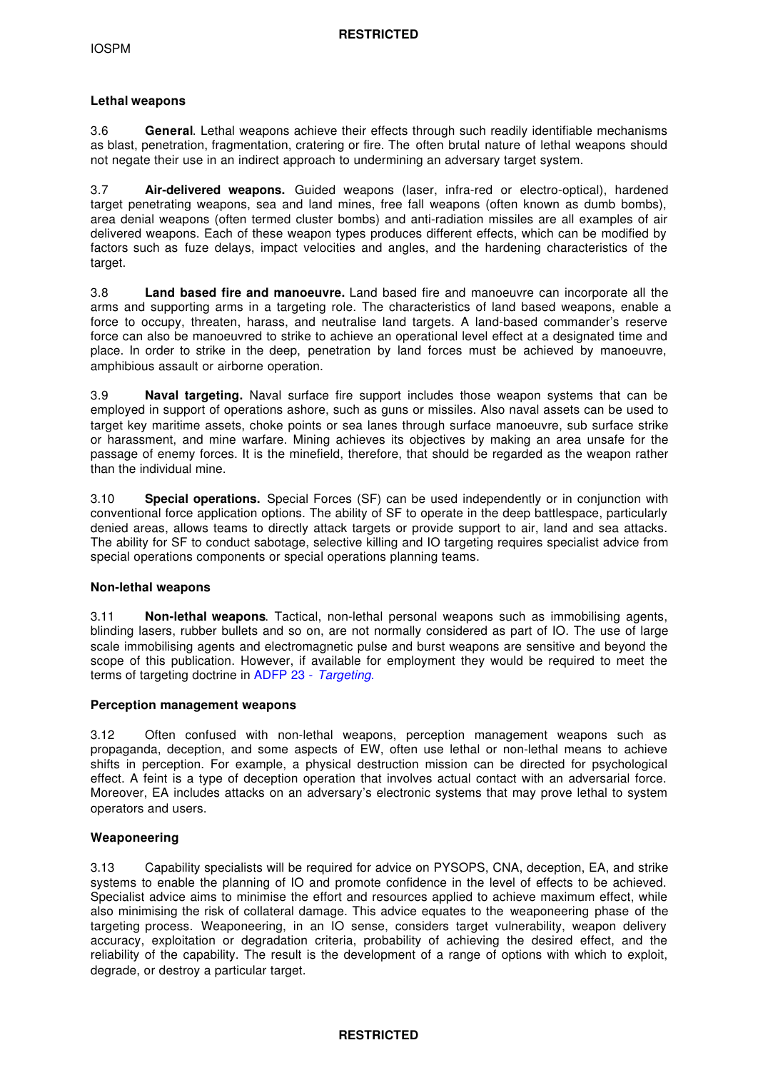### Lethal weapons

3.6 **General**. Lethal weapons achieve their effects through such readily identifiable mechanisms as blast, penetration, fragmentation, cratering or fire. The often brutal nature of lethal weapons should not negate their use in an indirect approach to undermining an adversary target system.

3.7 **Air-delivered weapons.** Guided weapons (laser, infra-red or electro-optical), hardened target penetrating weapons, sea and land mines, free fall weapons (often known as dumb bombs), area denial weapons (often termed cluster bombs) and anti-radiation missiles are all examples of air delivered weapons. Each of these weapon types produces different effects, which can be modified by factors such as fuze delays, impact velocities and angles, and the hardening characteristics of the target.

3.8 **Land based fire and manoeuvre.** Land based fire and manoeuvre can incorporate all the arms and supporting arms in a targeting role. The characteristics of land based weapons, enable a force to occupy, threaten, harass, and neutralise land targets. A land-based commander's reserve force can also be manoeuvred to strike to achieve an operational level effect at a designated time and place. In order to strike in the deep, penetration by land forces must be achieved by manoeuvre, amphibious assault or airborne operation.

3.9 **Naval targeting.** Naval surface fire support includes those weapon systems that can be employed in support of operations ashore, such as guns or missiles. Also naval assets can be used to target key maritime assets, choke points or sea lanes through surface manoeuvre, sub surface strike or harassment, and mine warfare. Mining achieves its objectives by making an area unsafe for the passage of enemy forces. It is the minefield, therefore, that should be regarded as the weapon rather than the individual mine.

3.10 **Special operations.** Special Forces (SF) can be used independently or in conjunction with conventional force application options. The ability of SF to operate in the deep battlespace, particularly denied areas, allows teams to directly attack targets or provide support to air, land and sea attacks. The ability for SF to conduct sabotage, selective killing and IO targeting requires specialist advice from special operations components or special operations planning teams.

### Non-lethal weapons

3.11 **Non-lethal weapons**. Tactical, non-lethal personal weapons such as immobilising agents, blinding lasers, rubber bullets and so on, are not normally considered as part of IO. The use of large scale immobilising agents and electromagnetic pulse and burst weapons are sensitive and beyond the scope of this publication. However, if available for employment they would be required to meet the terms of targeting doctrine in ADFP 23 - *Targeting*.

### Perception management weapons

3.12 Often confused with non-lethal weapons, perception management weapons such as propaganda, deception, and some aspects of EW, often use lethal or non-lethal means to achieve shifts in perception. For example, a physical destruction mission can be directed for psychological effect. A feint is a type of deception operation that involves actual contact with an adversarial force. Moreover, EA includes attacks on an adversary's electronic systems that may prove lethal to system operators and users.

### Weaponeering

3.13 Capability specialists will be required for advice on PYSOPS, CNA, deception, EA, and strike systems to enable the planning of IO and promote confidence in the level of effects to be achieved. Specialist advice aims to minimise the effort and resources applied to achieve maximum effect, while also minimising the risk of collateral damage. This advice equates to the weaponeering phase of the targeting process. Weaponeering, in an IO sense, considers target vulnerability, weapon delivery accuracy, exploitation or degradation criteria, probability of achieving the desired effect, and the reliability of the capability. The result is the development of a range of options with which to exploit, degrade, or destroy a particular target.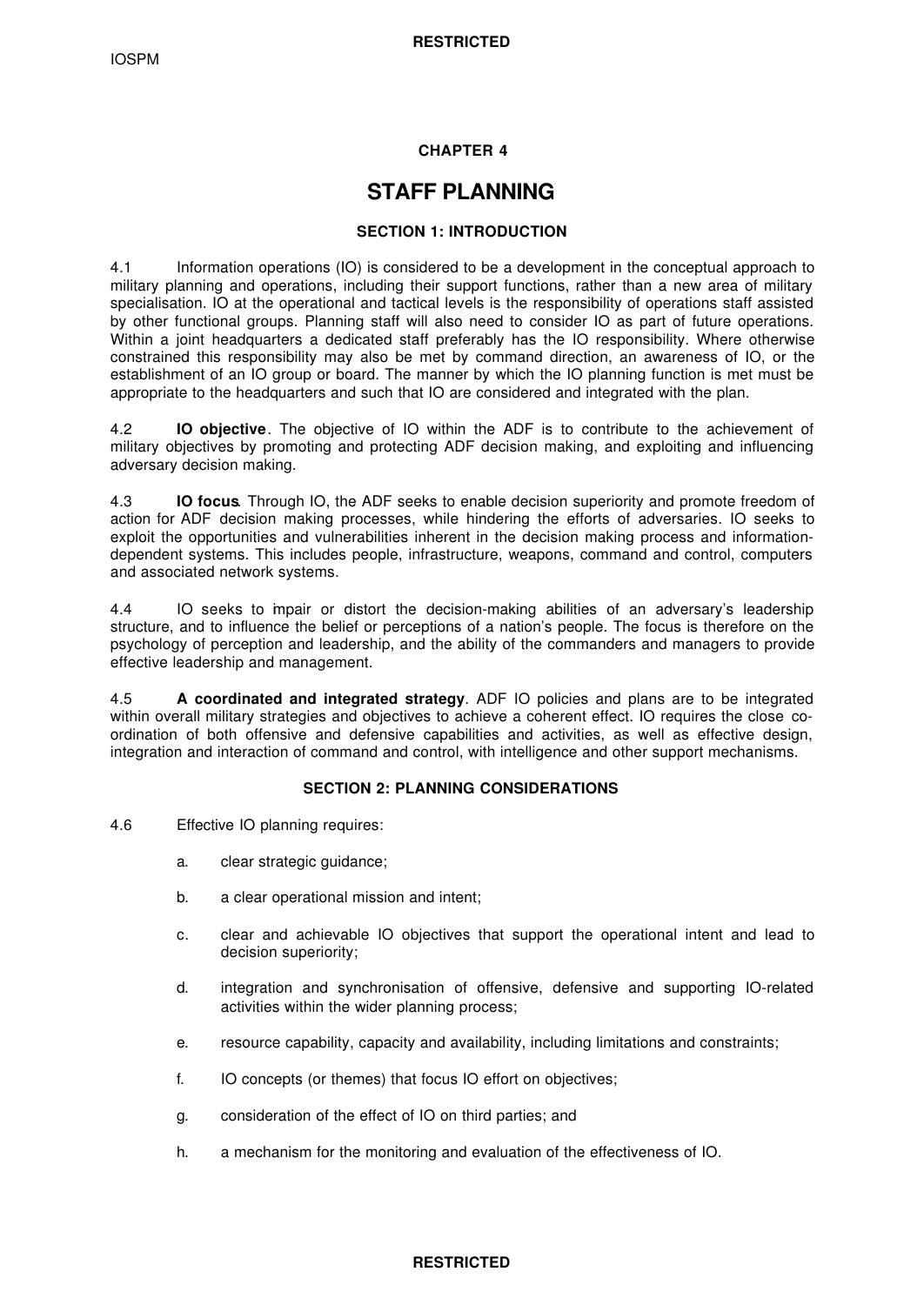# CHAPTER 4

# STAFF PLANNING

## SECTION 1: INTRODUCTION

4.1 Information operations (IO) is considered to be a development in the conceptual approach to military planning and operations, including their support functions, rather than a new area of military specialisation. IO at the operational and tactical levels is the responsibility of operations staff assisted by other functional groups. Planning staff will also need to consider IO as part of future operations. Within a joint headquarters a dedicated staff preferably has the IO responsibility. Where otherwise constrained this responsibility may also be met by command direction, an awareness of IO, or the establishment of an IO group or board. The manner by which the IO planning function is met must be appropriate to the headquarters and such that IO are considered and integrated with the plan.

4.2 **IO objective**. The objective of IO within the ADF is to contribute to the achievement of military objectives by promoting and protecting ADF decision making, and exploiting and influencing adversary decision making.

4.3 **IO focus**. Through IO, the ADF seeks to enable decision superiority and promote freedom of action for ADF decision making processes, while hindering the efforts of adversaries. IO seeks to exploit the opportunities and vulnerabilities inherent in the decision making process and information-dependent systems. This includes people, infrastructure, weapons, command and control, computers and associated network systems.

4.4 IO seeks to impair or distort the decision-making abilities of an adversary's leadership structure, and to influence the belief or perceptions of a nation's people. The focus is therefore on the psychology of perception and leadership, and the ability of the commanders and managers to provide effective leadership and management.

4.5 **A coordinated and integrated strategy**. ADF IO policies and plans are to be integrated within overall military strategies and objectives to achieve a coherent effect. IO requires the close co-ordination of both offensive and defensive capabilities and activities, as well as effective design, integration and interaction of command and control, with intelligence and other support mechanisms.

## SECTION 2: PLANNING CONSIDERATIONS

4.6 Effective IO planning requires:

a. clear strategic guidance;

b. a clear operational mission and intent;

c. clear and achievable IO objectives that support the operational intent and lead to decision superiority;

d. integration and synchronisation of offensive, defensive and supporting IO-related activities within the wider planning process;

e. resource capability, capacity and availability, including limitations and constraints;

f. IO concepts (or themes) that focus IO effort on objectives;

g. consideration of the effect of IO on third parties; and

h. a mechanism for the monitoring and evaluation of the effectiveness of IO.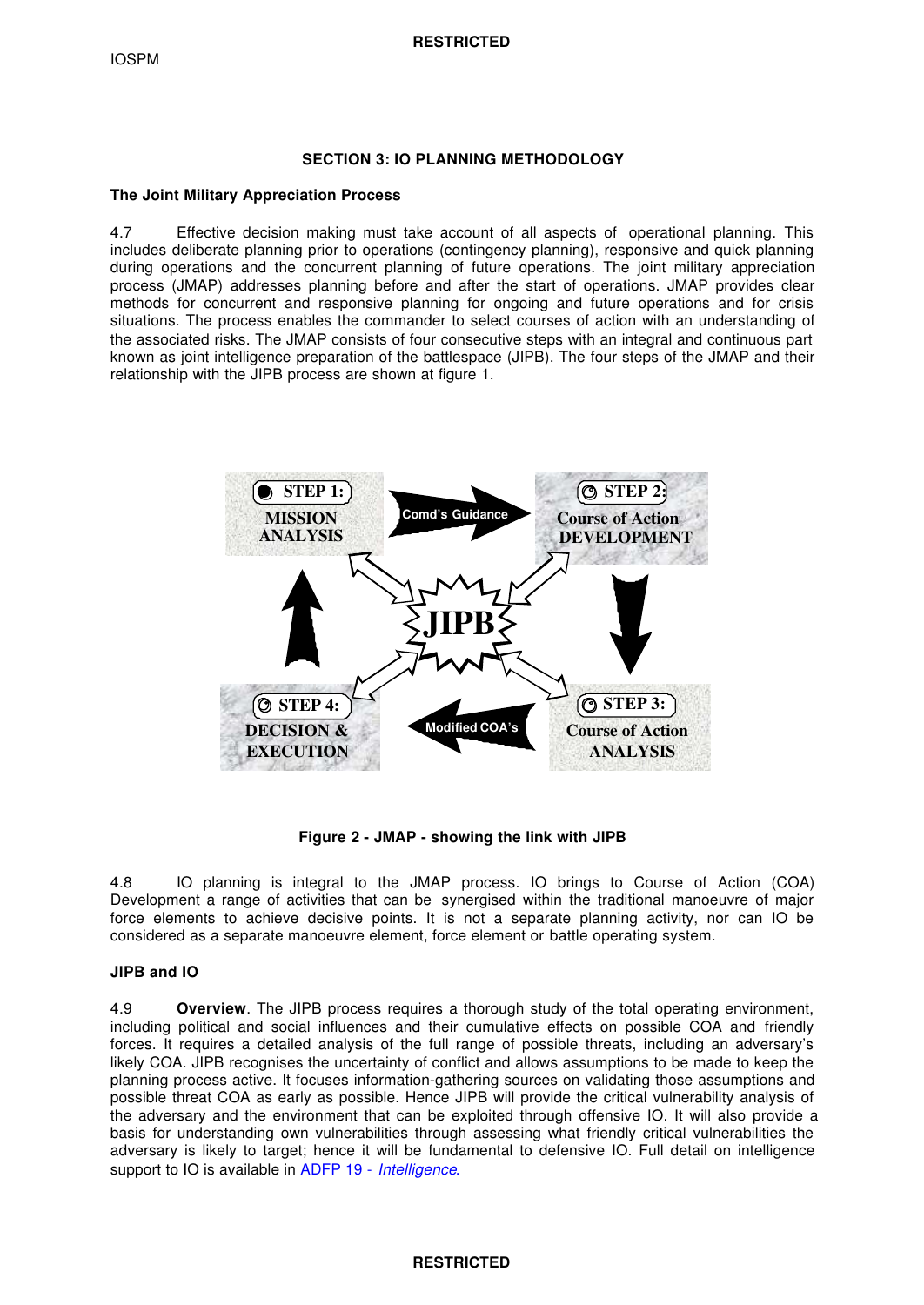## SECTION 3: IO PLANNING METHODOLOGY

### The Joint Military Appreciation Process

4.7 Effective decision making must take account of all aspects of operational planning. This includes deliberate planning prior to operations (contingency planning), responsive and quick planning during operations and the concurrent planning of future operations. The joint military appreciation process (JMAP) addresses planning before and after the start of operations. JMAP provides clear methods for concurrent and responsive planning for ongoing and future operations and for crisis situations. The process enables the commander to select courses of action with an understanding of the associated risks. The JMAP consists of four consecutive steps with an integral and continuous part known as joint intelligence preparation of the battlespace (JIPB). The four steps of the JMAP and their relationship with the JIPB process are shown at figure 1.

STEP 1: MISSION ANALYSIS → Comd's Guidance → STEP 2: Course of Action DEVELOPMENT → STEP 3: Course of Action ANALYSIS → Modified COA's → STEP 4: DECISION & EXECUTION → STEP 1

JIPB (linked to all four steps)

**Figure 2 - JMAP - showing the link with JIPB**

4.8 IO planning is integral to the JMAP process. IO brings to Course of Action (COA) Development a range of activities that can be synergised within the traditional manoeuvre of major force elements to achieve decisive points. It is not a separate planning activity, nor can IO be considered as a separate manoeuvre element, force element or battle operating system.

### JIPB and IO

4.9 **Overview**. The JIPB process requires a thorough study of the total operating environment, including political and social influences and their cumulative effects on possible COA and friendly forces. It requires a detailed analysis of the full range of possible threats, including an adversary's likely COA. JIPB recognises the uncertainty of conflict and allows assumptions to be made to keep the planning process active. It focuses information-gathering sources on validating those assumptions and possible threat COA as early as possible. Hence JIPB will provide the critical vulnerability analysis of the adversary and the environment that can be exploited through offensive IO. It will also provide a basis for understanding own vulnerabilities through assessing what friendly critical vulnerabilities the adversary is likely to target; hence it will be fundamental to defensive IO. Full detail on intelligence support to IO is available in ADFP 19 - *Intelligence*.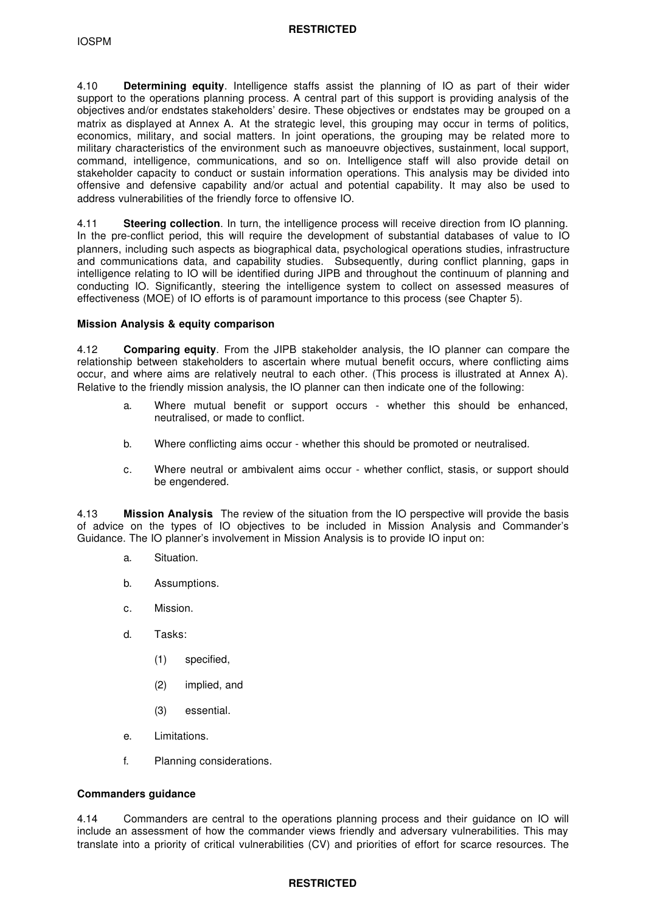4.10 **Determining equity**. Intelligence staffs assist the planning of IO as part of their wider support to the operations planning process. A central part of this support is providing analysis of the objectives and/or endstates stakeholders' desire. These objectives or endstates may be grouped on a matrix as displayed at Annex A. At the strategic level, this grouping may occur in terms of politics, economics, military, and social matters. In joint operations, the grouping may be related more to military characteristics of the environment such as manoeuvre objectives, sustainment, local support, command, intelligence, communications, and so on. Intelligence staff will also provide detail on stakeholder capacity to conduct or sustain information operations. This analysis may be divided into offensive and defensive capability and/or actual and potential capability. It may also be used to address vulnerabilities of the friendly force to offensive IO.

4.11 **Steering collection**. In turn, the intelligence process will receive direction from IO planning. In the pre-conflict period, this will require the development of substantial databases of value to IO planners, including such aspects as biographical data, psychological operations studies, infrastructure and communications data, and capability studies. Subsequently, during conflict planning, gaps in intelligence relating to IO will be identified during JIPB and throughout the continuum of planning and conducting IO. Significantly, steering the intelligence system to collect on assessed measures of effectiveness (MOE) of IO efforts is of paramount importance to this process (see Chapter 5).

### Mission Analysis & equity comparison

4.12 **Comparing equity**. From the JIPB stakeholder analysis, the IO planner can compare the relationship between stakeholders to ascertain where mutual benefit occurs, where conflicting aims occur, and where aims are relatively neutral to each other. (This process is illustrated at Annex A). Relative to the friendly mission analysis, the IO planner can then indicate one of the following:

a. Where mutual benefit or support occurs - whether this should be enhanced, neutralised, or made to conflict.

b. Where conflicting aims occur - whether this should be promoted or neutralised.

c. Where neutral or ambivalent aims occur - whether conflict, stasis, or support should be engendered.

4.13 **Mission Analysis**. The review of the situation from the IO perspective will provide the basis of advice on the types of IO objectives to be included in Mission Analysis and Commander's Guidance. The IO planner's involvement in Mission Analysis is to provide IO input on:

a. Situation.

b. Assumptions.

c. Mission.

d. Tasks:

(1) specified,

(2) implied, and

(3) essential.

e. Limitations.

f. Planning considerations.

### Commanders guidance

4.14 Commanders are central to the operations planning process and their guidance on IO will include an assessment of how the commander views friendly and adversary vulnerabilities. This may translate into a priority of critical vulnerabilities (CV) and priorities of effort for scarce resources. The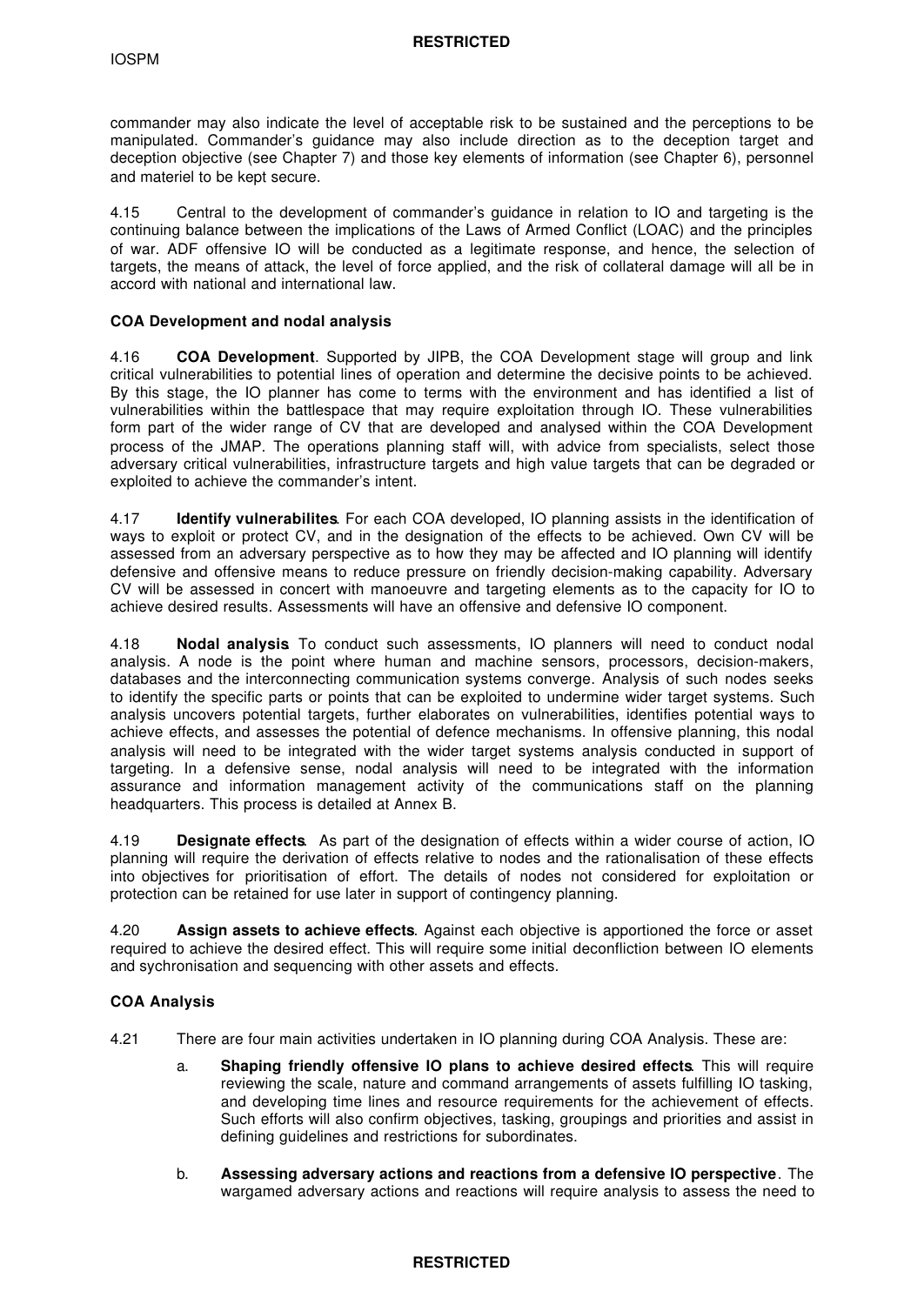commander may also indicate the level of acceptable risk to be sustained and the perceptions to be manipulated. Commander's guidance may also include direction as to the deception target and deception objective (see Chapter 7) and those key elements of information (see Chapter 6), personnel and materiel to be kept secure.

4.15 Central to the development of commander's guidance in relation to IO and targeting is the continuing balance between the implications of the Laws of Armed Conflict (LOAC) and the principles of war. ADF offensive IO will be conducted as a legitimate response, and hence, the selection of targets, the means of attack, the level of force applied, and the risk of collateral damage will all be in accord with national and international law.

**COA Development and nodal analysis**

4.16 **COA Development**. Supported by JIPB, the COA Development stage will group and link critical vulnerabilities to potential lines of operation and determine the decisive points to be achieved. By this stage, the IO planner has come to terms with the environment and has identified a list of vulnerabilities within the battlespace that may require exploitation through IO. These vulnerabilities form part of the wider range of CV that are developed and analysed within the COA Development process of the JMAP. The operations planning staff will, with advice from specialists, select those adversary critical vulnerabilities, infrastructure targets and high value targets that can be degraded or exploited to achieve the commander's intent.

4.17 **Identify vulnerabilites**. For each COA developed, IO planning assists in the identification of ways to exploit or protect CV, and in the designation of the effects to be achieved. Own CV will be assessed from an adversary perspective as to how they may be affected and IO planning will identify defensive and offensive means to reduce pressure on friendly decision-making capability. Adversary CV will be assessed in concert with manoeuvre and targeting elements as to the capacity for IO to achieve desired results. Assessments will have an offensive and defensive IO component.

4.18 **Nodal analysis**. To conduct such assessments, IO planners will need to conduct nodal analysis. A node is the point where human and machine sensors, processors, decision-makers, databases and the interconnecting communication systems converge. Analysis of such nodes seeks to identify the specific parts or points that can be exploited to undermine wider target systems. Such analysis uncovers potential targets, further elaborates on vulnerabilities, identifies potential ways to achieve effects, and assesses the potential of defence mechanisms. In offensive planning, this nodal analysis will need to be integrated with the wider target systems analysis conducted in support of targeting. In a defensive sense, nodal analysis will need to be integrated with the information assurance and information management activity of the communications staff on the planning headquarters. This process is detailed at Annex B.

4.19 **Designate effects**. As part of the designation of effects within a wider course of action, IO planning will require the derivation of effects relative to nodes and the rationalisation of these effects into objectives for prioritisation of effort. The details of nodes not considered for exploitation or protection can be retained for use later in support of contingency planning.

4.20 **Assign assets to achieve effects**. Against each objective is apportioned the force or asset required to achieve the desired effect. This will require some initial deconfliction between IO elements and sychronisation and sequencing with other assets and effects.

**COA Analysis**

4.21 There are four main activities undertaken in IO planning during COA Analysis. These are:

a. **Shaping friendly offensive IO plans to achieve desired effects**. This will require reviewing the scale, nature and command arrangements of assets fulfilling IO tasking, and developing time lines and resource requirements for the achievement of effects. Such efforts will also confirm objectives, tasking, groupings and priorities and assist in defining guidelines and restrictions for subordinates.

b. **Assessing adversary actions and reactions from a defensive IO perspective**. The wargamed adversary actions and reactions will require analysis to assess the need to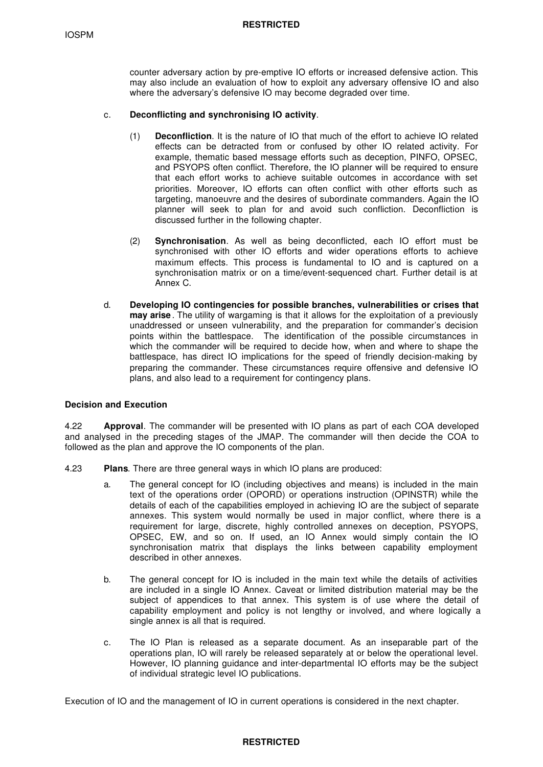counter adversary action by pre-emptive IO efforts or increased defensive action. This may also include an evaluation of how to exploit any adversary offensive IO and also where the adversary's defensive IO may become degraded over time.

c. **Deconflicting and synchronising IO activity**.

(1) **Deconfliction**. It is the nature of IO that much of the effort to achieve IO related effects can be detracted from or confused by other IO related activity. For example, thematic based message efforts such as deception, PINFO, OPSEC, and PSYOPS often conflict. Therefore, the IO planner will be required to ensure that each effort works to achieve suitable outcomes in accordance with set priorities. Moreover, IO efforts can often conflict with other efforts such as targeting, manoeuvre and the desires of subordinate commanders. Again the IO planner will seek to plan for and avoid such confliction. Deconfliction is discussed further in the following chapter.

(2) **Synchronisation**. As well as being deconflicted, each IO effort must be synchronised with other IO efforts and wider operations efforts to achieve maximum effects. This process is fundamental to IO and is captured on a synchronisation matrix or on a time/event-sequenced chart. Further detail is at Annex C.

d. **Developing IO contingencies for possible branches, vulnerabilities or crises that may arise**. The utility of wargaming is that it allows for the exploitation of a previously unaddressed or unseen vulnerability, and the preparation for commander's decision points within the battlespace. The identification of the possible circumstances in which the commander will be required to decide how, when and where to shape the battlespace, has direct IO implications for the speed of friendly decision-making by preparing the commander. These circumstances require offensive and defensive IO plans, and also lead to a requirement for contingency plans.

### Decision and Execution

4.22 **Approval**. The commander will be presented with IO plans as part of each COA developed and analysed in the preceding stages of the JMAP. The commander will then decide the COA to followed as the plan and approve the IO components of the plan.

4.23 **Plans**. There are three general ways in which IO plans are produced:

a. The general concept for IO (including objectives and means) is included in the main text of the operations order (OPORD) or operations instruction (OPINSTR) while the details of each of the capabilities employed in achieving IO are the subject of separate annexes. This system would normally be used in major conflict, where there is a requirement for large, discrete, highly controlled annexes on deception, PSYOPS, OPSEC, EW, and so on. If used, an IO Annex would simply contain the IO synchronisation matrix that displays the links between capability employment described in other annexes.

b. The general concept for IO is included in the main text while the details of activities are included in a single IO Annex. Caveat or limited distribution material may be the subject of appendices to that annex. This system is of use where the detail of capability employment and policy is not lengthy or involved, and where logically a single annex is all that is required.

c. The IO Plan is released as a separate document. As an inseparable part of the operations plan, IO will rarely be released separately at or below the operational level. However, IO planning guidance and inter-departmental IO efforts may be the subject of individual strategic level IO publications.

Execution of IO and the management of IO in current operations is considered in the next chapter.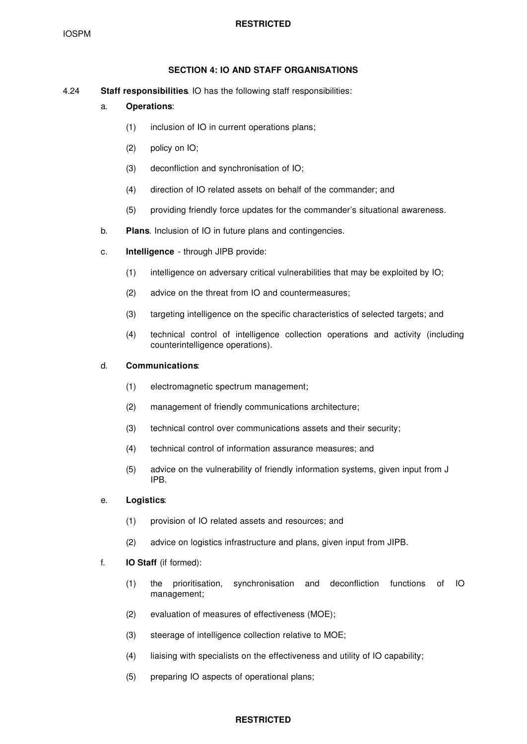## SECTION 4: IO AND STAFF ORGANISATIONS

4.24 **Staff responsibilities**. IO has the following staff responsibilities:

a. **Operations**:

(1) inclusion of IO in current operations plans;

(2) policy on IO;

(3) deconfliction and synchronisation of IO;

(4) direction of IO related assets on behalf of the commander; and

(5) providing friendly force updates for the commander's situational awareness.

b. **Plans**. Inclusion of IO in future plans and contingencies.

c. **Intelligence** - through JIPB provide:

(1) intelligence on adversary critical vulnerabilities that may be exploited by IO;

(2) advice on the threat from IO and countermeasures;

(3) targeting intelligence on the specific characteristics of selected targets; and

(4) technical control of intelligence collection operations and activity (including counterintelligence operations).

d. **Communications**:

(1) electromagnetic spectrum management;

(2) management of friendly communications architecture;

(3) technical control over communications assets and their security;

(4) technical control of information assurance measures; and

(5) advice on the vulnerability of friendly information systems, given input from J IPB.

e. **Logistics**:

(1) provision of IO related assets and resources; and

(2) advice on logistics infrastructure and plans, given input from JIPB.

f. **IO Staff** (if formed):

(1) the prioritisation, synchronisation and deconfliction functions of IO management;

(2) evaluation of measures of effectiveness (MOE);

(3) steerage of intelligence collection relative to MOE;

(4) liaising with specialists on the effectiveness and utility of IO capability;

(5) preparing IO aspects of operational plans;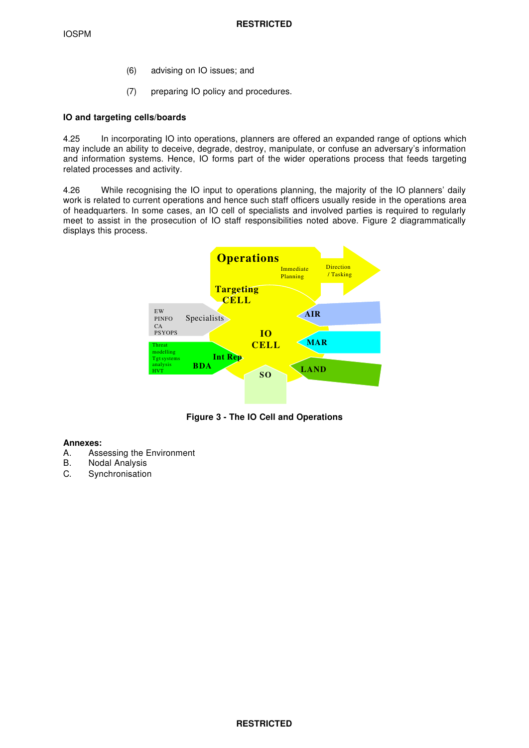(6) advising on IO issues; and

(7) preparing IO policy and procedures.

**IO and targeting cells/boards**

4.25 In incorporating IO into operations, planners are offered an expanded range of options which may include an ability to deceive, degrade, destroy, manipulate, or confuse an adversary's information and information systems. Hence, IO forms part of the wider operations process that feeds targeting related processes and activity.

4.26 While recognising the IO input to operations planning, the majority of the IO planners' daily work is related to current operations and hence such staff officers usually reside in the operations area of headquarters. In some cases, an IO cell of specialists and involved parties is required to regularly meet to assist in the prosecution of IO staff responsibilities noted above. Figure 2 diagrammatically displays this process.

**Figure 3 - The IO Cell and Operations**

**Annexes:**

A. Assessing the Environment
B. Nodal Analysis
C. Synchronisation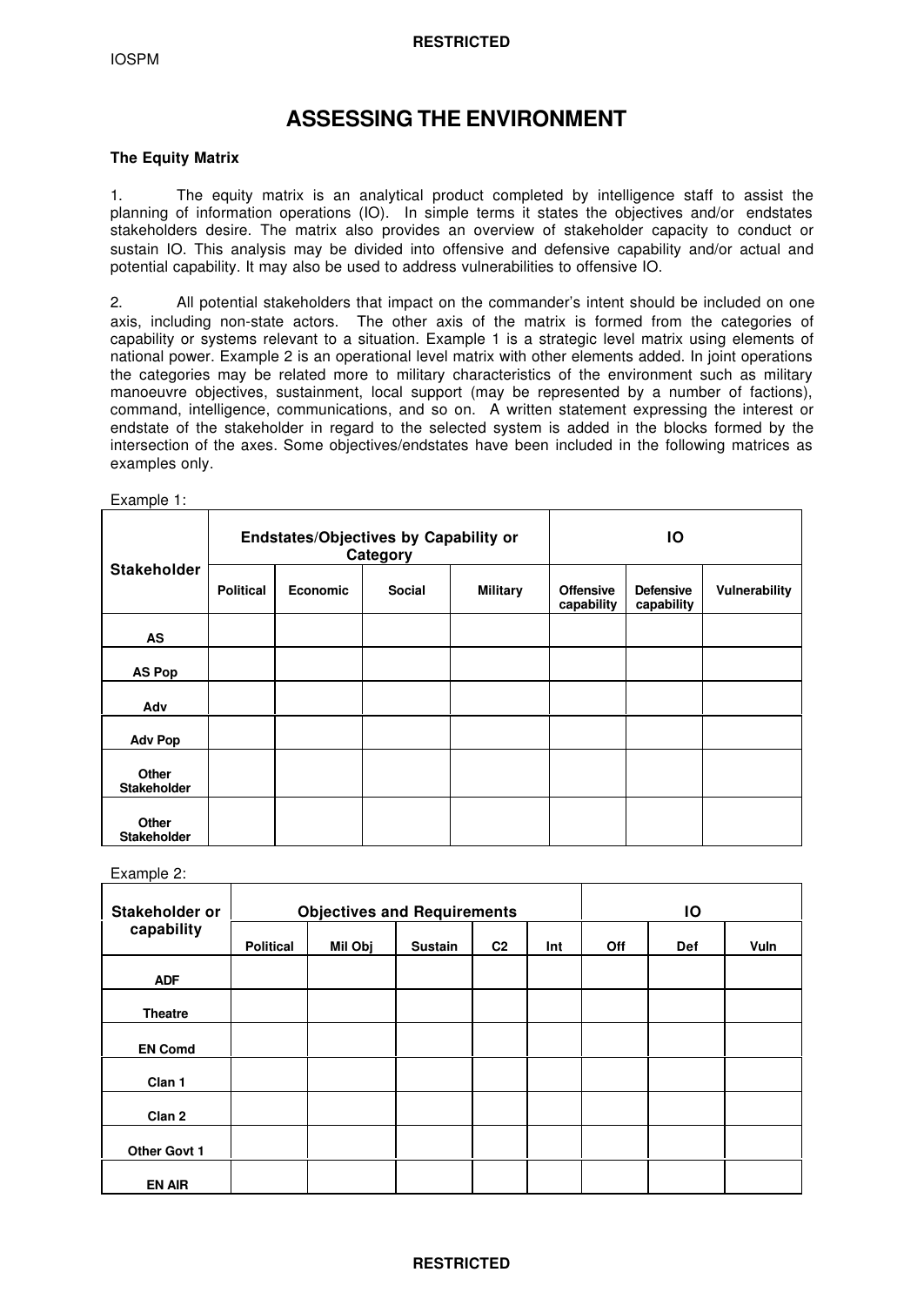# ASSESSING THE ENVIRONMENT

### The Equity Matrix

1. The equity matrix is an analytical product completed by intelligence staff to assist the planning of information operations (IO). In simple terms it states the objectives and/or endstates stakeholders desire. The matrix also provides an overview of stakeholder capacity to conduct or sustain IO. This analysis may be divided into offensive and defensive capability and/or actual and potential capability. It may also be used to address vulnerabilities to offensive IO.

2. All potential stakeholders that impact on the commander's intent should be included on one axis, including non-state actors. The other axis of the matrix is formed from the categories of capability or systems relevant to a situation. Example 1 is a strategic level matrix using elements of national power. Example 2 is an operational level matrix with other elements added. In joint operations the categories may be related more to military characteristics of the environment such as military manoeuvre objectives, sustainment, local support (may be represented by a number of factions), command, intelligence, communications, and so on. A written statement expressing the interest or endstate of the stakeholder in regard to the selected system is added in the blocks formed by the intersection of the axes. Some objectives/endstates have been included in the following matrices as examples only.

Example 1:

| Stakeholder | Endstates/Objectives by Capability or Category | | | | IO | | |
|---|---|---|---|---|---|---|---|
| | Political | Economic | Social | Military | Offensive capability | Defensive capability | Vulnerability |
| AS | | | | | | | |
| AS Pop | | | | | | | |
| Adv | | | | | | | |
| Adv Pop | | | | | | | |
| Other Stakeholder | | | | | | | |
| Other Stakeholder | | | | | | | |

Example 2:

| Stakeholder or capability | Objectives and Requirements | | | | | IO | | |
|---|---|---|---|---|---|---|---|---|
| | Political | Mil Obj | Sustain | C2 | Int | Off | Def | Vuln |
| ADF | | | | | | | | |
| Theatre | | | | | | | | |
| EN Comd | | | | | | | | |
| Clan 1 | | | | | | | | |
| Clan 2 | | | | | | | | |
| Other Govt 1 | | | | | | | | |
| EN AIR | | | | | | | | |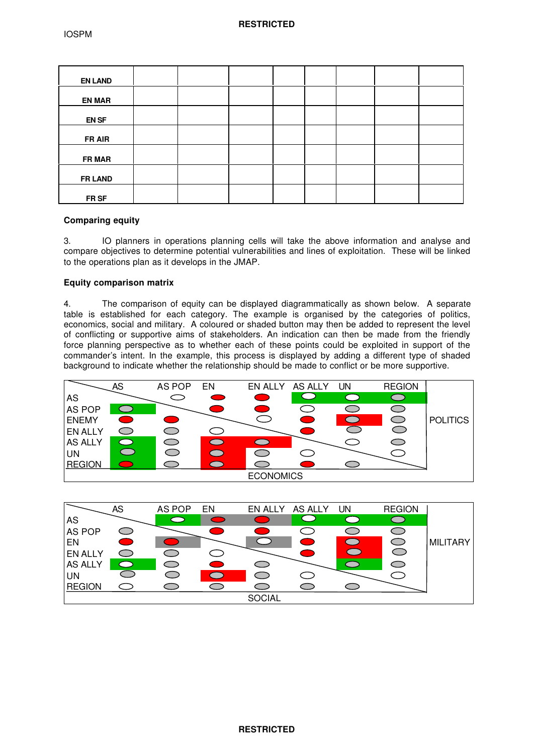| EN LAND | | | | | | | | |
|---|---|---|---|---|---|---|---|---|
| EN MAR | | | | | | | | |
| EN SF | | | | | | | | |
| FR AIR | | | | | | | | |
| FR MAR | | | | | | | | |
| FR LAND | | | | | | | | |
| FR SF | | | | | | | | |

**Comparing equity**

3. IO planners in operations planning cells will take the above information and analyse and compare objectives to determine potential vulnerabilities and lines of exploitation. These will be linked to the operations plan as it develops in the JMAP.

**Equity comparison matrix**

4. The comparison of equity can be displayed diagrammatically as shown below. A separate table is established for each category. The example is organised by the categories of politics, economics, social and military. A coloured or shaded button may then be added to represent the level of conflicting or supportive aims of stakeholders. An indication can then be made from the friendly force planning perspective as to whether each of these points could be exploited in support of the commander's intent. In the example, this process is displayed by adding a different type of shaded background to indicate whether the relationship should be made to conflict or be more supportive.

| | AS | AS POP | EN | EN ALLY | AS ALLY | UN | REGION | |
|---|---|---|---|---|---|---|---|---|
| AS | | | | | | | | POLITICS |
| AS POP | | | | | | | | |
| ENEMY | | | | | | | | |
| EN ALLY | | | | | | | | |
| AS ALLY | | | | | | | | |
| UN | | | | | | | | |
| REGION | | | | | | | | |
| | | | | ECONOMICS | | | | |

| | AS | AS POP | EN | EN ALLY | AS ALLY | UN | REGION | |
|---|---|---|---|---|---|---|---|---|
| AS | | | | | | | | MILITARY |
| AS POP | | | | | | | | |
| EN | | | | | | | | |
| EN ALLY | | | | | | | | |
| AS ALLY | | | | | | | | |
| UN | | | | | | | | |
| REGION | | | | | | | | |
| | | | | SOCIAL | | | | |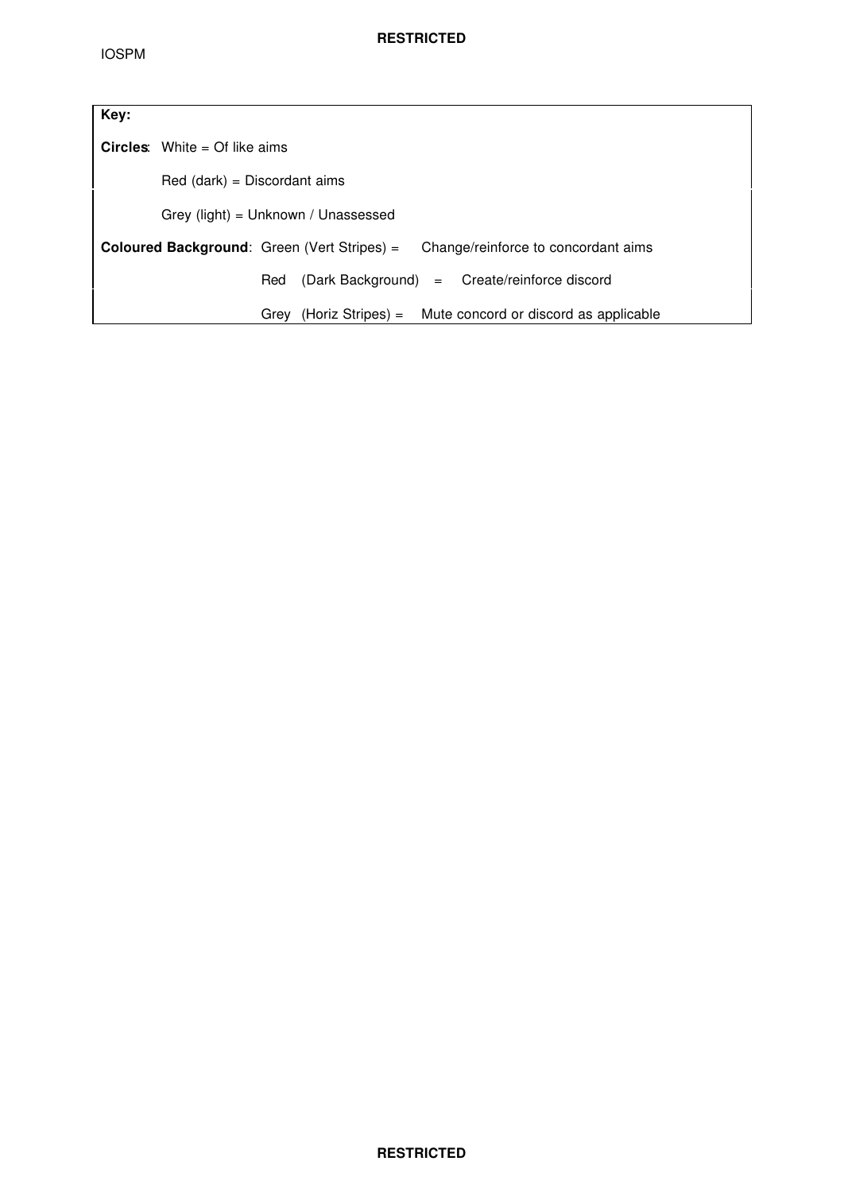**Key:**

**Circles**: White = Of like aims

Red (dark) = Discordant aims

Grey (light) = Unknown / Unassessed

**Coloured Background**: Green (Vert Stripes) = Change/reinforce to concordant aims

Red (Dark Background) = Create/reinforce discord

Grey (Horiz Stripes) = Mute concord or discord as applicable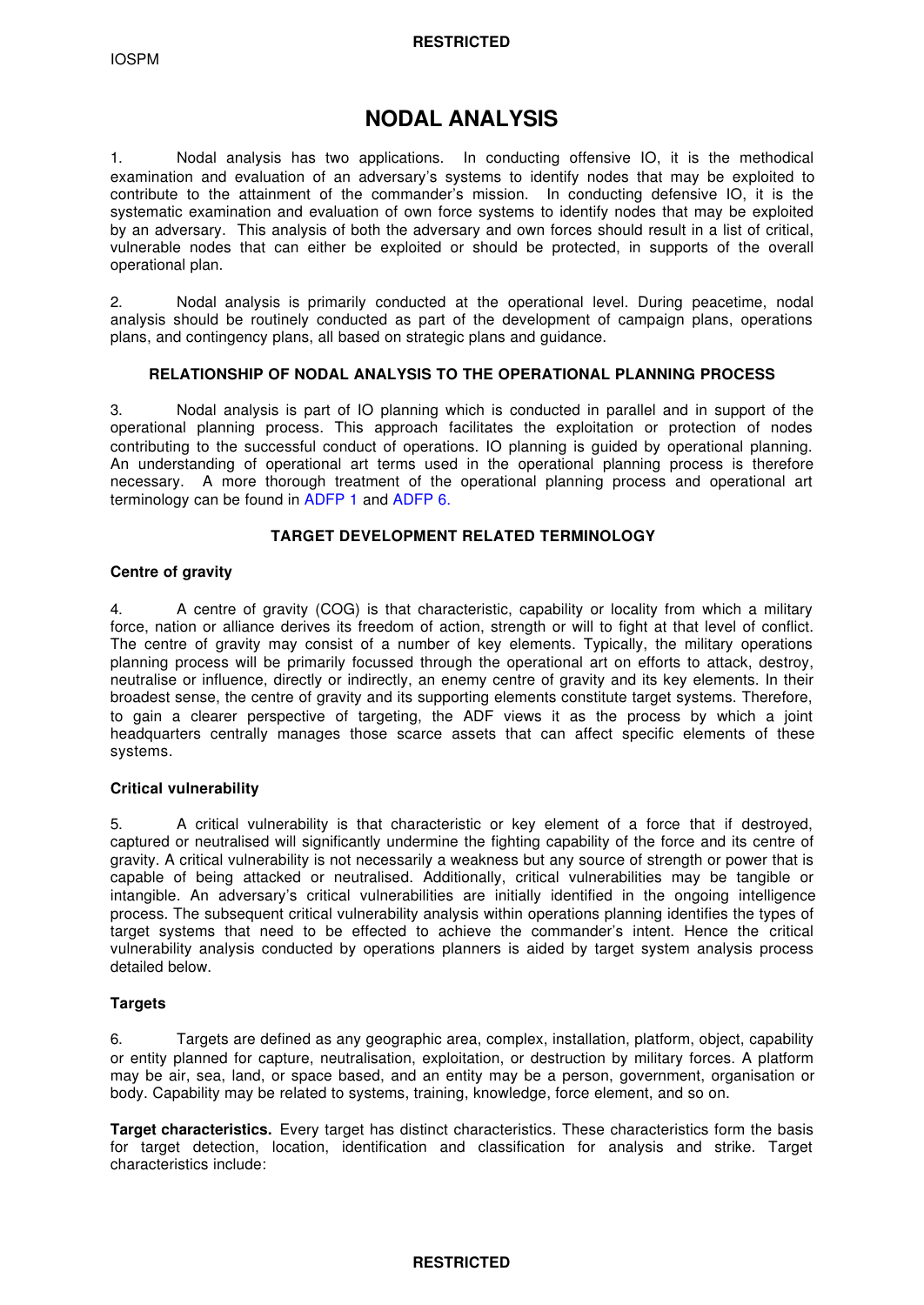# NODAL ANALYSIS

1. Nodal analysis has two applications. In conducting offensive IO, it is the methodical examination and evaluation of an adversary's systems to identify nodes that may be exploited to contribute to the attainment of the commander's mission. In conducting defensive IO, it is the systematic examination and evaluation of own force systems to identify nodes that may be exploited by an adversary. This analysis of both the adversary and own forces should result in a list of critical, vulnerable nodes that can either be exploited or should be protected, in supports of the overall operational plan.

2. Nodal analysis is primarily conducted at the operational level. During peacetime, nodal analysis should be routinely conducted as part of the development of campaign plans, operations plans, and contingency plans, all based on strategic plans and guidance.

## RELATIONSHIP OF NODAL ANALYSIS TO THE OPERATIONAL PLANNING PROCESS

3. Nodal analysis is part of IO planning which is conducted in parallel and in support of the operational planning process. This approach facilitates the exploitation or protection of nodes contributing to the successful conduct of operations. IO planning is guided by operational planning. An understanding of operational art terms used in the operational planning process is therefore necessary. A more thorough treatment of the operational planning process and operational art terminology can be found in ADFP 1 and ADFP 6.

## TARGET DEVELOPMENT RELATED TERMINOLOGY

### Centre of gravity

4. A centre of gravity (COG) is that characteristic, capability or locality from which a military force, nation or alliance derives its freedom of action, strength or will to fight at that level of conflict. The centre of gravity may consist of a number of key elements. Typically, the military operations planning process will be primarily focussed through the operational art on efforts to attack, destroy, neutralise or influence, directly or indirectly, an enemy centre of gravity and its key elements. In their broadest sense, the centre of gravity and its supporting elements constitute target systems. Therefore, to gain a clearer perspective of targeting, the ADF views it as the process by which a joint headquarters centrally manages those scarce assets that can affect specific elements of these systems.

### Critical vulnerability

5. A critical vulnerability is that characteristic or key element of a force that if destroyed, captured or neutralised will significantly undermine the fighting capability of the force and its centre of gravity. A critical vulnerability is not necessarily a weakness but any source of strength or power that is capable of being attacked or neutralised. Additionally, critical vulnerabilities may be tangible or intangible. An adversary's critical vulnerabilities are initially identified in the ongoing intelligence process. The subsequent critical vulnerability analysis within operations planning identifies the types of target systems that need to be effected to achieve the commander's intent. Hence the critical vulnerability analysis conducted by operations planners is aided by target system analysis process detailed below.

### Targets

6. Targets are defined as any geographic area, complex, installation, platform, object, capability or entity planned for capture, neutralisation, exploitation, or destruction by military forces. A platform may be air, sea, land, or space based, and an entity may be a person, government, organisation or body. Capability may be related to systems, training, knowledge, force element, and so on.

**Target characteristics.** Every target has distinct characteristics. These characteristics form the basis for target detection, location, identification and classification for analysis and strike. Target characteristics include: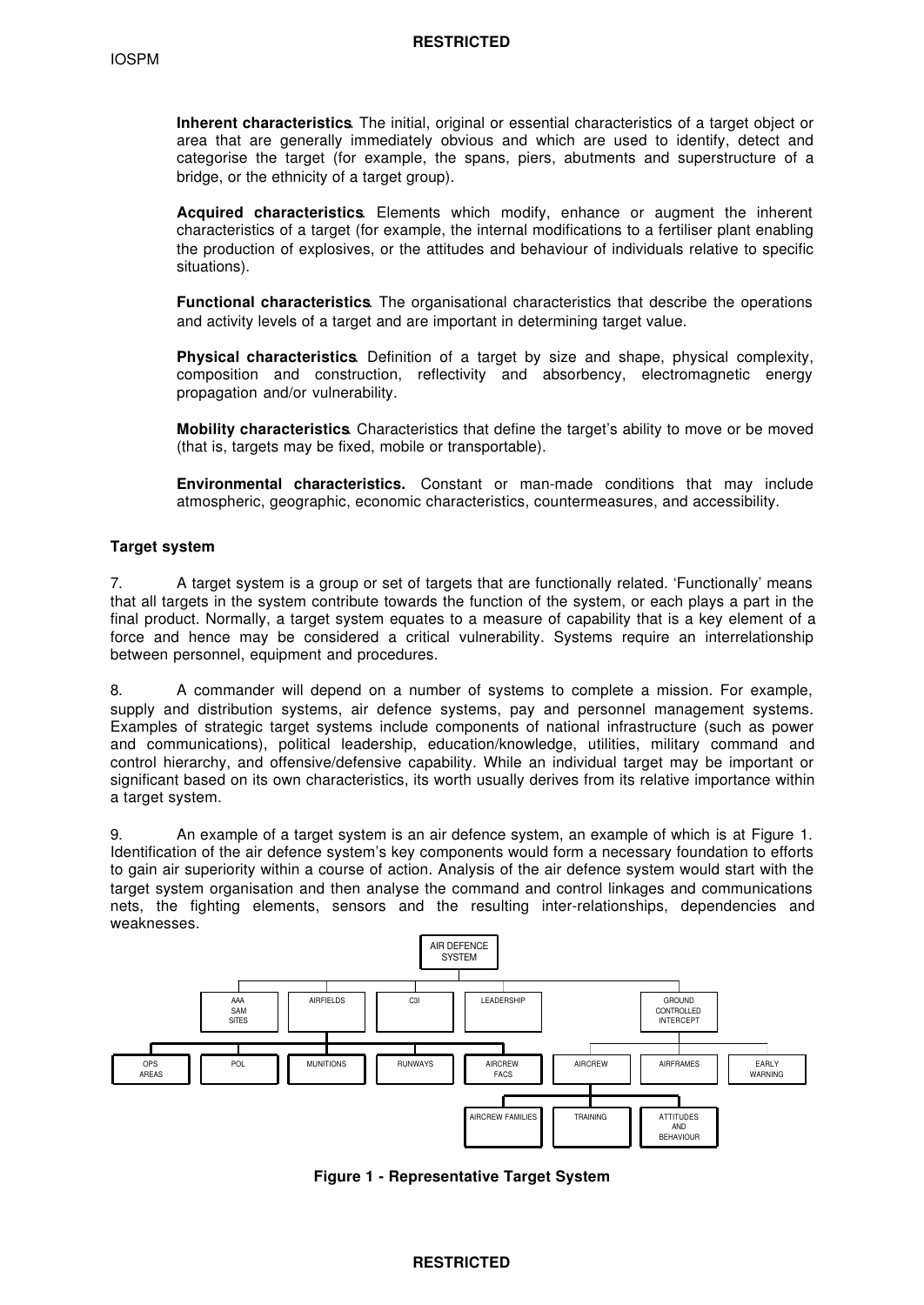**Inherent characteristics**. The initial, original or essential characteristics of a target object or area that are generally immediately obvious and which are used to identify, detect and categorise the target (for example, the spans, piers, abutments and superstructure of a bridge, or the ethnicity of a target group).

**Acquired characteristics**. Elements which modify, enhance or augment the inherent characteristics of a target (for example, the internal modifications to a fertiliser plant enabling the production of explosives, or the attitudes and behaviour of individuals relative to specific situations).

**Functional characteristics**. The organisational characteristics that describe the operations and activity levels of a target and are important in determining target value.

**Physical characteristics**. Definition of a target by size and shape, physical complexity, composition and construction, reflectivity and absorbency, electromagnetic energy propagation and/or vulnerability.

**Mobility characteristics**. Characteristics that define the target's ability to move or be moved (that is, targets may be fixed, mobile or transportable).

**Environmental characteristics.** Constant or man-made conditions that may include atmospheric, geographic, economic characteristics, countermeasures, and accessibility.

### Target system

7. A target system is a group or set of targets that are functionally related. 'Functionally' means that all targets in the system contribute towards the function of the system, or each plays a part in the final product. Normally, a target system equates to a measure of capability that is a key element of a force and hence may be considered a critical vulnerability. Systems require an interrelationship between personnel, equipment and procedures.

8. A commander will depend on a number of systems to complete a mission. For example, supply and distribution systems, air defence systems, pay and personnel management systems. Examples of strategic target systems include components of national infrastructure (such as power and communications), political leadership, education/knowledge, utilities, military command and control hierarchy, and offensive/defensive capability. While an individual target may be important or significant based on its own characteristics, its worth usually derives from its relative importance within a target system.

9. An example of a target system is an air defence system, an example of which is at Figure 1. Identification of the air defence system's key components would form a necessary foundation to efforts to gain air superiority within a course of action. Analysis of the air defence system would start with the target system organisation and then analyse the command and control linkages and communications nets, the fighting elements, sensors and the resulting inter-relationships, dependencies and weaknesses.

- AIR DEFENCE SYSTEM
  - AAA SAM SITES
  - AIRFIELDS
    - OPS AREAS
    - POL
    - MUNITIONS
    - RUNWAYS
    - AIRCREW FACS
  - C3I
  - LEADERSHIP
  - GROUND CONTROLLED INTERCEPT
    - AIRCREW
      - AIRCREW FAMILIES
      - TRAINING
      - ATTITUDES AND BEHAVIOUR
    - AIRFRAMES
    - EARLY WARNING

**Figure 1 - Representative Target System**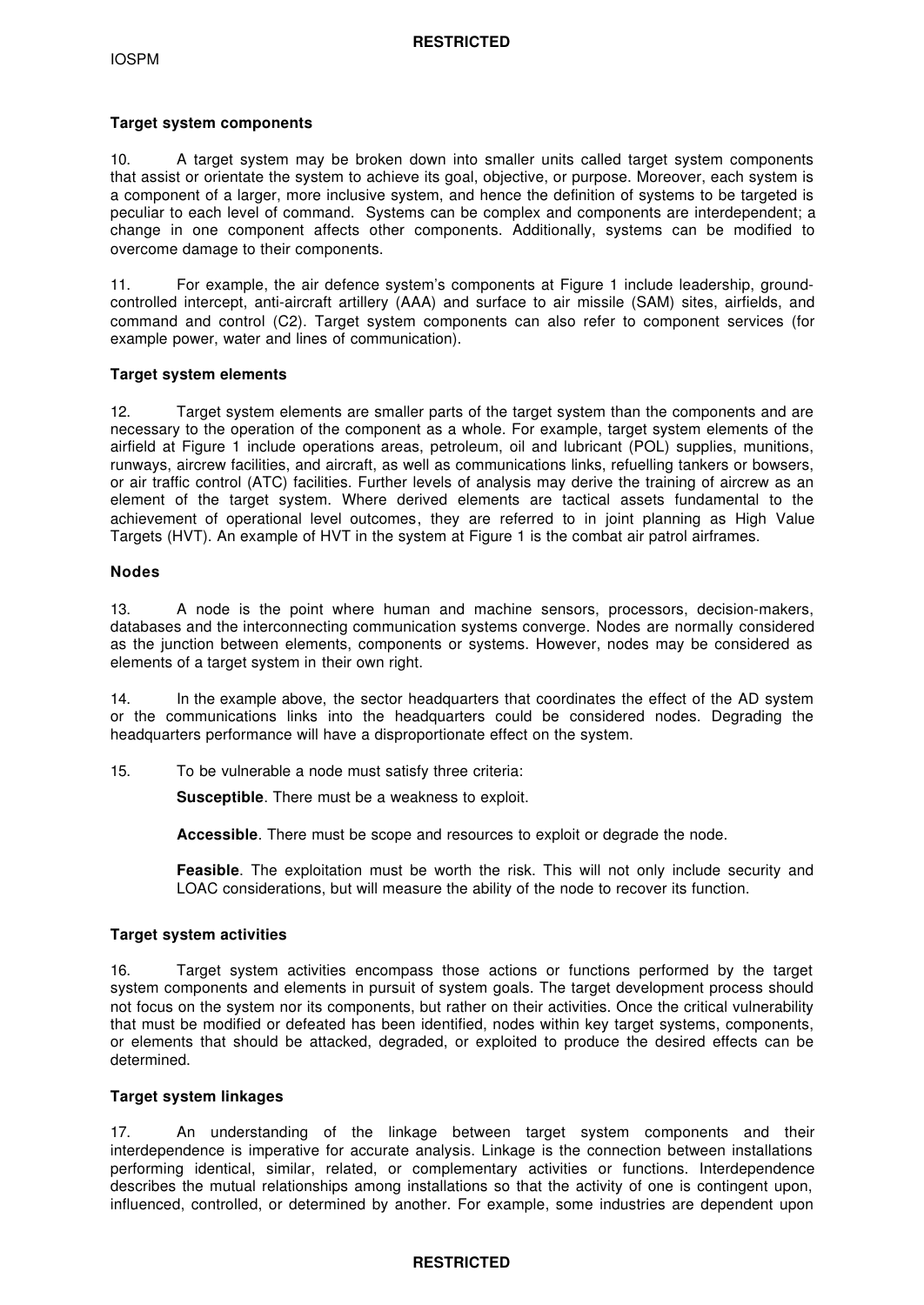**Target system components**

10. A target system may be broken down into smaller units called target system components that assist or orientate the system to achieve its goal, objective, or purpose. Moreover, each system is a component of a larger, more inclusive system, and hence the definition of systems to be targeted is peculiar to each level of command. Systems can be complex and components are interdependent; a change in one component affects other components. Additionally, systems can be modified to overcome damage to their components.

11. For example, the air defence system's components at Figure 1 include leadership, ground-controlled intercept, anti-aircraft artillery (AAA) and surface to air missile (SAM) sites, airfields, and command and control (C2). Target system components can also refer to component services (for example power, water and lines of communication).

**Target system elements**

12. Target system elements are smaller parts of the target system than the components and are necessary to the operation of the component as a whole. For example, target system elements of the airfield at Figure 1 include operations areas, petroleum, oil and lubricant (POL) supplies, munitions, runways, aircrew facilities, and aircraft, as well as communications links, refuelling tankers or bowsers, or air traffic control (ATC) facilities. Further levels of analysis may derive the training of aircrew as an element of the target system. Where derived elements are tactical assets fundamental to the achievement of operational level outcomes, they are referred to in joint planning as High Value Targets (HVT). An example of HVT in the system at Figure 1 is the combat air patrol airframes.

**Nodes**

13. A node is the point where human and machine sensors, processors, decision-makers, databases and the interconnecting communication systems converge. Nodes are normally considered as the junction between elements, components or systems. However, nodes may be considered as elements of a target system in their own right.

14. In the example above, the sector headquarters that coordinates the effect of the AD system or the communications links into the headquarters could be considered nodes. Degrading the headquarters performance will have a disproportionate effect on the system.

15. To be vulnerable a node must satisfy three criteria:

**Susceptible**. There must be a weakness to exploit.

**Accessible**. There must be scope and resources to exploit or degrade the node.

**Feasible**. The exploitation must be worth the risk. This will not only include security and LOAC considerations, but will measure the ability of the node to recover its function.

**Target system activities**

16. Target system activities encompass those actions or functions performed by the target system components and elements in pursuit of system goals. The target development process should not focus on the system nor its components, but rather on their activities. Once the critical vulnerability that must be modified or defeated has been identified, nodes within key target systems, components, or elements that should be attacked, degraded, or exploited to produce the desired effects can be determined.

**Target system linkages**

17. An understanding of the linkage between target system components and their interdependence is imperative for accurate analysis. Linkage is the connection between installations performing identical, similar, related, or complementary activities or functions. Interdependence describes the mutual relationships among installations so that the activity of one is contingent upon, influenced, controlled, or determined by another. For example, some industries are dependent upon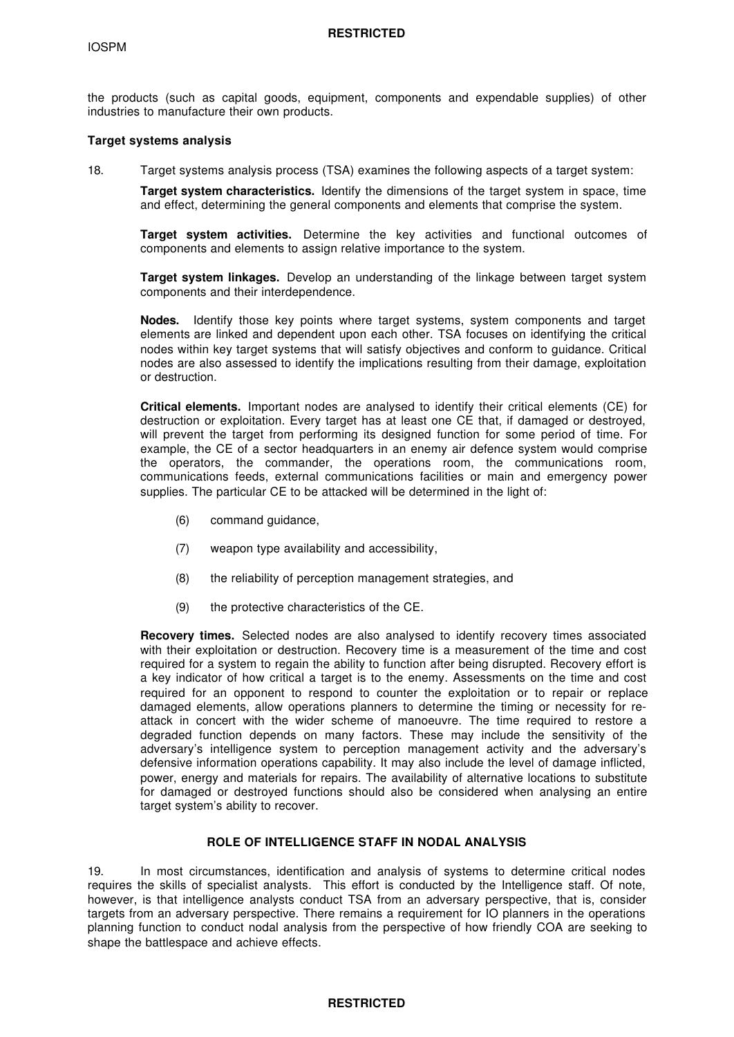the products (such as capital goods, equipment, components and expendable supplies) of other industries to manufacture their own products.

**Target systems analysis**

18. Target systems analysis process (TSA) examines the following aspects of a target system:

**Target system characteristics.** Identify the dimensions of the target system in space, time and effect, determining the general components and elements that comprise the system.

**Target system activities.** Determine the key activities and functional outcomes of components and elements to assign relative importance to the system.

**Target system linkages.** Develop an understanding of the linkage between target system components and their interdependence.

**Nodes.** Identify those key points where target systems, system components and target elements are linked and dependent upon each other. TSA focuses on identifying the critical nodes within key target systems that will satisfy objectives and conform to guidance. Critical nodes are also assessed to identify the implications resulting from their damage, exploitation or destruction.

**Critical elements.** Important nodes are analysed to identify their critical elements (CE) for destruction or exploitation. Every target has at least one CE that, if damaged or destroyed, will prevent the target from performing its designed function for some period of time. For example, the CE of a sector headquarters in an enemy air defence system would comprise the operators, the commander, the operations room, the communications room, communications feeds, external communications facilities or main and emergency power supplies. The particular CE to be attacked will be determined in the light of:

(6) command guidance,

(7) weapon type availability and accessibility,

(8) the reliability of perception management strategies, and

(9) the protective characteristics of the CE.

**Recovery times.** Selected nodes are also analysed to identify recovery times associated with their exploitation or destruction. Recovery time is a measurement of the time and cost required for a system to regain the ability to function after being disrupted. Recovery effort is a key indicator of how critical a target is to the enemy. Assessments on the time and cost required for an opponent to respond to counter the exploitation or to repair or replace damaged elements, allow operations planners to determine the timing or necessity for re-attack in concert with the wider scheme of manoeuvre. The time required to restore a degraded function depends on many factors. These may include the sensitivity of the adversary's intelligence system to perception management activity and the adversary's defensive information operations capability. It may also include the level of damage inflicted, power, energy and materials for repairs. The availability of alternative locations to substitute for damaged or destroyed functions should also be considered when analysing an entire target system's ability to recover.

## ROLE OF INTELLIGENCE STAFF IN NODAL ANALYSIS

19. In most circumstances, identification and analysis of systems to determine critical nodes requires the skills of specialist analysts. This effort is conducted by the Intelligence staff. Of note, however, is that intelligence analysts conduct TSA from an adversary perspective, that is, consider targets from an adversary perspective. There remains a requirement for IO planners in the operations planning function to conduct nodal analysis from the perspective of how friendly COA are seeking to shape the battlespace and achieve effects.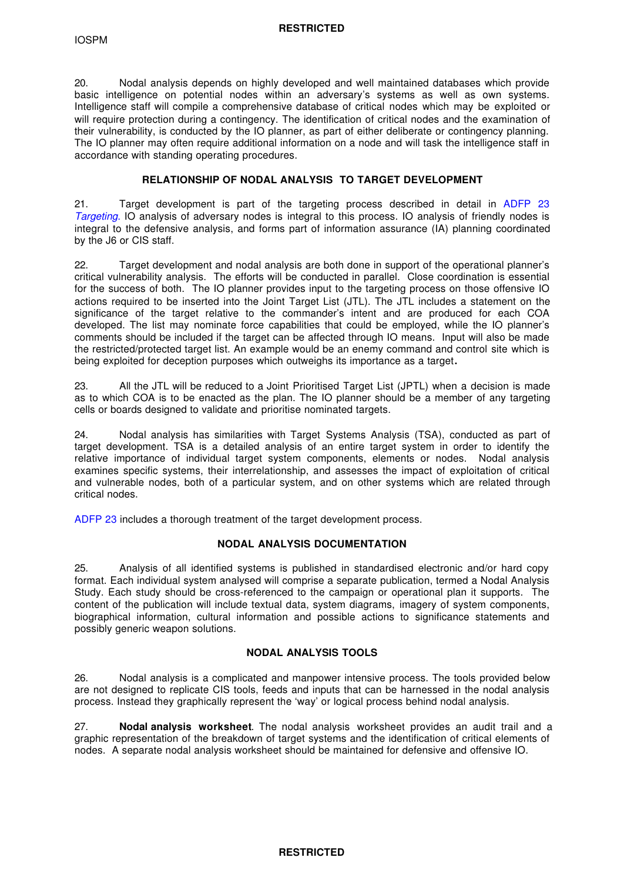20. Nodal analysis depends on highly developed and well maintained databases which provide basic intelligence on potential nodes within an adversary's systems as well as own systems. Intelligence staff will compile a comprehensive database of critical nodes which may be exploited or will require protection during a contingency. The identification of critical nodes and the examination of their vulnerability, is conducted by the IO planner, as part of either deliberate or contingency planning. The IO planner may often require additional information on a node and will task the intelligence staff in accordance with standing operating procedures.

## RELATIONSHIP OF NODAL ANALYSIS TO TARGET DEVELOPMENT

21. Target development is part of the targeting process described in detail in ADFP 23 *Targeting.* IO analysis of adversary nodes is integral to this process. IO analysis of friendly nodes is integral to the defensive analysis, and forms part of information assurance (IA) planning coordinated by the J6 or CIS staff.

22. Target development and nodal analysis are both done in support of the operational planner's critical vulnerability analysis. The efforts will be conducted in parallel. Close coordination is essential for the success of both. The IO planner provides input to the targeting process on those offensive IO actions required to be inserted into the Joint Target List (JTL). The JTL includes a statement on the significance of the target relative to the commander's intent and are produced for each COA developed. The list may nominate force capabilities that could be employed, while the IO planner's comments should be included if the target can be affected through IO means. Input will also be made the restricted/protected target list. An example would be an enemy command and control site which is being exploited for deception purposes which outweighs its importance as a target**.**

23. All the JTL will be reduced to a Joint Prioritised Target List (JPTL) when a decision is made as to which COA is to be enacted as the plan. The IO planner should be a member of any targeting cells or boards designed to validate and prioritise nominated targets.

24. Nodal analysis has similarities with Target Systems Analysis (TSA), conducted as part of target development. TSA is a detailed analysis of an entire target system in order to identify the relative importance of individual target system components, elements or nodes. Nodal analysis examines specific systems, their interrelationship, and assesses the impact of exploitation of critical and vulnerable nodes, both of a particular system, and on other systems which are related through critical nodes.

ADFP 23 includes a thorough treatment of the target development process.

## NODAL ANALYSIS DOCUMENTATION

25. Analysis of all identified systems is published in standardised electronic and/or hard copy format. Each individual system analysed will comprise a separate publication, termed a Nodal Analysis Study. Each study should be cross-referenced to the campaign or operational plan it supports. The content of the publication will include textual data, system diagrams, imagery of system components, biographical information, cultural information and possible actions to significance statements and possibly generic weapon solutions.

## NODAL ANALYSIS TOOLS

26. Nodal analysis is a complicated and manpower intensive process. The tools provided below are not designed to replicate CIS tools, feeds and inputs that can be harnessed in the nodal analysis process. Instead they graphically represent the 'way' or logical process behind nodal analysis.

27. **Nodal analysis worksheet**. The nodal analysis worksheet provides an audit trail and a graphic representation of the breakdown of target systems and the identification of critical elements of nodes. A separate nodal analysis worksheet should be maintained for defensive and offensive IO.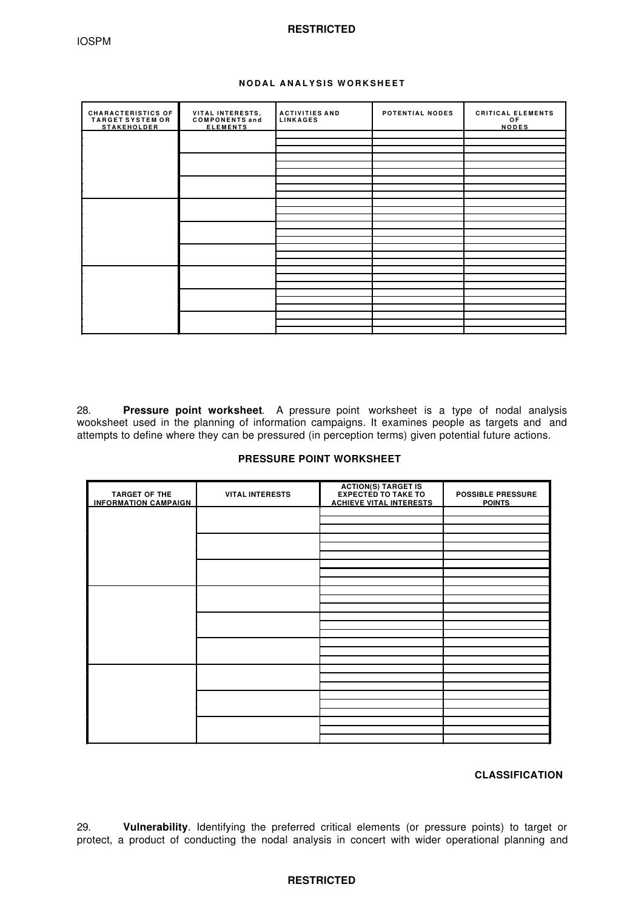**NODAL ANALYSIS WORKSHEET**

| CHARACTERISTICS OF TARGET SYSTEM OR STAKEHOLDER | VITAL INTERESTS, COMPONENTS and ELEMENTS | ACTIVITIES AND LINKAGES | POTENTIAL NODES | CRITICAL ELEMENTS OF NODES |
|---|---|---|---|---|
| | | | | |
| | | | | |
| | | | | |
| | | | | |
| | | | | |
| | | | | |
| | | | | |
| | | | | |
| | | | | |

28. **Pressure point worksheet**. A pressure point worksheet is a type of nodal analysis wooksheet used in the planning of information campaigns. It examines people as targets and and attempts to define where they can be pressured (in perception terms) given potential future actions.

**PRESSURE POINT WORKSHEET**

| TARGET OF THE INFORMATION CAMPAIGN | VITAL INTERESTS | ACTION(S) TARGET IS EXPECTED TO TAKE TO ACHIEVE VITAL INTERESTS | POSSIBLE PRESSURE POINTS |
|---|---|---|---|
| | | | |
| | | | |
| | | | |
| | | | |
| | | | |
| | | | |
| | | | |
| | | | |
| | | | |

**CLASSIFICATION**

29. **Vulnerability**. Identifying the preferred critical elements (or pressure points) to target or protect, a product of conducting the nodal analysis in concert with wider operational planning and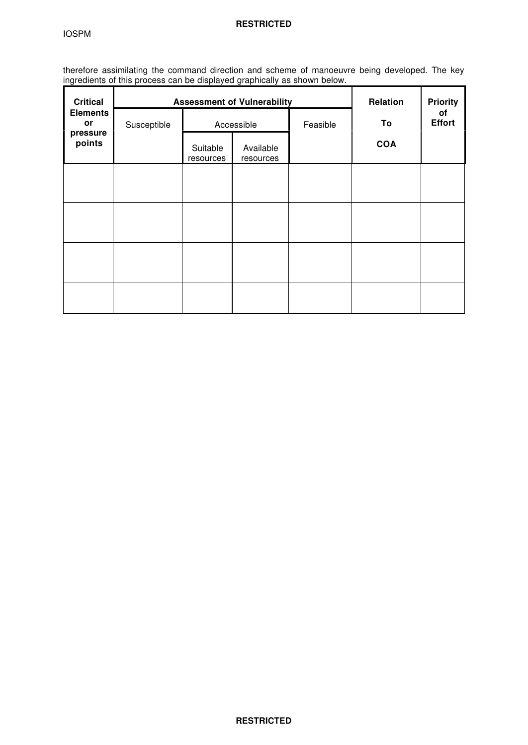therefore assimilating the command direction and scheme of manoeuvre being developed. The key ingredients of this process can be displayed graphically as shown below.

| Critical Elements or pressure points | Assessment of Vulnerability | | | | Relation To COA | Priority of Effort |
|---|---|---|---|---|---|---|
| | Susceptible | Accessible | | Feasible | | |
| | | Suitable resources | Available resources | | | |
| | | | | | | |
| | | | | | | |
| | | | | | | |
| | | | | | | |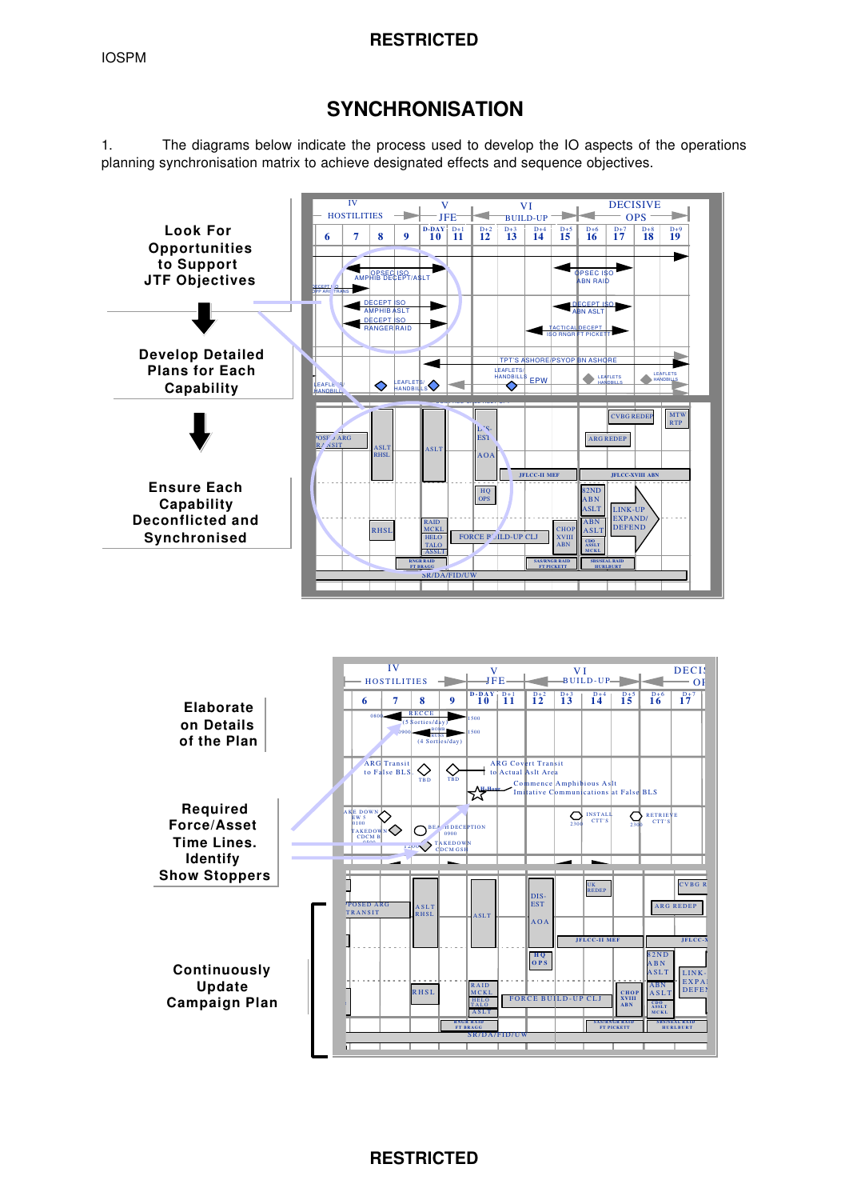# SYNCHRONISATION

1. The diagrams below indicate the process used to develop the IO aspects of the operations planning synchronisation matrix to achieve designated effects and sequence objectives.

Look For Opportunities to Support JTF Objectives

Develop Detailed Plans for Each Capability

Ensure Each Capability Deconflicted and Synchronised

Elaborate on Details of the Plan

Required Force/Asset Time Lines. Identify Show Stoppers

Continuously Update Campaign Plan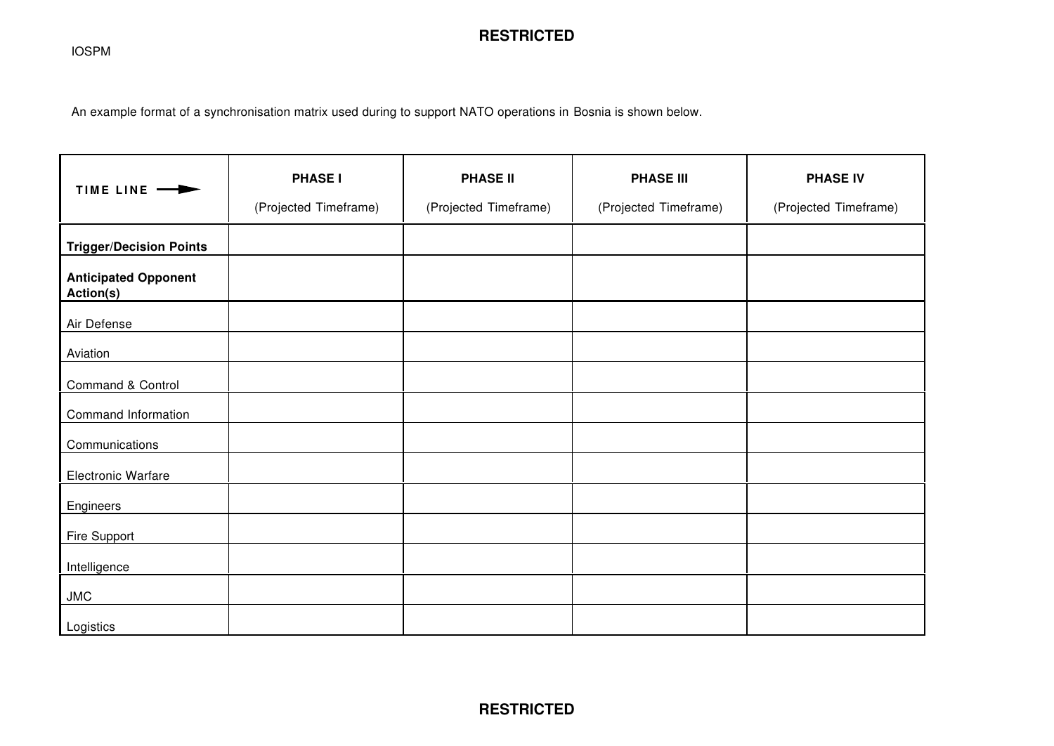An example format of a synchronisation matrix used during to support NATO operations in Bosnia is shown below.

| TIME LINE → | PHASE I (Projected Timeframe) | PHASE II (Projected Timeframe) | PHASE III (Projected Timeframe) | PHASE IV (Projected Timeframe) |
|---|---|---|---|---|
| **Trigger/Decision Points** | | | | |
| **Anticipated Opponent Action(s)** | | | | |
| Air Defense | | | | |
| Aviation | | | | |
| Command & Control | | | | |
| Command Information | | | | |
| Communications | | | | |
| Electronic Warfare | | | | |
| Engineers | | | | |
| Fire Support | | | | |
| Intelligence | | | | |
| JMC | | | | |
| Logistics | | | | |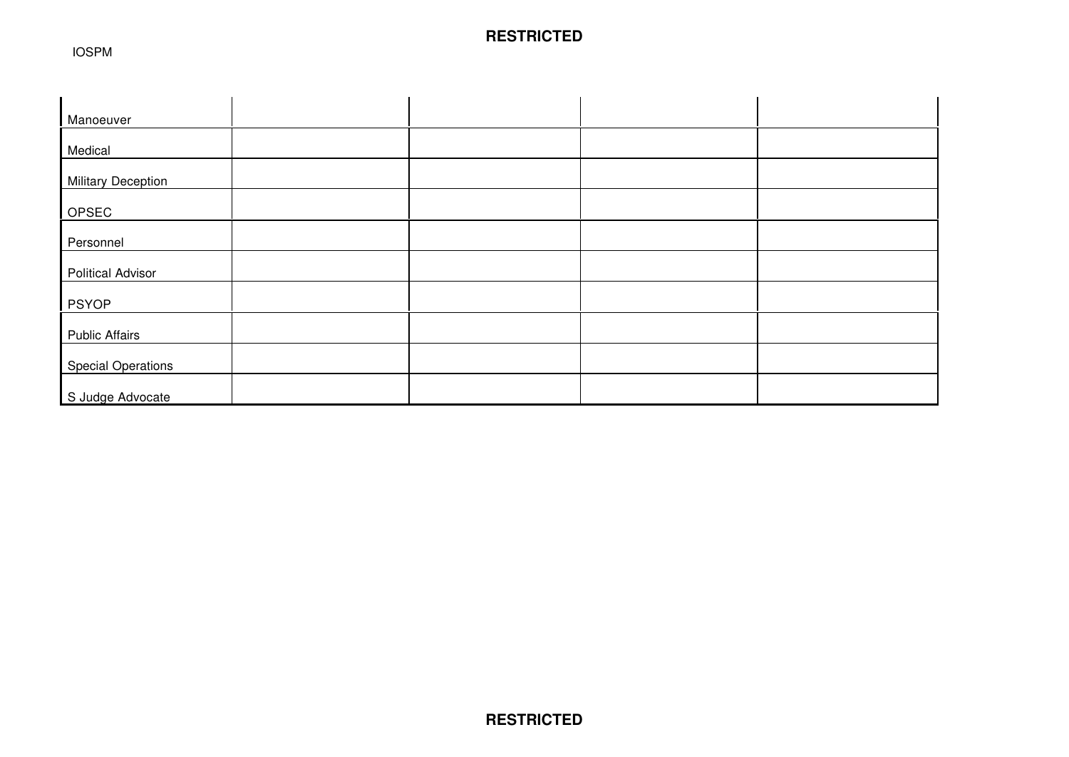| | | | | |
|---|---|---|---|---|
| Manoeuver | | | | |
| Medical | | | | |
| Military Deception | | | | |
| OPSEC | | | | |
| Personnel | | | | |
| Political Advisor | | | | |
| PSYOP | | | | |
| Public Affairs | | | | |
| Special Operations | | | | |
| S Judge Advocate | | | | |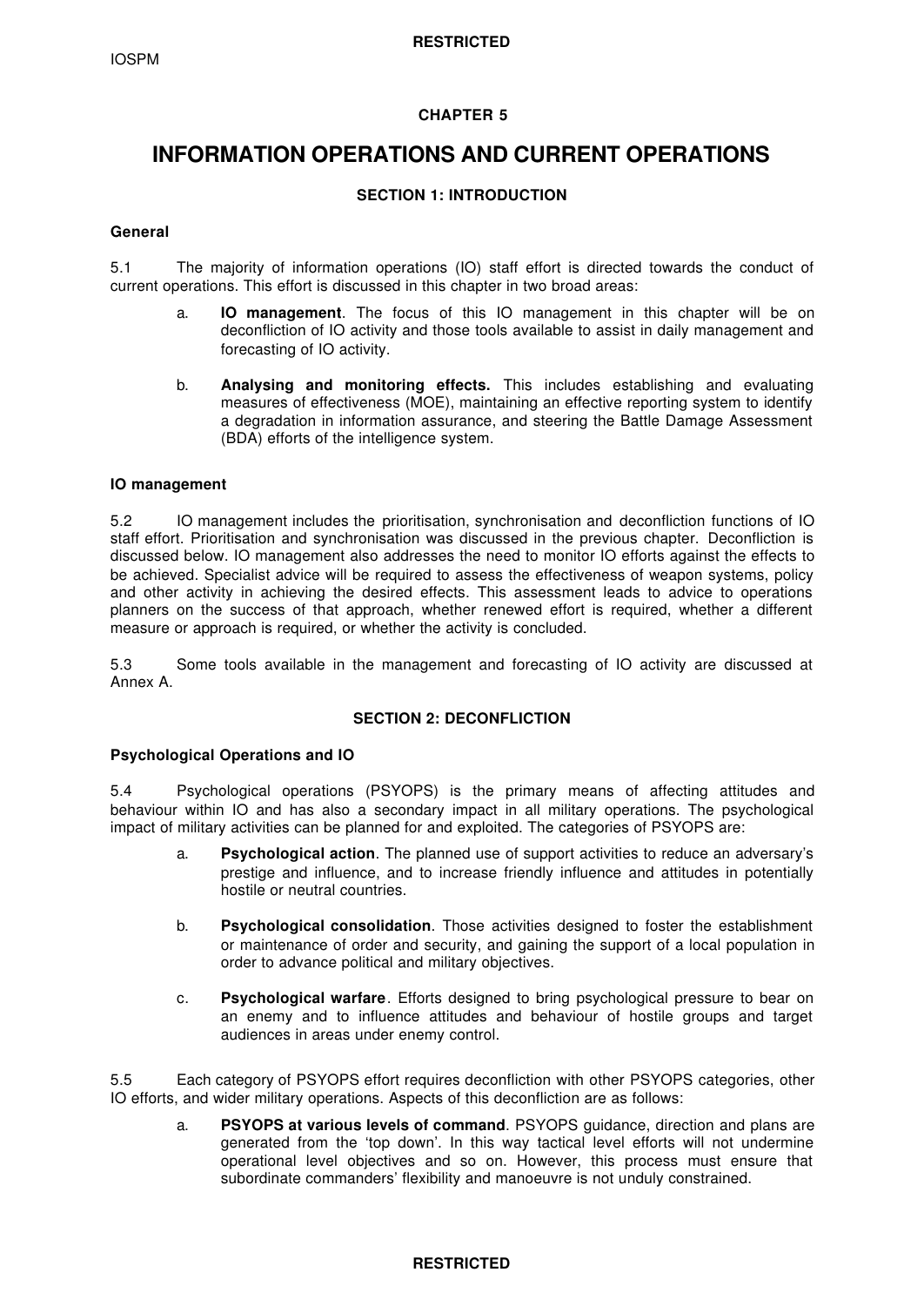# CHAPTER 5

# INFORMATION OPERATIONS AND CURRENT OPERATIONS

## SECTION 1: INTRODUCTION

### General

5.1 The majority of information operations (IO) staff effort is directed towards the conduct of current operations. This effort is discussed in this chapter in two broad areas:

a. **IO management**. The focus of this IO management in this chapter will be on deconfliction of IO activity and those tools available to assist in daily management and forecasting of IO activity.

b. **Analysing and monitoring effects.** This includes establishing and evaluating measures of effectiveness (MOE), maintaining an effective reporting system to identify a degradation in information assurance, and steering the Battle Damage Assessment (BDA) efforts of the intelligence system.

### IO management

5.2 IO management includes the prioritisation, synchronisation and deconfliction functions of IO staff effort. Prioritisation and synchronisation was discussed in the previous chapter. Deconfliction is discussed below. IO management also addresses the need to monitor IO efforts against the effects to be achieved. Specialist advice will be required to assess the effectiveness of weapon systems, policy and other activity in achieving the desired effects. This assessment leads to advice to operations planners on the success of that approach, whether renewed effort is required, whether a different measure or approach is required, or whether the activity is concluded.

5.3 Some tools available in the management and forecasting of IO activity are discussed at Annex A.

## SECTION 2: DECONFLICTION

### Psychological Operations and IO

5.4 Psychological operations (PSYOPS) is the primary means of affecting attitudes and behaviour within IO and has also a secondary impact in all military operations. The psychological impact of military activities can be planned for and exploited. The categories of PSYOPS are:

a. **Psychological action**. The planned use of support activities to reduce an adversary's prestige and influence, and to increase friendly influence and attitudes in potentially hostile or neutral countries.

b. **Psychological consolidation**. Those activities designed to foster the establishment or maintenance of order and security, and gaining the support of a local population in order to advance political and military objectives.

c. **Psychological warfare**. Efforts designed to bring psychological pressure to bear on an enemy and to influence attitudes and behaviour of hostile groups and target audiences in areas under enemy control.

5.5 Each category of PSYOPS effort requires deconfliction with other PSYOPS categories, other IO efforts, and wider military operations. Aspects of this deconfliction are as follows:

a. **PSYOPS at various levels of command**. PSYOPS guidance, direction and plans are generated from the 'top down'. In this way tactical level efforts will not undermine operational level objectives and so on. However, this process must ensure that subordinate commanders' flexibility and manoeuvre is not unduly constrained.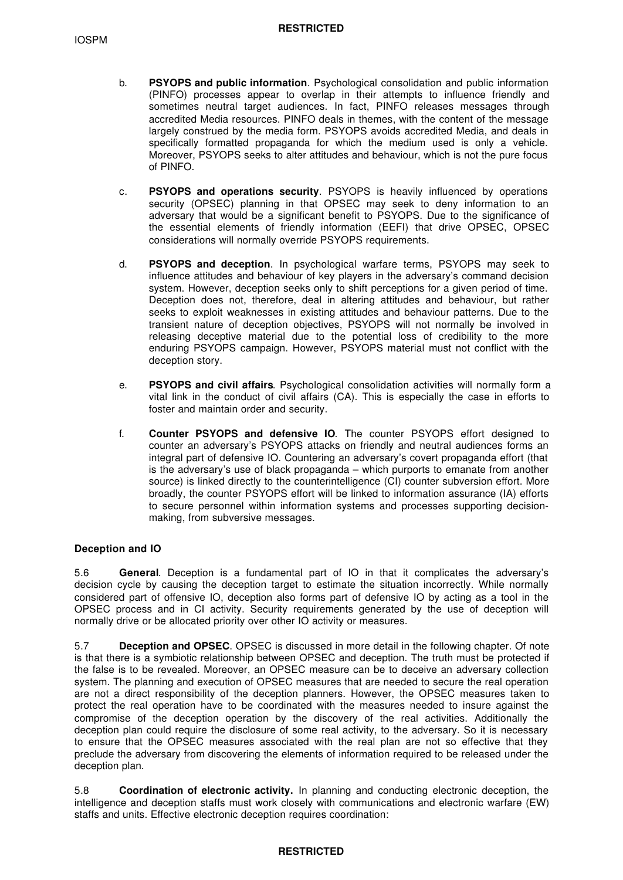b. **PSYOPS and public information**. Psychological consolidation and public information (PINFO) processes appear to overlap in their attempts to influence friendly and sometimes neutral target audiences. In fact, PINFO releases messages through accredited Media resources. PINFO deals in themes, with the content of the message largely construed by the media form. PSYOPS avoids accredited Media, and deals in specifically formatted propaganda for which the medium used is only a vehicle. Moreover, PSYOPS seeks to alter attitudes and behaviour, which is not the pure focus of PINFO.

c. **PSYOPS and operations security**. PSYOPS is heavily influenced by operations security (OPSEC) planning in that OPSEC may seek to deny information to an adversary that would be a significant benefit to PSYOPS. Due to the significance of the essential elements of friendly information (EEFI) that drive OPSEC, OPSEC considerations will normally override PSYOPS requirements.

d. **PSYOPS and deception**. In psychological warfare terms, PSYOPS may seek to influence attitudes and behaviour of key players in the adversary's command decision system. However, deception seeks only to shift perceptions for a given period of time. Deception does not, therefore, deal in altering attitudes and behaviour, but rather seeks to exploit weaknesses in existing attitudes and behaviour patterns. Due to the transient nature of deception objectives, PSYOPS will not normally be involved in releasing deceptive material due to the potential loss of credibility to the more enduring PSYOPS campaign. However, PSYOPS material must not conflict with the deception story.

e. **PSYOPS and civil affairs**. Psychological consolidation activities will normally form a vital link in the conduct of civil affairs (CA). This is especially the case in efforts to foster and maintain order and security.

f. **Counter PSYOPS and defensive IO**. The counter PSYOPS effort designed to counter an adversary's PSYOPS attacks on friendly and neutral audiences forms an integral part of defensive IO. Countering an adversary's covert propaganda effort (that is the adversary's use of black propaganda – which purports to emanate from another source) is linked directly to the counterintelligence (CI) counter subversion effort. More broadly, the counter PSYOPS effort will be linked to information assurance (IA) efforts to secure personnel within information systems and processes supporting decision-making, from subversive messages.

**Deception and IO**

5.6 **General**. Deception is a fundamental part of IO in that it complicates the adversary's decision cycle by causing the deception target to estimate the situation incorrectly. While normally considered part of offensive IO, deception also forms part of defensive IO by acting as a tool in the OPSEC process and in CI activity. Security requirements generated by the use of deception will normally drive or be allocated priority over other IO activity or measures.

5.7 **Deception and OPSEC**. OPSEC is discussed in more detail in the following chapter. Of note is that there is a symbiotic relationship between OPSEC and deception. The truth must be protected if the false is to be revealed. Moreover, an OPSEC measure can be to deceive an adversary collection system. The planning and execution of OPSEC measures that are needed to secure the real operation are not a direct responsibility of the deception planners. However, the OPSEC measures taken to protect the real operation have to be coordinated with the measures needed to insure against the compromise of the deception operation by the discovery of the real activities. Additionally the deception plan could require the disclosure of some real activity, to the adversary. So it is necessary to ensure that the OPSEC measures associated with the real plan are not so effective that they preclude the adversary from discovering the elements of information required to be released under the deception plan.

5.8 **Coordination of electronic activity.** In planning and conducting electronic deception, the intelligence and deception staffs must work closely with communications and electronic warfare (EW) staffs and units. Effective electronic deception requires coordination: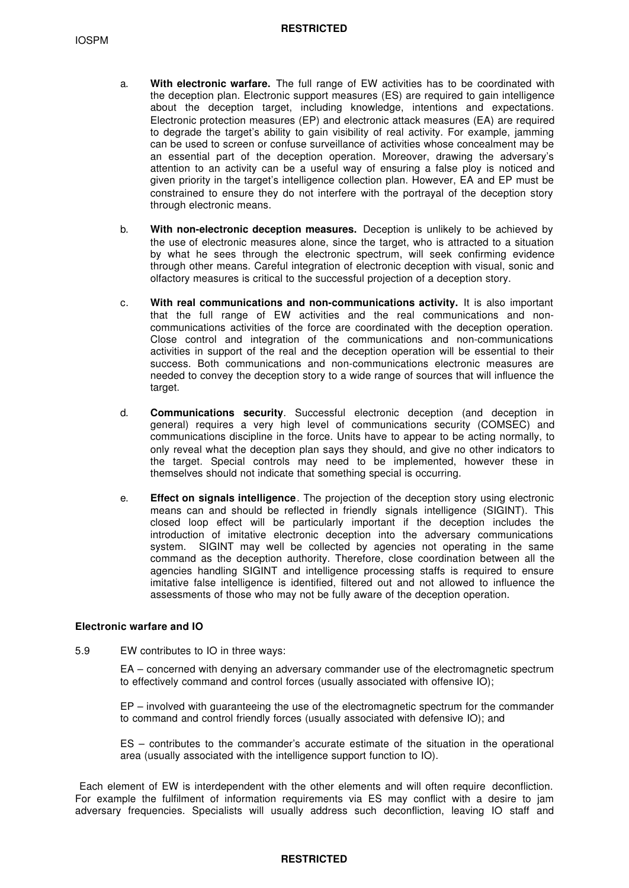a. **With electronic warfare.** The full range of EW activities has to be coordinated with the deception plan. Electronic support measures (ES) are required to gain intelligence about the deception target, including knowledge, intentions and expectations. Electronic protection measures (EP) and electronic attack measures (EA) are required to degrade the target's ability to gain visibility of real activity. For example, jamming can be used to screen or confuse surveillance of activities whose concealment may be an essential part of the deception operation. Moreover, drawing the adversary's attention to an activity can be a useful way of ensuring a false ploy is noticed and given priority in the target's intelligence collection plan. However, EA and EP must be constrained to ensure they do not interfere with the portrayal of the deception story through electronic means.

b. **With non-electronic deception measures.** Deception is unlikely to be achieved by the use of electronic measures alone, since the target, who is attracted to a situation by what he sees through the electronic spectrum, will seek confirming evidence through other means. Careful integration of electronic deception with visual, sonic and olfactory measures is critical to the successful projection of a deception story.

c. **With real communications and non-communications activity.** It is also important that the full range of EW activities and the real communications and non-communications activities of the force are coordinated with the deception operation. Close control and integration of the communications and non-communications activities in support of the real and the deception operation will be essential to their success. Both communications and non-communications electronic measures are needed to convey the deception story to a wide range of sources that will influence the target.

d. **Communications security**. Successful electronic deception (and deception in general) requires a very high level of communications security (COMSEC) and communications discipline in the force. Units have to appear to be acting normally, to only reveal what the deception plan says they should, and give no other indicators to the target. Special controls may need to be implemented, however these in themselves should not indicate that something special is occurring.

e. **Effect on signals intelligence**. The projection of the deception story using electronic means can and should be reflected in friendly signals intelligence (SIGINT). This closed loop effect will be particularly important if the deception includes the introduction of imitative electronic deception into the adversary communications system. SIGINT may well be collected by agencies not operating in the same command as the deception authority. Therefore, close coordination between all the agencies handling SIGINT and intelligence processing staffs is required to ensure imitative false intelligence is identified, filtered out and not allowed to influence the assessments of those who may not be fully aware of the deception operation.

**Electronic warfare and IO**

5.9 EW contributes to IO in three ways:

EA – concerned with denying an adversary commander use of the electromagnetic spectrum to effectively command and control forces (usually associated with offensive IO);

EP – involved with guaranteeing the use of the electromagnetic spectrum for the commander to command and control friendly forces (usually associated with defensive IO); and

ES – contributes to the commander's accurate estimate of the situation in the operational area (usually associated with the intelligence support function to IO).

Each element of EW is interdependent with the other elements and will often require deconfliction. For example the fulfilment of information requirements via ES may conflict with a desire to jam adversary frequencies. Specialists will usually address such deconfliction, leaving IO staff and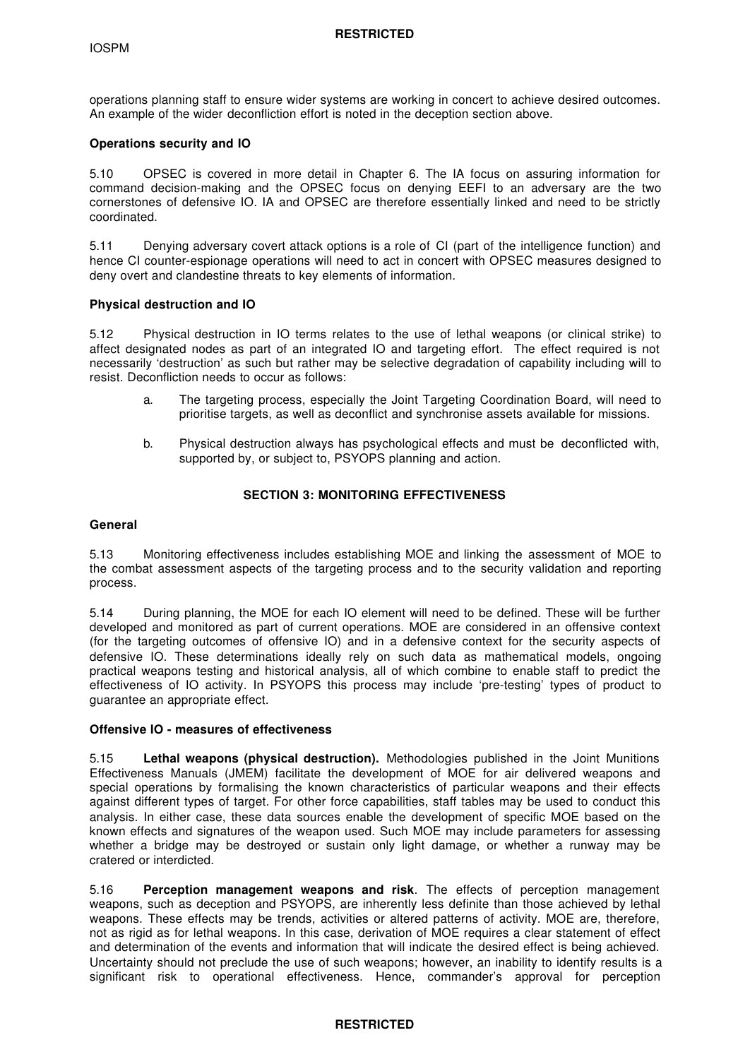operations planning staff to ensure wider systems are working in concert to achieve desired outcomes. An example of the wider deconfliction effort is noted in the deception section above.

**Operations security and IO**

5.10 OPSEC is covered in more detail in Chapter 6. The IA focus on assuring information for command decision-making and the OPSEC focus on denying EEFI to an adversary are the two cornerstones of defensive IO. IA and OPSEC are therefore essentially linked and need to be strictly coordinated.

5.11 Denying adversary covert attack options is a role of CI (part of the intelligence function) and hence CI counter-espionage operations will need to act in concert with OPSEC measures designed to deny overt and clandestine threats to key elements of information.

**Physical destruction and IO**

5.12 Physical destruction in IO terms relates to the use of lethal weapons (or clinical strike) to affect designated nodes as part of an integrated IO and targeting effort. The effect required is not necessarily 'destruction' as such but rather may be selective degradation of capability including will to resist. Deconfliction needs to occur as follows:

a. The targeting process, especially the Joint Targeting Coordination Board, will need to prioritise targets, as well as deconflict and synchronise assets available for missions.

b. Physical destruction always has psychological effects and must be deconflicted with, supported by, or subject to, PSYOPS planning and action.

## SECTION 3: MONITORING EFFECTIVENESS

**General**

5.13 Monitoring effectiveness includes establishing MOE and linking the assessment of MOE to the combat assessment aspects of the targeting process and to the security validation and reporting process.

5.14 During planning, the MOE for each IO element will need to be defined. These will be further developed and monitored as part of current operations. MOE are considered in an offensive context (for the targeting outcomes of offensive IO) and in a defensive context for the security aspects of defensive IO. These determinations ideally rely on such data as mathematical models, ongoing practical weapons testing and historical analysis, all of which combine to enable staff to predict the effectiveness of IO activity. In PSYOPS this process may include 'pre-testing' types of product to guarantee an appropriate effect.

**Offensive IO - measures of effectiveness**

5.15 **Lethal weapons (physical destruction).** Methodologies published in the Joint Munitions Effectiveness Manuals (JMEM) facilitate the development of MOE for air delivered weapons and special operations by formalising the known characteristics of particular weapons and their effects against different types of target. For other force capabilities, staff tables may be used to conduct this analysis. In either case, these data sources enable the development of specific MOE based on the known effects and signatures of the weapon used. Such MOE may include parameters for assessing whether a bridge may be destroyed or sustain only light damage, or whether a runway may be cratered or interdicted.

5.16 **Perception management weapons and risk**. The effects of perception management weapons, such as deception and PSYOPS, are inherently less definite than those achieved by lethal weapons. These effects may be trends, activities or altered patterns of activity. MOE are, therefore, not as rigid as for lethal weapons. In this case, derivation of MOE requires a clear statement of effect and determination of the events and information that will indicate the desired effect is being achieved. Uncertainty should not preclude the use of such weapons; however, an inability to identify results is a significant risk to operational effectiveness. Hence, commander's approval for perception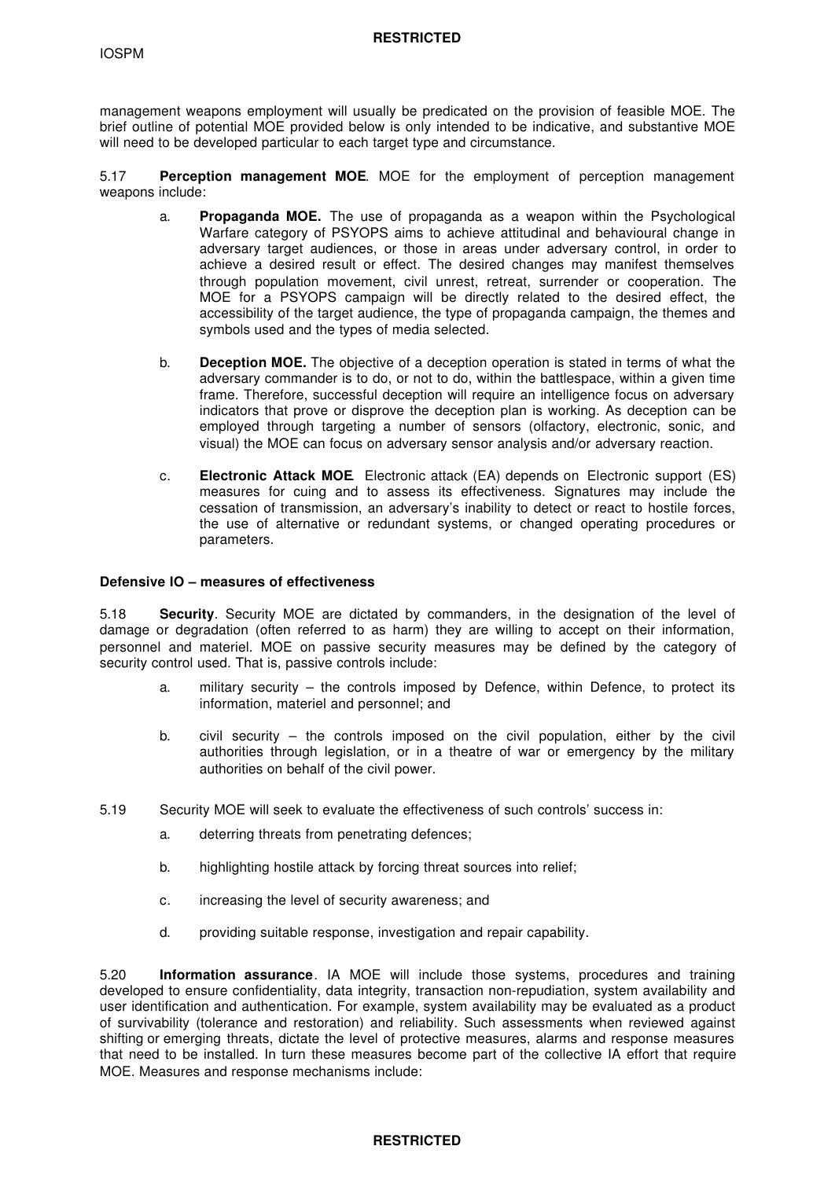management weapons employment will usually be predicated on the provision of feasible MOE. The brief outline of potential MOE provided below is only intended to be indicative, and substantive MOE will need to be developed particular to each target type and circumstance.

5.17 **Perception management MOE**. MOE for the employment of perception management weapons include:

a. **Propaganda MOE.** The use of propaganda as a weapon within the Psychological Warfare category of PSYOPS aims to achieve attitudinal and behavioural change in adversary target audiences, or those in areas under adversary control, in order to achieve a desired result or effect. The desired changes may manifest themselves through population movement, civil unrest, retreat, surrender or cooperation. The MOE for a PSYOPS campaign will be directly related to the desired effect, the accessibility of the target audience, the type of propaganda campaign, the themes and symbols used and the types of media selected.

b. **Deception MOE.** The objective of a deception operation is stated in terms of what the adversary commander is to do, or not to do, within the battlespace, within a given time frame. Therefore, successful deception will require an intelligence focus on adversary indicators that prove or disprove the deception plan is working. As deception can be employed through targeting a number of sensors (olfactory, electronic, sonic, and visual) the MOE can focus on adversary sensor analysis and/or adversary reaction.

c. **Electronic Attack MOE**. Electronic attack (EA) depends on Electronic support (ES) measures for cuing and to assess its effectiveness. Signatures may include the cessation of transmission, an adversary's inability to detect or react to hostile forces, the use of alternative or redundant systems, or changed operating procedures or parameters.

**Defensive IO – measures of effectiveness**

5.18 **Security**. Security MOE are dictated by commanders, in the designation of the level of damage or degradation (often referred to as harm) they are willing to accept on their information, personnel and materiel. MOE on passive security measures may be defined by the category of security control used. That is, passive controls include:

a. military security – the controls imposed by Defence, within Defence, to protect its information, materiel and personnel; and

b. civil security – the controls imposed on the civil population, either by the civil authorities through legislation, or in a theatre of war or emergency by the military authorities on behalf of the civil power.

5.19 Security MOE will seek to evaluate the effectiveness of such controls' success in:

a. deterring threats from penetrating defences;

b. highlighting hostile attack by forcing threat sources into relief;

c. increasing the level of security awareness; and

d. providing suitable response, investigation and repair capability.

5.20 **Information assurance**. IA MOE will include those systems, procedures and training developed to ensure confidentiality, data integrity, transaction non-repudiation, system availability and user identification and authentication. For example, system availability may be evaluated as a product of survivability (tolerance and restoration) and reliability. Such assessments when reviewed against shifting or emerging threats, dictate the level of protective measures, alarms and response measures that need to be installed. In turn these measures become part of the collective IA effort that require MOE. Measures and response mechanisms include: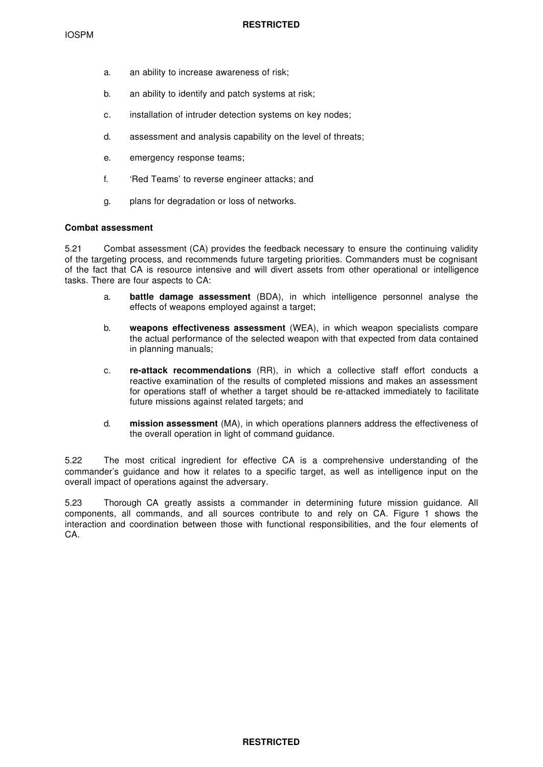a. an ability to increase awareness of risk;

b. an ability to identify and patch systems at risk;

c. installation of intruder detection systems on key nodes;

d. assessment and analysis capability on the level of threats;

e. emergency response teams;

f. 'Red Teams' to reverse engineer attacks; and

g. plans for degradation or loss of networks.

**Combat assessment**

5.21 Combat assessment (CA) provides the feedback necessary to ensure the continuing validity of the targeting process, and recommends future targeting priorities. Commanders must be cognisant of the fact that CA is resource intensive and will divert assets from other operational or intelligence tasks. There are four aspects to CA:

a. **battle damage assessment** (BDA), in which intelligence personnel analyse the effects of weapons employed against a target;

b. **weapons effectiveness assessment** (WEA), in which weapon specialists compare the actual performance of the selected weapon with that expected from data contained in planning manuals;

c. **re-attack recommendations** (RR), in which a collective staff effort conducts a reactive examination of the results of completed missions and makes an assessment for operations staff of whether a target should be re-attacked immediately to facilitate future missions against related targets; and

d. **mission assessment** (MA), in which operations planners address the effectiveness of the overall operation in light of command guidance.

5.22 The most critical ingredient for effective CA is a comprehensive understanding of the commander's guidance and how it relates to a specific target, as well as intelligence input on the overall impact of operations against the adversary.

5.23 Thorough CA greatly assists a commander in determining future mission guidance. All components, all commands, and all sources contribute to and rely on CA. Figure 1 shows the interaction and coordination between those with functional responsibilities, and the four elements of CA.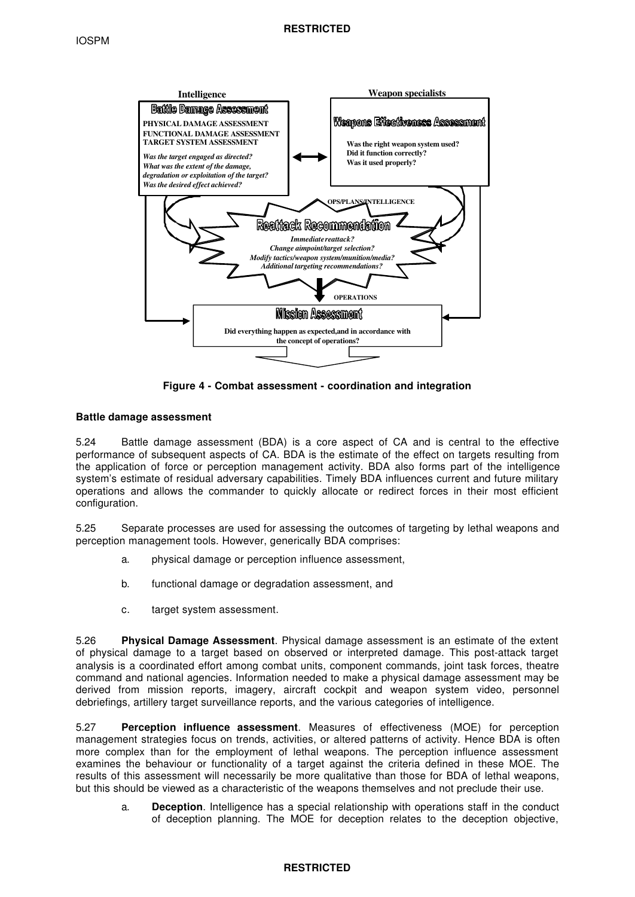**Intelligence**

**Battle Damage Assessment**

**PHYSICAL DAMAGE ASSESSMENT**
**FUNCTIONAL DAMAGE ASSESSMENT**
**TARGET SYSTEM ASSESSMENT**

***Was the target engaged as directed?***
***What was the extent of the damage, degradation or exploitation of the target?***
***Was the desired effect achieved?***

**Weapon specialists**

**Weapons Effectiveness Assessment**

**Was the right weapon system used?**
**Did it function correctly?**
**Was it used properly?**

**OPS/PLANS/INTELLIGENCE**

**Reattack Recommendation**

***Immediate reattack?***
***Change aimpoint/target selection?***
***Modify tactics/weapon system/munition/media?***
***Additional targeting recommendations?***

**OPERATIONS**

**Mission Assessment**

**Did everything happen as expected, and in accordance with the concept of operations?**

**Figure 4 - Combat assessment - coordination and integration**

### Battle damage assessment

5.24 Battle damage assessment (BDA) is a core aspect of CA and is central to the effective performance of subsequent aspects of CA. BDA is the estimate of the effect on targets resulting from the application of force or perception management activity. BDA also forms part of the intelligence system's estimate of residual adversary capabilities. Timely BDA influences current and future military operations and allows the commander to quickly allocate or redirect forces in their most efficient configuration.

5.25 Separate processes are used for assessing the outcomes of targeting by lethal weapons and perception management tools. However, generically BDA comprises:

a. physical damage or perception influence assessment,

b. functional damage or degradation assessment, and

c. target system assessment.

5.26 **Physical Damage Assessment**. Physical damage assessment is an estimate of the extent of physical damage to a target based on observed or interpreted damage. This post-attack target analysis is a coordinated effort among combat units, component commands, joint task forces, theatre command and national agencies. Information needed to make a physical damage assessment may be derived from mission reports, imagery, aircraft cockpit and weapon system video, personnel debriefings, artillery target surveillance reports, and the various categories of intelligence.

5.27 **Perception influence assessment**. Measures of effectiveness (MOE) for perception management strategies focus on trends, activities, or altered patterns of activity. Hence BDA is often more complex than for the employment of lethal weapons. The perception influence assessment examines the behaviour or functionality of a target against the criteria defined in these MOE. The results of this assessment will necessarily be more qualitative than those for BDA of lethal weapons, but this should be viewed as a characteristic of the weapons themselves and not preclude their use.

a. **Deception**. Intelligence has a special relationship with operations staff in the conduct of deception planning. The MOE for deception relates to the deception objective,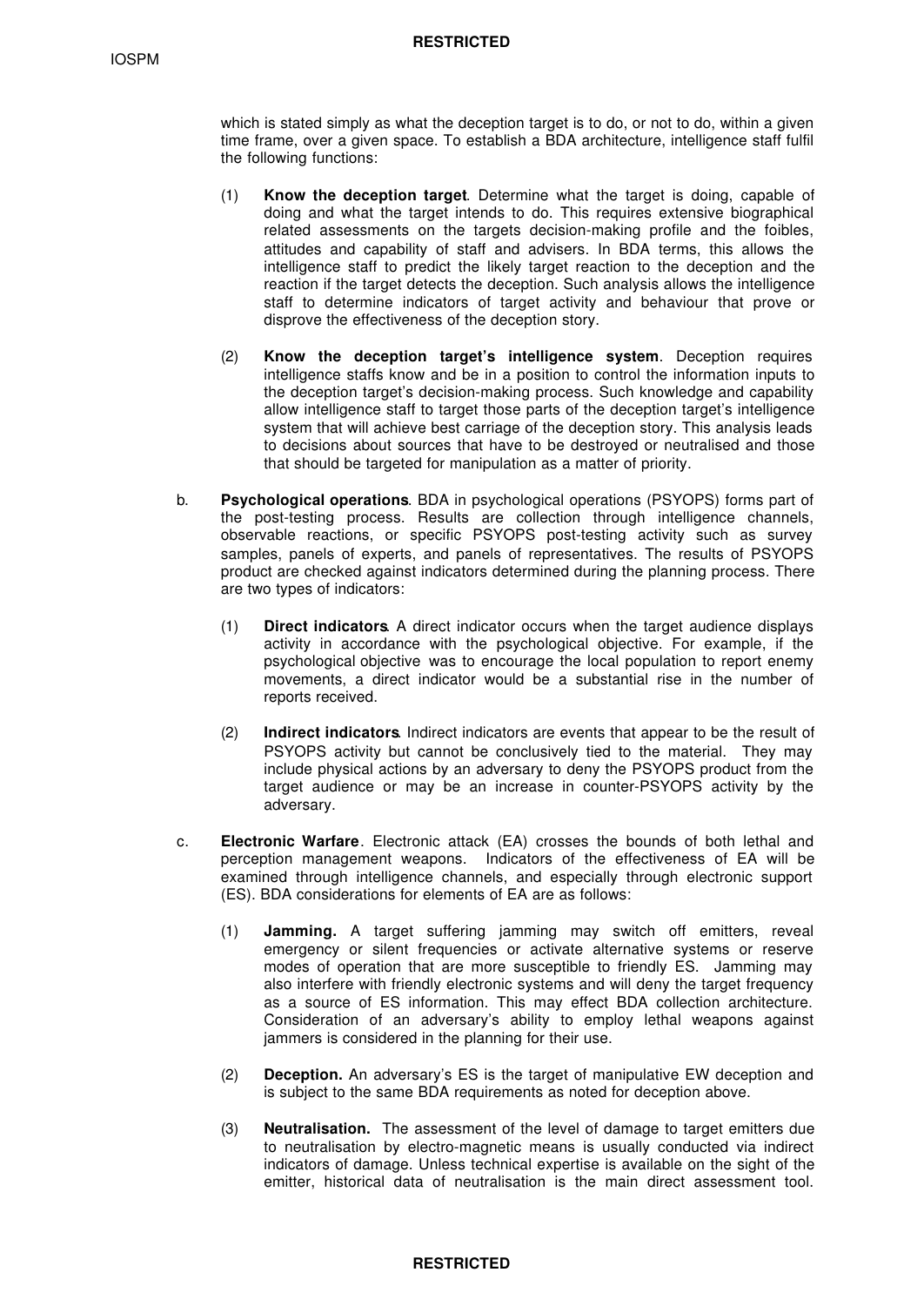which is stated simply as what the deception target is to do, or not to do, within a given time frame, over a given space. To establish a BDA architecture, intelligence staff fulfil the following functions:

(1) **Know the deception target**. Determine what the target is doing, capable of doing and what the target intends to do. This requires extensive biographical related assessments on the targets decision-making profile and the foibles, attitudes and capability of staff and advisers. In BDA terms, this allows the intelligence staff to predict the likely target reaction to the deception and the reaction if the target detects the deception. Such analysis allows the intelligence staff to determine indicators of target activity and behaviour that prove or disprove the effectiveness of the deception story.

(2) **Know the deception target's intelligence system**. Deception requires intelligence staffs know and be in a position to control the information inputs to the deception target's decision-making process. Such knowledge and capability allow intelligence staff to target those parts of the deception target's intelligence system that will achieve best carriage of the deception story. This analysis leads to decisions about sources that have to be destroyed or neutralised and those that should be targeted for manipulation as a matter of priority.

b. **Psychological operations**. BDA in psychological operations (PSYOPS) forms part of the post-testing process. Results are collection through intelligence channels, observable reactions, or specific PSYOPS post-testing activity such as survey samples, panels of experts, and panels of representatives. The results of PSYOPS product are checked against indicators determined during the planning process. There are two types of indicators:

(1) **Direct indicators**. A direct indicator occurs when the target audience displays activity in accordance with the psychological objective. For example, if the psychological objective was to encourage the local population to report enemy movements, a direct indicator would be a substantial rise in the number of reports received.

(2) **Indirect indicators**. Indirect indicators are events that appear to be the result of PSYOPS activity but cannot be conclusively tied to the material. They may include physical actions by an adversary to deny the PSYOPS product from the target audience or may be an increase in counter-PSYOPS activity by the adversary.

c. **Electronic Warfare**. Electronic attack (EA) crosses the bounds of both lethal and perception management weapons. Indicators of the effectiveness of EA will be examined through intelligence channels, and especially through electronic support (ES). BDA considerations for elements of EA are as follows:

(1) **Jamming.** A target suffering jamming may switch off emitters, reveal emergency or silent frequencies or activate alternative systems or reserve modes of operation that are more susceptible to friendly ES. Jamming may also interfere with friendly electronic systems and will deny the target frequency as a source of ES information. This may effect BDA collection architecture. Consideration of an adversary's ability to employ lethal weapons against jammers is considered in the planning for their use.

(2) **Deception.** An adversary's ES is the target of manipulative EW deception and is subject to the same BDA requirements as noted for deception above.

(3) **Neutralisation.** The assessment of the level of damage to target emitters due to neutralisation by electro-magnetic means is usually conducted via indirect indicators of damage. Unless technical expertise is available on the sight of the emitter, historical data of neutralisation is the main direct assessment tool.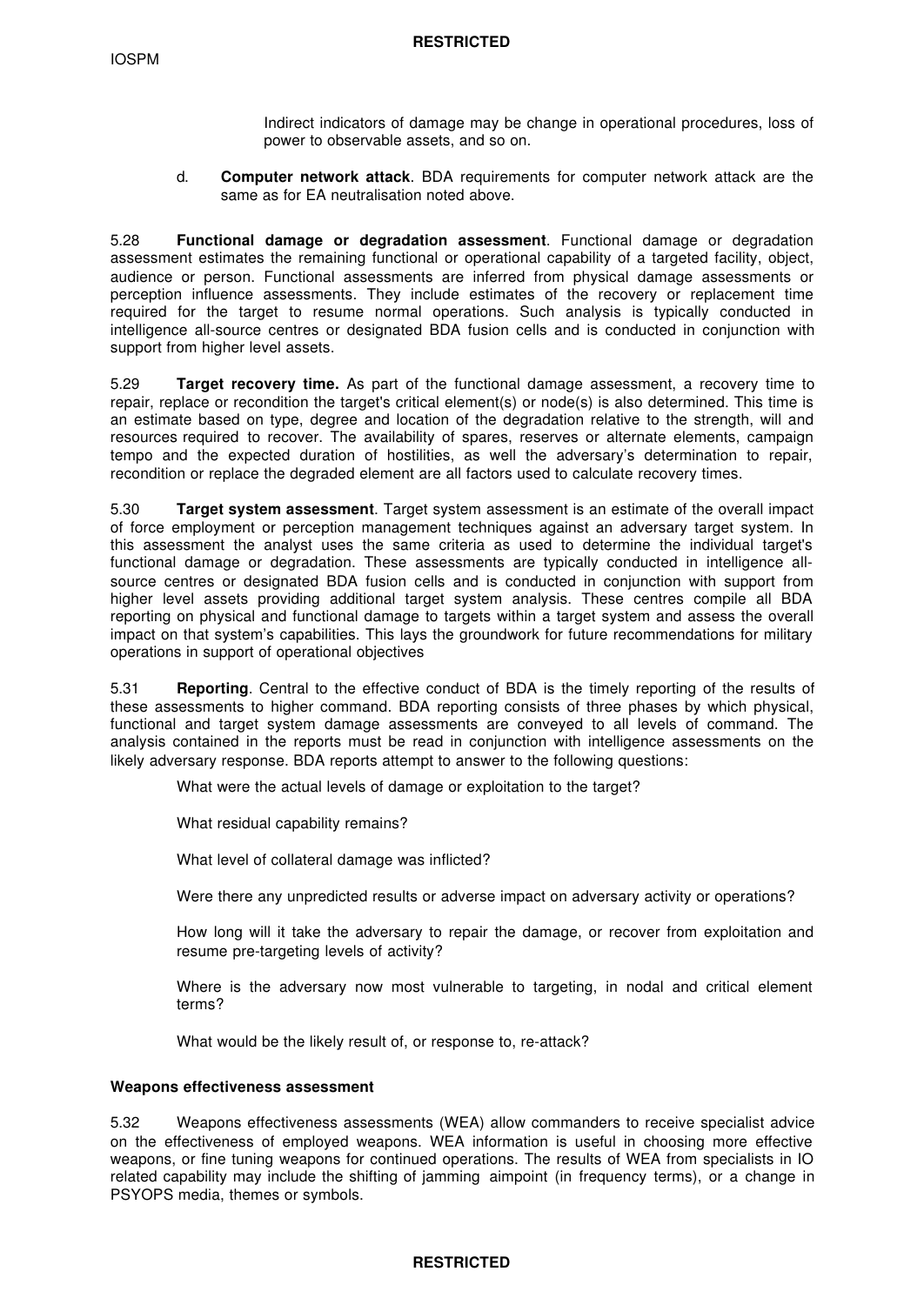Indirect indicators of damage may be change in operational procedures, loss of power to observable assets, and so on.

d. **Computer network attack**. BDA requirements for computer network attack are the same as for EA neutralisation noted above.

5.28 **Functional damage or degradation assessment**. Functional damage or degradation assessment estimates the remaining functional or operational capability of a targeted facility, object, audience or person. Functional assessments are inferred from physical damage assessments or perception influence assessments. They include estimates of the recovery or replacement time required for the target to resume normal operations. Such analysis is typically conducted in intelligence all-source centres or designated BDA fusion cells and is conducted in conjunction with support from higher level assets.

5.29 **Target recovery time.** As part of the functional damage assessment, a recovery time to repair, replace or recondition the target's critical element(s) or node(s) is also determined. This time is an estimate based on type, degree and location of the degradation relative to the strength, will and resources required to recover. The availability of spares, reserves or alternate elements, campaign tempo and the expected duration of hostilities, as well the adversary's determination to repair, recondition or replace the degraded element are all factors used to calculate recovery times.

5.30 **Target system assessment**. Target system assessment is an estimate of the overall impact of force employment or perception management techniques against an adversary target system. In this assessment the analyst uses the same criteria as used to determine the individual target's functional damage or degradation. These assessments are typically conducted in intelligence all-source centres or designated BDA fusion cells and is conducted in conjunction with support from higher level assets providing additional target system analysis. These centres compile all BDA reporting on physical and functional damage to targets within a target system and assess the overall impact on that system's capabilities. This lays the groundwork for future recommendations for military operations in support of operational objectives

5.31 **Reporting**. Central to the effective conduct of BDA is the timely reporting of the results of these assessments to higher command. BDA reporting consists of three phases by which physical, functional and target system damage assessments are conveyed to all levels of command. The analysis contained in the reports must be read in conjunction with intelligence assessments on the likely adversary response. BDA reports attempt to answer to the following questions:

What were the actual levels of damage or exploitation to the target?

What residual capability remains?

What level of collateral damage was inflicted?

Were there any unpredicted results or adverse impact on adversary activity or operations?

How long will it take the adversary to repair the damage, or recover from exploitation and resume pre-targeting levels of activity?

Where is the adversary now most vulnerable to targeting, in nodal and critical element terms?

What would be the likely result of, or response to, re-attack?

**Weapons effectiveness assessment**

5.32 Weapons effectiveness assessments (WEA) allow commanders to receive specialist advice on the effectiveness of employed weapons. WEA information is useful in choosing more effective weapons, or fine tuning weapons for continued operations. The results of WEA from specialists in IO related capability may include the shifting of jamming aimpoint (in frequency terms), or a change in PSYOPS media, themes or symbols.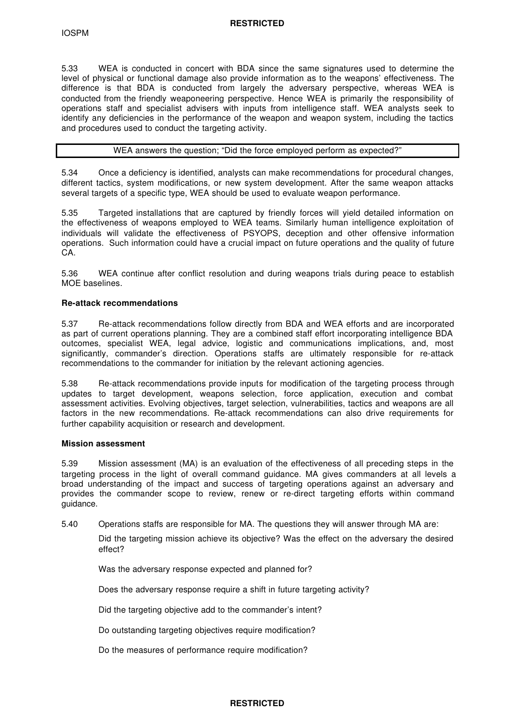5.33 WEA is conducted in concert with BDA since the same signatures used to determine the level of physical or functional damage also provide information as to the weapons' effectiveness. The difference is that BDA is conducted from largely the adversary perspective, whereas WEA is conducted from the friendly weaponeering perspective. Hence WEA is primarily the responsibility of operations staff and specialist advisers with inputs from intelligence staff. WEA analysts seek to identify any deficiencies in the performance of the weapon and weapon system, including the tactics and procedures used to conduct the targeting activity.

| WEA answers the question; "Did the force employed perform as expected?" |
|---|

5.34 Once a deficiency is identified, analysts can make recommendations for procedural changes, different tactics, system modifications, or new system development. After the same weapon attacks several targets of a specific type, WEA should be used to evaluate weapon performance.

5.35 Targeted installations that are captured by friendly forces will yield detailed information on the effectiveness of weapons employed to WEA teams. Similarly human intelligence exploitation of individuals will validate the effectiveness of PSYOPS, deception and other offensive information operations. Such information could have a crucial impact on future operations and the quality of future CA.

5.36 WEA continue after conflict resolution and during weapons trials during peace to establish MOE baselines.

**Re-attack recommendations**

5.37 Re-attack recommendations follow directly from BDA and WEA efforts and are incorporated as part of current operations planning. They are a combined staff effort incorporating intelligence BDA outcomes, specialist WEA, legal advice, logistic and communications implications, and, most significantly, commander's direction. Operations staffs are ultimately responsible for re-attack recommendations to the commander for initiation by the relevant actioning agencies.

5.38 Re-attack recommendations provide inputs for modification of the targeting process through updates to target development, weapons selection, force application, execution and combat assessment activities. Evolving objectives, target selection, vulnerabilities, tactics and weapons are all factors in the new recommendations. Re-attack recommendations can also drive requirements for further capability acquisition or research and development.

**Mission assessment**

5.39 Mission assessment (MA) is an evaluation of the effectiveness of all preceding steps in the targeting process in the light of overall command guidance. MA gives commanders at all levels a broad understanding of the impact and success of targeting operations against an adversary and provides the commander scope to review, renew or re-direct targeting efforts within command guidance.

5.40 Operations staffs are responsible for MA. The questions they will answer through MA are:

Did the targeting mission achieve its objective? Was the effect on the adversary the desired effect?

Was the adversary response expected and planned for?

Does the adversary response require a shift in future targeting activity?

Did the targeting objective add to the commander's intent?

Do outstanding targeting objectives require modification?

Do the measures of performance require modification?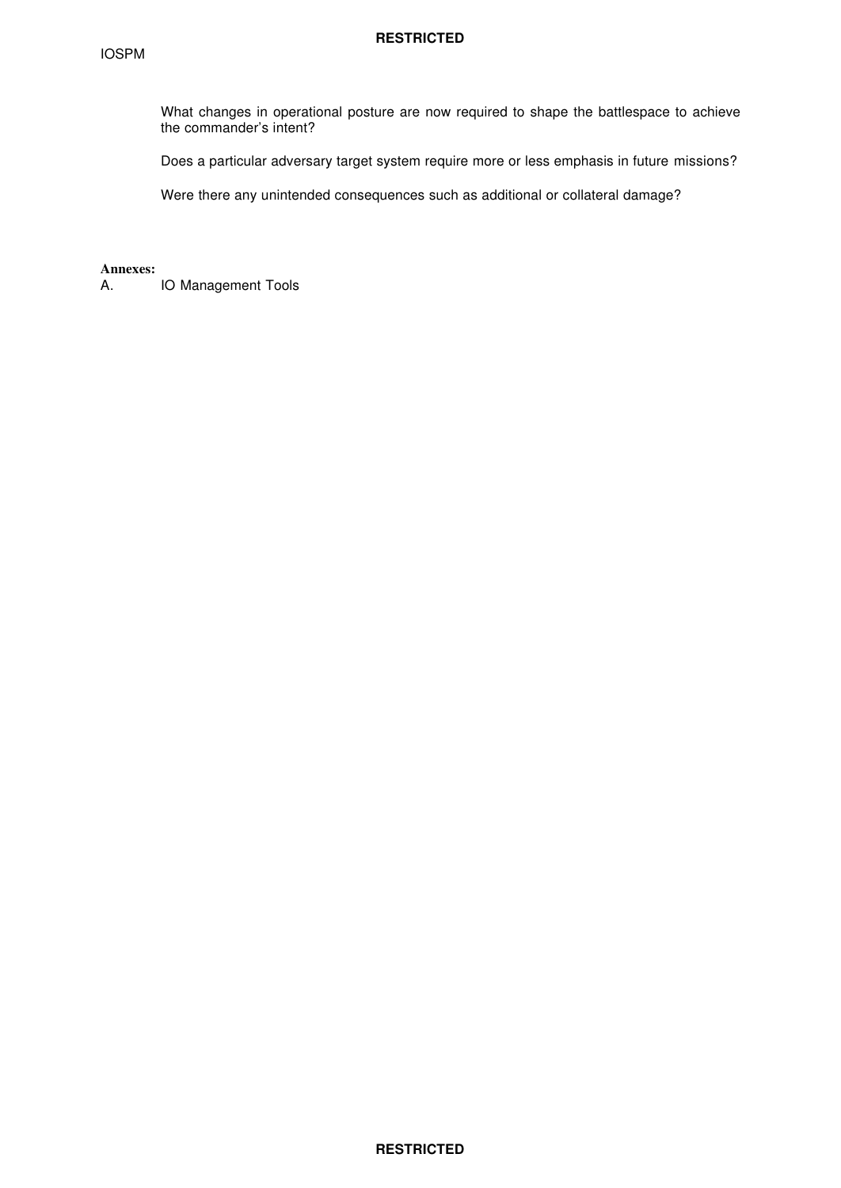What changes in operational posture are now required to shape the battlespace to achieve the commander's intent?

Does a particular adversary target system require more or less emphasis in future missions?

Were there any unintended consequences such as additional or collateral damage?

**Annexes:**

A. IO Management Tools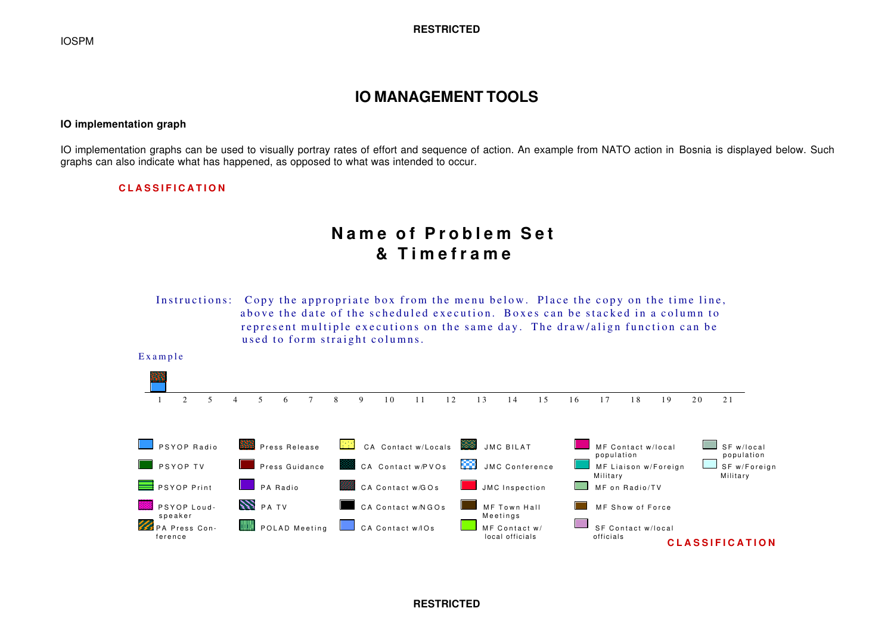# IO MANAGEMENT TOOLS

**IO implementation graph**

IO implementation graphs can be used to visually portray rates of effort and sequence of action. An example from NATO action in Bosnia is displayed below. Such graphs can also indicate what has happened, as opposed to what was intended to occur.

CLASSIFICATION

## Name of Problem Set & Timeframe

Instructions: Copy the appropriate box from the menu below. Place the copy on the time line, above the date of the scheduled execution. Boxes can be stacked in a column to represent multiple executions on the same day. The draw/align function can be used to form straight columns.

Example

1 2 5 4 5 6 7 8 9 10 11 12 13 14 15 16 17 18 19 20 21

| | | | | | |
|---|---|---|---|---|---|
| PSYOP Radio | Press Release | CA Contact w/Locals | JMC BILAT | MF Contact w/local population | SF w/local population |
| PSYOP TV | Press Guidance | CA Contact w/PVOs | JMC Conference | MF Liaison w/Foreign Military | SF w/Foreign Military |
| PSYOP Print | PA Radio | CA Contact w/GOs | JMC Inspection | MF on Radio/TV | |
| PSYOP Loud-speaker | PA TV | CA Contact w/NGOs | MF Town Hall Meetings | MF Show of Force | |
| PA Press Con-ference | POLAD Meeting | CA Contact w/IOs | MF Contact w/ local officials | SF Contact w/local officials | |

CLASSIFICATION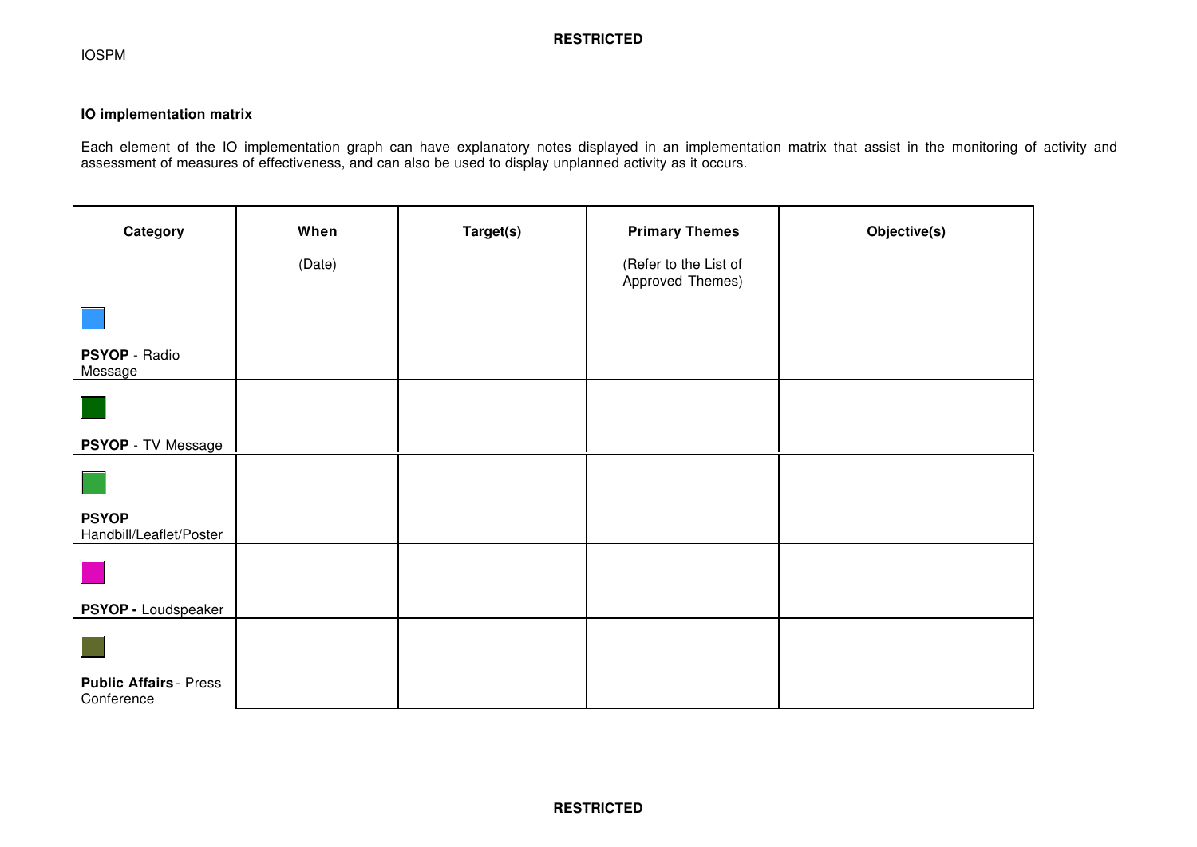## IO implementation matrix

Each element of the IO implementation graph can have explanatory notes displayed in an implementation matrix that assist in the monitoring of activity and assessment of measures of effectiveness, and can also be used to display unplanned activity as it occurs.

| Category | When (Date) | Target(s) | Primary Themes (Refer to the List of Approved Themes) | Objective(s) |
|---|---|---|---|---|
| **PSYOP** - Radio Message | | | | |
| **PSYOP** - TV Message | | | | |
| **PSYOP** Handbill/Leaflet/Poster | | | | |
| **PSYOP -** Loudspeaker | | | | |
| **Public Affairs** - Press Conference | | | | |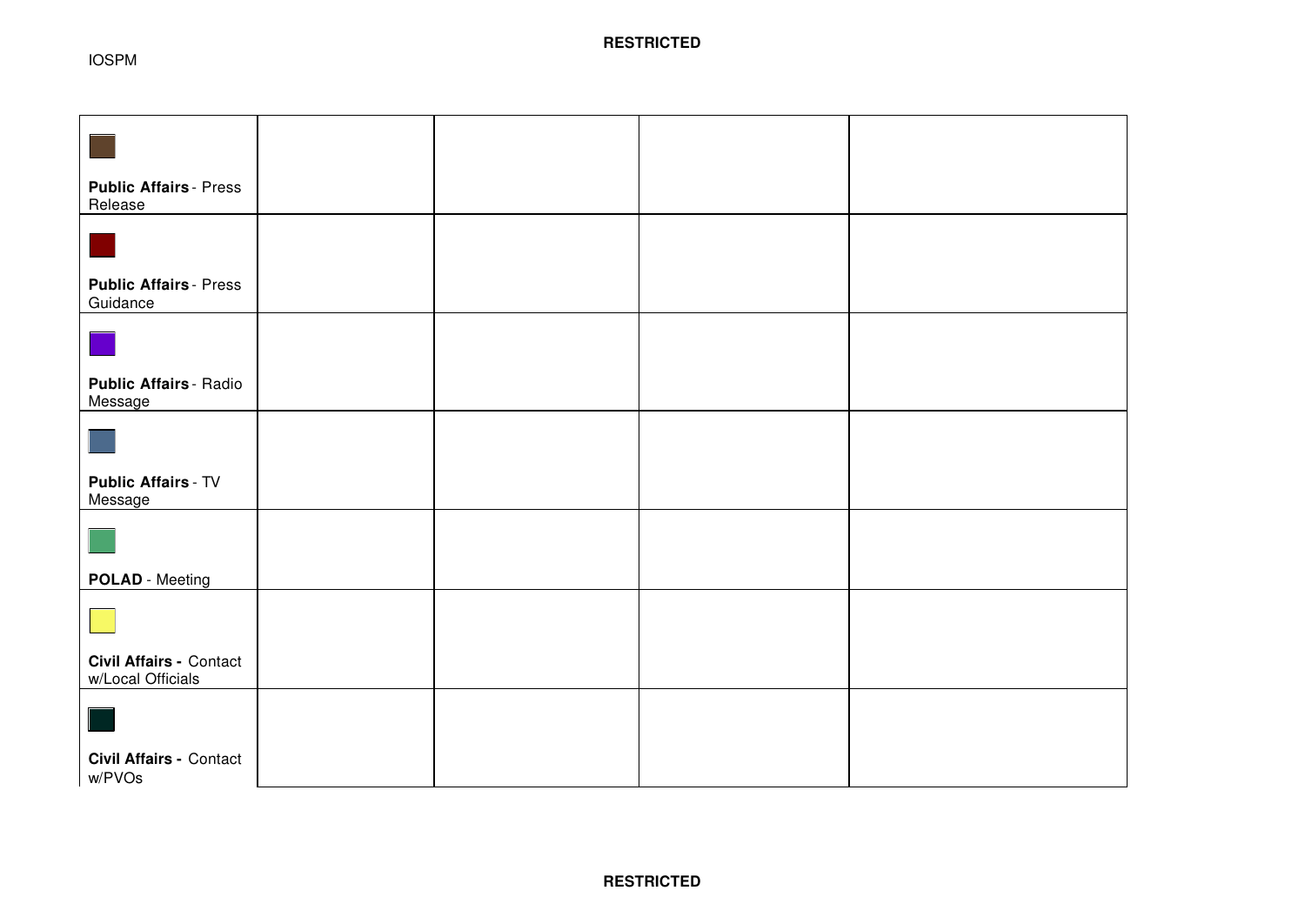| | | | | |
|---|---|---|---|---|
| **Public Affairs** - Press Release | | | | |
| **Public Affairs** - Press Guidance | | | | |
| **Public Affairs** - Radio Message | | | | |
| **Public Affairs** - TV Message | | | | |
| **POLAD** - Meeting | | | | |
| **Civil Affairs -** Contact w/Local Officials | | | | |
| **Civil Affairs -** Contact w/PVOs | | | | |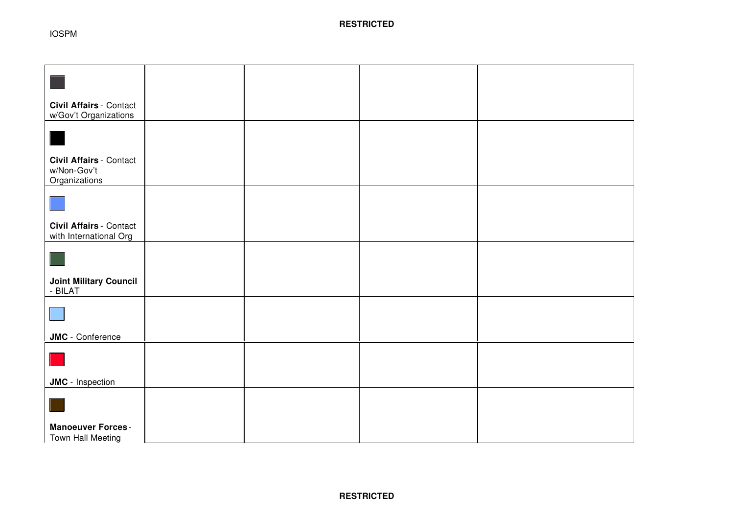| | | | | |
|---|---|---|---|---|
| **Civil Affairs** - Contact w/Gov't Organizations | | | | |
| **Civil Affairs** - Contact w/Non-Gov't Organizations | | | | |
| **Civil Affairs** - Contact with International Org | | | | |
| **Joint Military Council** - BILAT | | | | |
| **JMC** - Conference | | | | |
| **JMC** - Inspection | | | | |
| **Manoeuver Forces** - Town Hall Meeting | | | | |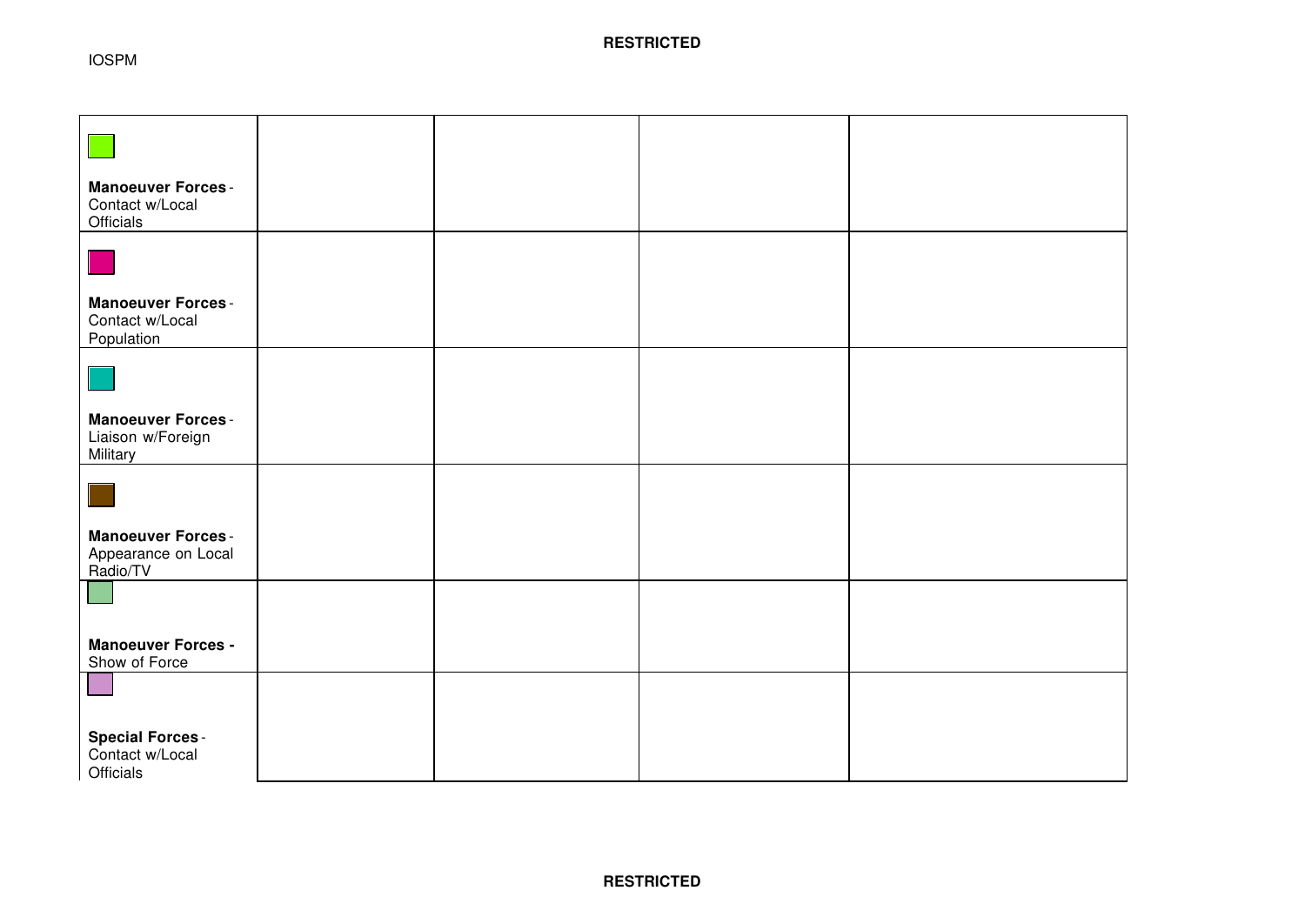| | | | | |
|---|---|---|---|---|
| **Manoeuver Forces** - Contact w/Local Officials | | | | |
| **Manoeuver Forces** - Contact w/Local Population | | | | |
| **Manoeuver Forces** - Liaison w/Foreign Military | | | | |
| **Manoeuver Forces** - Appearance on Local Radio/TV | | | | |
| **Manoeuver Forces -** Show of Force | | | | |
| **Special Forces** - Contact w/Local Officials | | | | |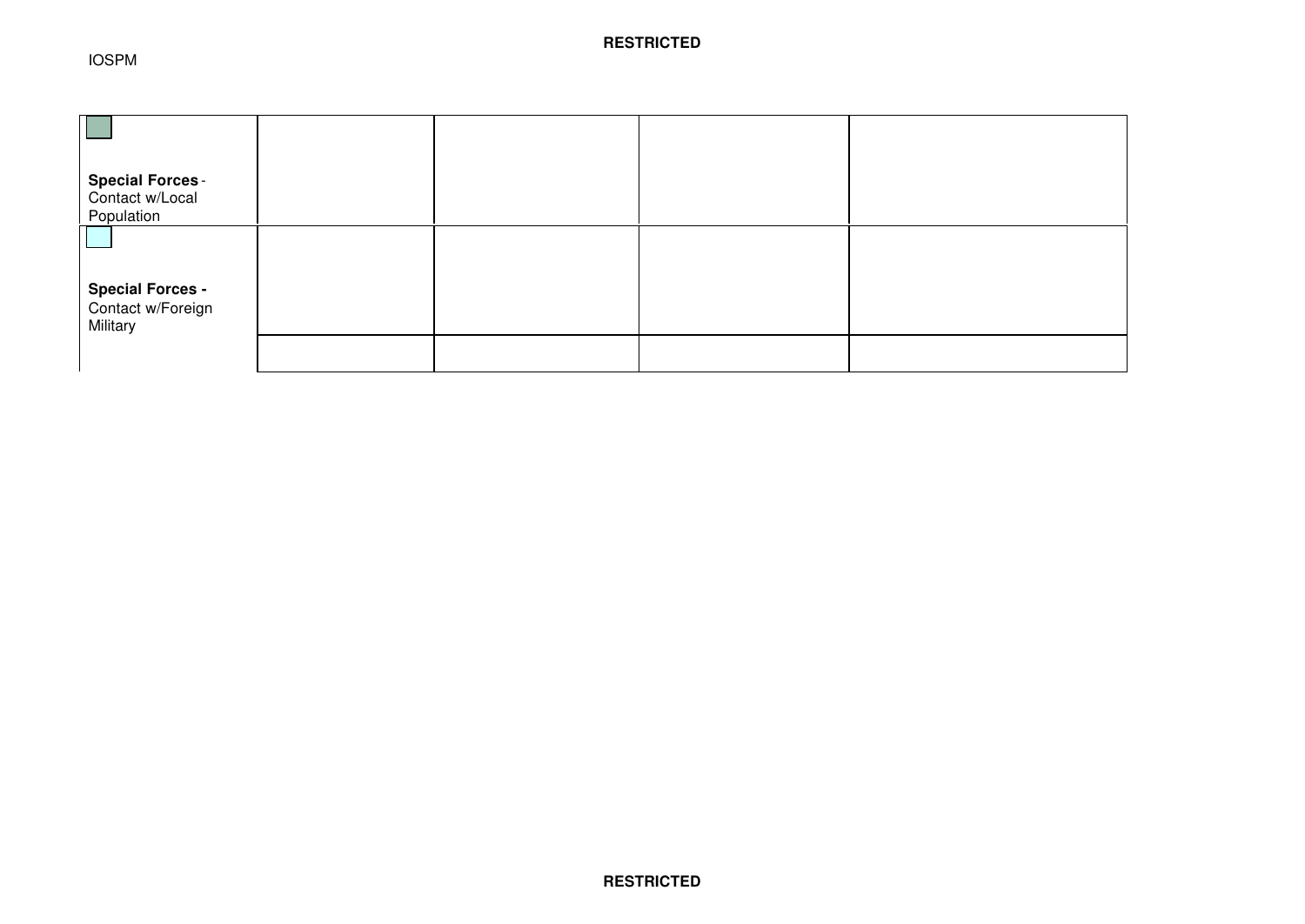| | | | | |
|---|---|---|---|---|
| **Special Forces** - Contact w/Local Population | | | | |
| **Special Forces -** Contact w/Foreign Military | | | | |
| | | | | |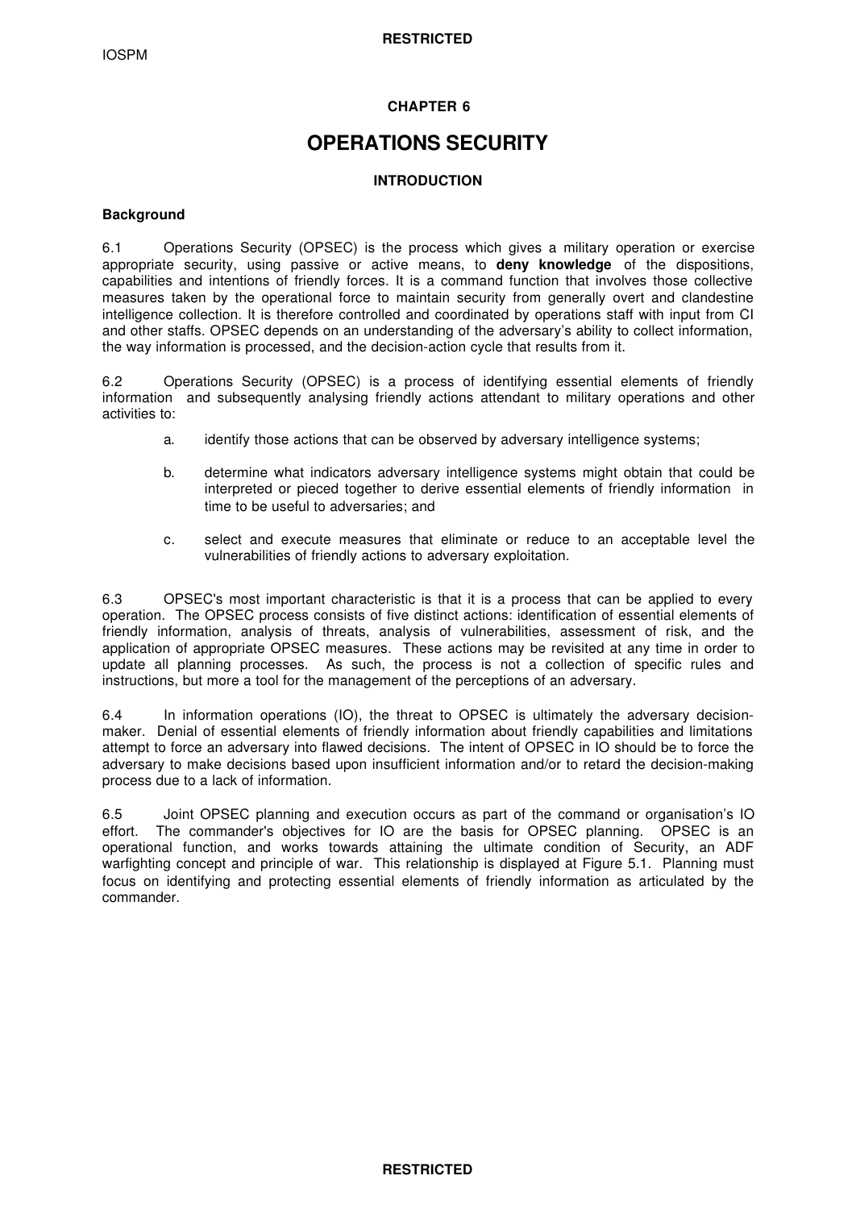**CHAPTER 6**

# OPERATIONS SECURITY

## INTRODUCTION

### Background

6.1 Operations Security (OPSEC) is the process which gives a military operation or exercise appropriate security, using passive or active means, to **deny knowledge** of the dispositions, capabilities and intentions of friendly forces. It is a command function that involves those collective measures taken by the operational force to maintain security from generally overt and clandestine intelligence collection. It is therefore controlled and coordinated by operations staff with input from CI and other staffs. OPSEC depends on an understanding of the adversary's ability to collect information, the way information is processed, and the decision-action cycle that results from it.

6.2 Operations Security (OPSEC) is a process of identifying essential elements of friendly information and subsequently analysing friendly actions attendant to military operations and other activities to:

a. identify those actions that can be observed by adversary intelligence systems;

b. determine what indicators adversary intelligence systems might obtain that could be interpreted or pieced together to derive essential elements of friendly information in time to be useful to adversaries; and

c. select and execute measures that eliminate or reduce to an acceptable level the vulnerabilities of friendly actions to adversary exploitation.

6.3 OPSEC's most important characteristic is that it is a process that can be applied to every operation. The OPSEC process consists of five distinct actions: identification of essential elements of friendly information, analysis of threats, analysis of vulnerabilities, assessment of risk, and the application of appropriate OPSEC measures. These actions may be revisited at any time in order to update all planning processes. As such, the process is not a collection of specific rules and instructions, but more a tool for the management of the perceptions of an adversary.

6.4 In information operations (IO), the threat to OPSEC is ultimately the adversary decision-maker. Denial of essential elements of friendly information about friendly capabilities and limitations attempt to force an adversary into flawed decisions. The intent of OPSEC in IO should be to force the adversary to make decisions based upon insufficient information and/or to retard the decision-making process due to a lack of information.

6.5 Joint OPSEC planning and execution occurs as part of the command or organisation's IO effort. The commander's objectives for IO are the basis for OPSEC planning. OPSEC is an operational function, and works towards attaining the ultimate condition of Security, an ADF warfighting concept and principle of war. This relationship is displayed at Figure 5.1. Planning must focus on identifying and protecting essential elements of friendly information as articulated by the commander.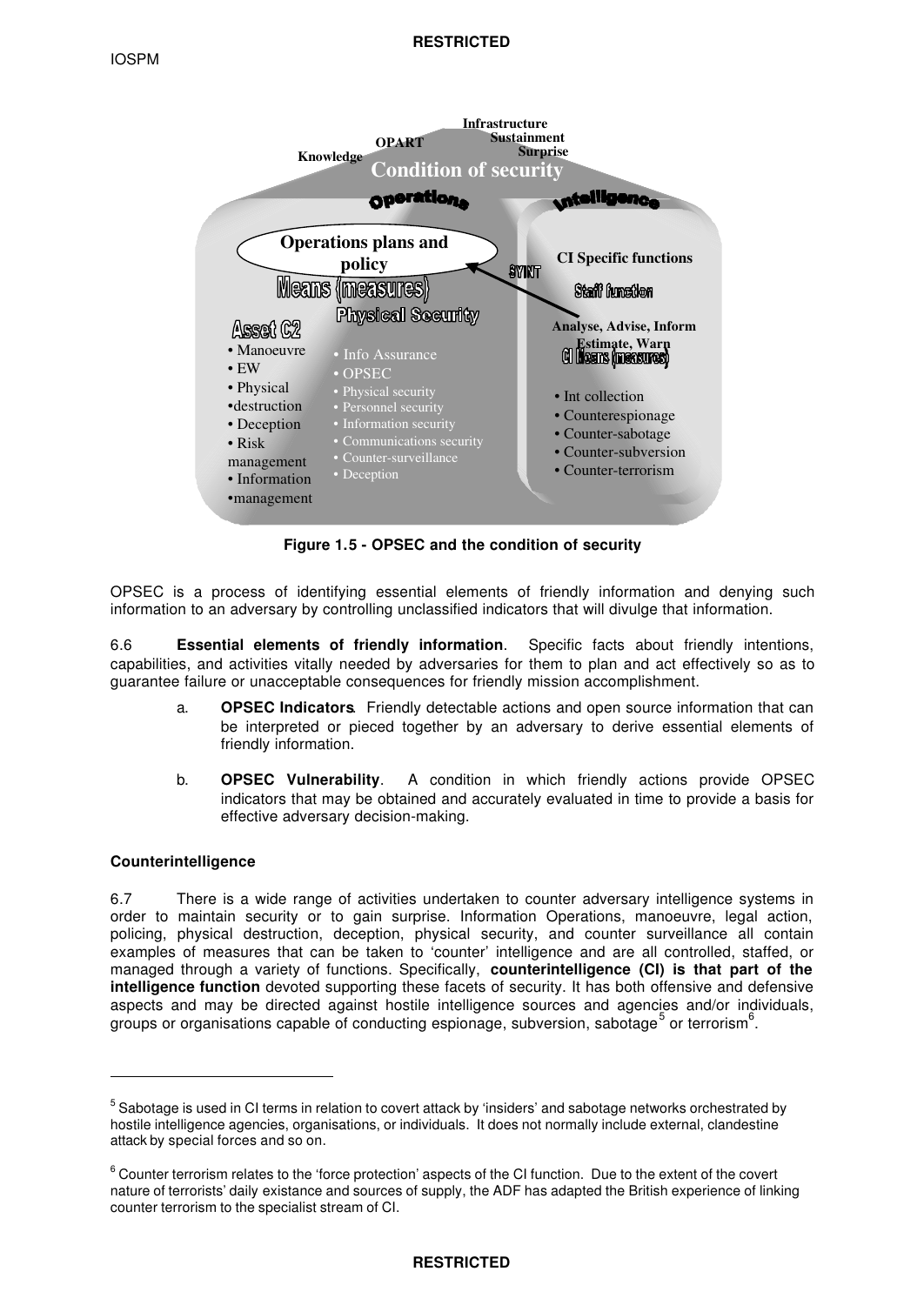Infrastructure
Sustainment
Surprise
OPART
Knowledge

**Condition of security**

**Operations** | **Intelligence**

**Operations plans and policy**

**Means (measures)**

**Asset C2**
- Manoeuvre
- EW
- Physical destruction
- Deception
- Risk management
- Information management

**Physical Security**
- Info Assurance
- OPSEC
- Physical security
- Personnel security
- Information security
- Communications security
- Counter-surveillance
- Deception

SYINT

**CI Specific functions**

**Staff function**

**Analyse, Advise, Inform Estimate, Warn**

**CI Means (measures)**
- Int collection
- Counterespionage
- Counter-sabotage
- Counter-subversion
- Counter-terrorism

**Figure 1.5 - OPSEC and the condition of security**

OPSEC is a process of identifying essential elements of friendly information and denying such information to an adversary by controlling unclassified indicators that will divulge that information.

6.6 **Essential elements of friendly information**. Specific facts about friendly intentions, capabilities, and activities vitally needed by adversaries for them to plan and act effectively so as to guarantee failure or unacceptable consequences for friendly mission accomplishment.

a. **OPSEC Indicators**. Friendly detectable actions and open source information that can be interpreted or pieced together by an adversary to derive essential elements of friendly information.

b. **OPSEC Vulnerability**. A condition in which friendly actions provide OPSEC indicators that may be obtained and accurately evaluated in time to provide a basis for effective adversary decision-making.

**Counterintelligence**

6.7 There is a wide range of activities undertaken to counter adversary intelligence systems in order to maintain security or to gain surprise. Information Operations, manoeuvre, legal action, policing, physical destruction, deception, physical security, and counter surveillance all contain examples of measures that can be taken to 'counter' intelligence and are all controlled, staffed, or managed through a variety of functions. Specifically, **counterintelligence (CI) is that part of the intelligence function** devoted supporting these facets of security. It has both offensive and defensive aspects and may be directed against hostile intelligence sources and agencies and/or individuals, groups or organisations capable of conducting espionage, subversion, sabotage[5] or terrorism[6].

[5] Sabotage is used in CI terms in relation to covert attack by 'insiders' and sabotage networks orchestrated by hostile intelligence agencies, organisations, or individuals. It does not normally include external, clandestine attack by special forces and so on.

[6] Counter terrorism relates to the 'force protection' aspects of the CI function. Due to the extent of the covert nature of terrorists' daily existance and sources of supply, the ADF has adapted the British experience of linking counter terrorism to the specialist stream of CI.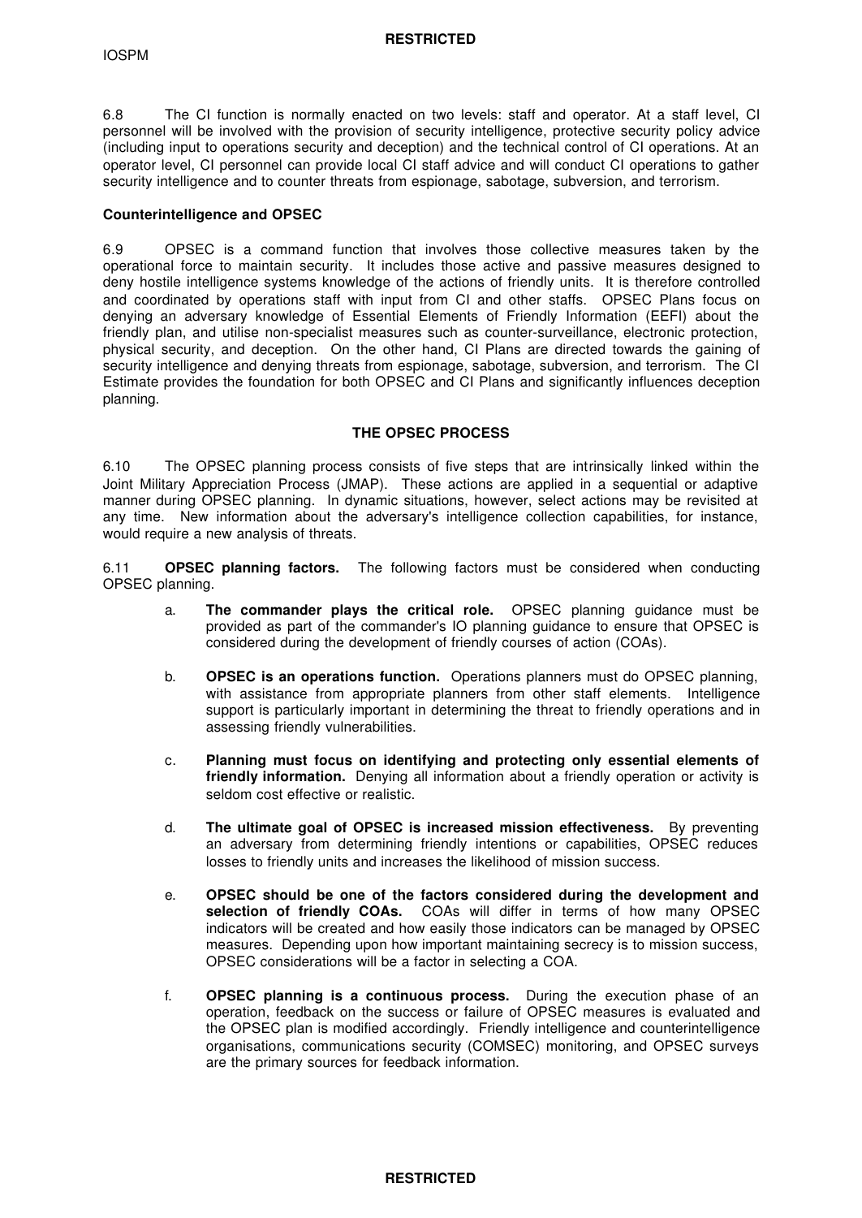6.8 The CI function is normally enacted on two levels: staff and operator. At a staff level, CI personnel will be involved with the provision of security intelligence, protective security policy advice (including input to operations security and deception) and the technical control of CI operations. At an operator level, CI personnel can provide local CI staff advice and will conduct CI operations to gather security intelligence and to counter threats from espionage, sabotage, subversion, and terrorism.

**Counterintelligence and OPSEC**

6.9 OPSEC is a command function that involves those collective measures taken by the operational force to maintain security. It includes those active and passive measures designed to deny hostile intelligence systems knowledge of the actions of friendly units. It is therefore controlled and coordinated by operations staff with input from CI and other staffs. OPSEC Plans focus on denying an adversary knowledge of Essential Elements of Friendly Information (EEFI) about the friendly plan, and utilise non-specialist measures such as counter-surveillance, electronic protection, physical security, and deception. On the other hand, CI Plans are directed towards the gaining of security intelligence and denying threats from espionage, sabotage, subversion, and terrorism. The CI Estimate provides the foundation for both OPSEC and CI Plans and significantly influences deception planning.

## THE OPSEC PROCESS

6.10 The OPSEC planning process consists of five steps that are intrinsically linked within the Joint Military Appreciation Process (JMAP). These actions are applied in a sequential or adaptive manner during OPSEC planning. In dynamic situations, however, select actions may be revisited at any time. New information about the adversary's intelligence collection capabilities, for instance, would require a new analysis of threats.

6.11 **OPSEC planning factors.** The following factors must be considered when conducting OPSEC planning.

a. **The commander plays the critical role.** OPSEC planning guidance must be provided as part of the commander's IO planning guidance to ensure that OPSEC is considered during the development of friendly courses of action (COAs).

b. **OPSEC is an operations function.** Operations planners must do OPSEC planning, with assistance from appropriate planners from other staff elements. Intelligence support is particularly important in determining the threat to friendly operations and in assessing friendly vulnerabilities.

c. **Planning must focus on identifying and protecting only essential elements of friendly information.** Denying all information about a friendly operation or activity is seldom cost effective or realistic.

d. **The ultimate goal of OPSEC is increased mission effectiveness.** By preventing an adversary from determining friendly intentions or capabilities, OPSEC reduces losses to friendly units and increases the likelihood of mission success.

e. **OPSEC should be one of the factors considered during the development and selection of friendly COAs.** COAs will differ in terms of how many OPSEC indicators will be created and how easily those indicators can be managed by OPSEC measures. Depending upon how important maintaining secrecy is to mission success, OPSEC considerations will be a factor in selecting a COA.

f. **OPSEC planning is a continuous process.** During the execution phase of an operation, feedback on the success or failure of OPSEC measures is evaluated and the OPSEC plan is modified accordingly. Friendly intelligence and counterintelligence organisations, communications security (COMSEC) monitoring, and OPSEC surveys are the primary sources for feedback information.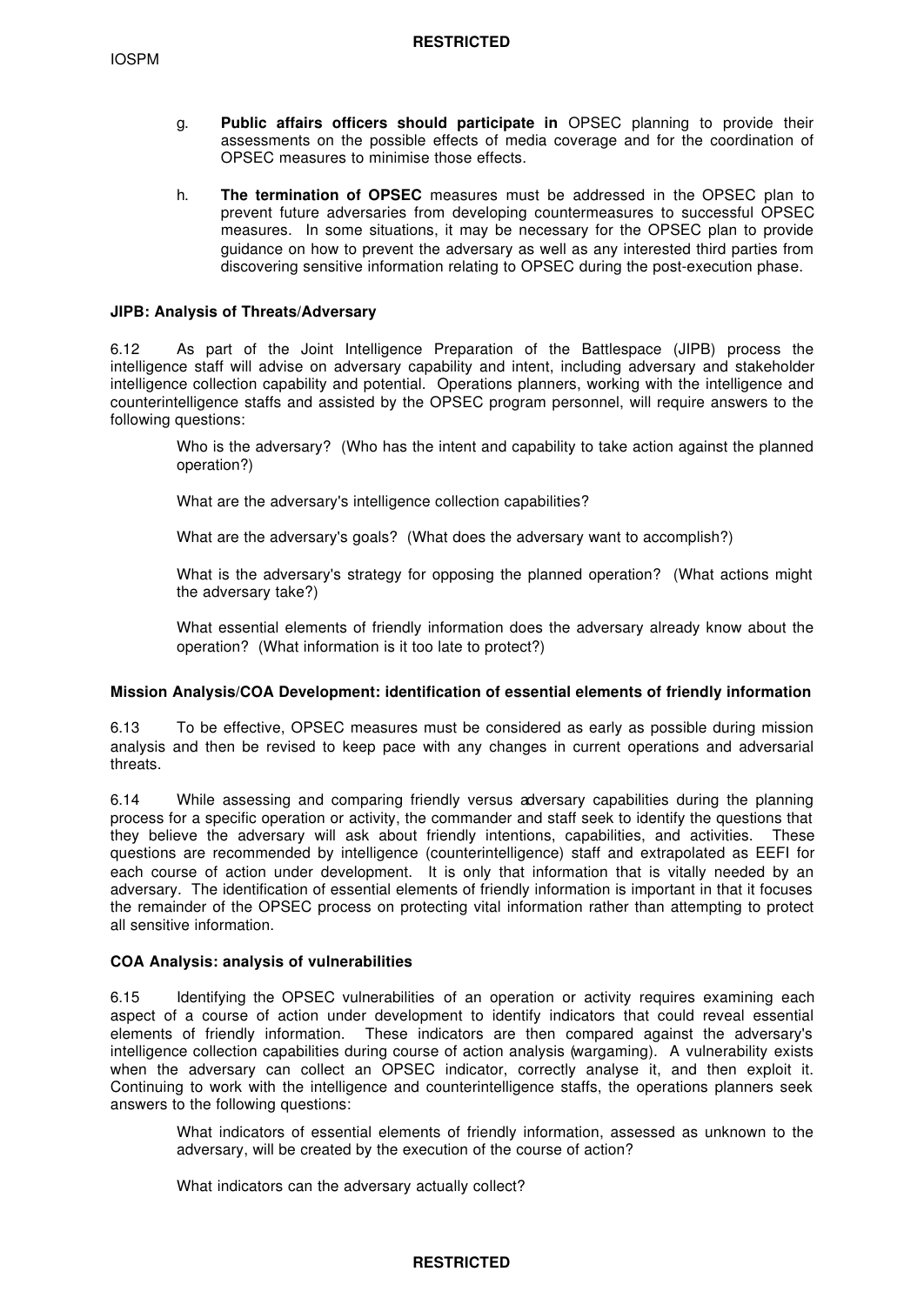g. **Public affairs officers should participate in** OPSEC planning to provide their assessments on the possible effects of media coverage and for the coordination of OPSEC measures to minimise those effects.

h. **The termination of OPSEC** measures must be addressed in the OPSEC plan to prevent future adversaries from developing countermeasures to successful OPSEC measures. In some situations, it may be necessary for the OPSEC plan to provide guidance on how to prevent the adversary as well as any interested third parties from discovering sensitive information relating to OPSEC during the post-execution phase.

**JIPB: Analysis of Threats/Adversary**

6.12 As part of the Joint Intelligence Preparation of the Battlespace (JIPB) process the intelligence staff will advise on adversary capability and intent, including adversary and stakeholder intelligence collection capability and potential. Operations planners, working with the intelligence and counterintelligence staffs and assisted by the OPSEC program personnel, will require answers to the following questions:

> Who is the adversary? (Who has the intent and capability to take action against the planned operation?)
>
> What are the adversary's intelligence collection capabilities?
>
> What are the adversary's goals? (What does the adversary want to accomplish?)
>
> What is the adversary's strategy for opposing the planned operation? (What actions might the adversary take?)
>
> What essential elements of friendly information does the adversary already know about the operation? (What information is it too late to protect?)

**Mission Analysis/COA Development: identification of essential elements of friendly information**

6.13 To be effective, OPSEC measures must be considered as early as possible during mission analysis and then be revised to keep pace with any changes in current operations and adversarial threats.

6.14 While assessing and comparing friendly versus adversary capabilities during the planning process for a specific operation or activity, the commander and staff seek to identify the questions that they believe the adversary will ask about friendly intentions, capabilities, and activities. These questions are recommended by intelligence (counterintelligence) staff and extrapolated as EEFI for each course of action under development. It is only that information that is vitally needed by an adversary. The identification of essential elements of friendly information is important in that it focuses the remainder of the OPSEC process on protecting vital information rather than attempting to protect all sensitive information.

**COA Analysis: analysis of vulnerabilities**

6.15 Identifying the OPSEC vulnerabilities of an operation or activity requires examining each aspect of a course of action under development to identify indicators that could reveal essential elements of friendly information. These indicators are then compared against the adversary's intelligence collection capabilities during course of action analysis (wargaming). A vulnerability exists when the adversary can collect an OPSEC indicator, correctly analyse it, and then exploit it. Continuing to work with the intelligence and counterintelligence staffs, the operations planners seek answers to the following questions:

> What indicators of essential elements of friendly information, assessed as unknown to the adversary, will be created by the execution of the course of action?
>
> What indicators can the adversary actually collect?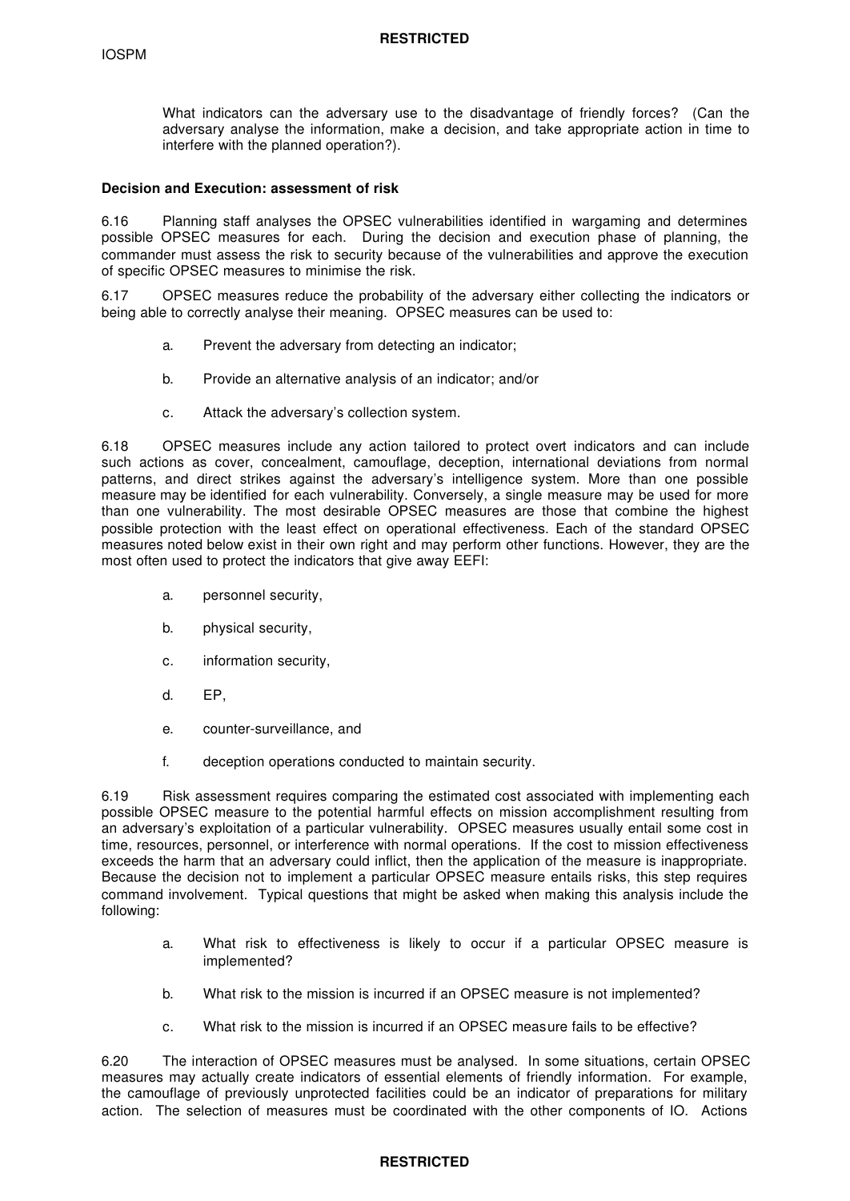What indicators can the adversary use to the disadvantage of friendly forces? (Can the adversary analyse the information, make a decision, and take appropriate action in time to interfere with the planned operation?).

**Decision and Execution: assessment of risk**

6.16 Planning staff analyses the OPSEC vulnerabilities identified in wargaming and determines possible OPSEC measures for each. During the decision and execution phase of planning, the commander must assess the risk to security because of the vulnerabilities and approve the execution of specific OPSEC measures to minimise the risk.

6.17 OPSEC measures reduce the probability of the adversary either collecting the indicators or being able to correctly analyse their meaning. OPSEC measures can be used to:

a. Prevent the adversary from detecting an indicator;

b. Provide an alternative analysis of an indicator; and/or

c. Attack the adversary's collection system.

6.18 OPSEC measures include any action tailored to protect overt indicators and can include such actions as cover, concealment, camouflage, deception, international deviations from normal patterns, and direct strikes against the adversary's intelligence system. More than one possible measure may be identified for each vulnerability. Conversely, a single measure may be used for more than one vulnerability. The most desirable OPSEC measures are those that combine the highest possible protection with the least effect on operational effectiveness. Each of the standard OPSEC measures noted below exist in their own right and may perform other functions. However, they are the most often used to protect the indicators that give away EEFI:

a. personnel security,

b. physical security,

c. information security,

d. EP,

e. counter-surveillance, and

f. deception operations conducted to maintain security.

6.19 Risk assessment requires comparing the estimated cost associated with implementing each possible OPSEC measure to the potential harmful effects on mission accomplishment resulting from an adversary's exploitation of a particular vulnerability. OPSEC measures usually entail some cost in time, resources, personnel, or interference with normal operations. If the cost to mission effectiveness exceeds the harm that an adversary could inflict, then the application of the measure is inappropriate. Because the decision not to implement a particular OPSEC measure entails risks, this step requires command involvement. Typical questions that might be asked when making this analysis include the following:

a. What risk to effectiveness is likely to occur if a particular OPSEC measure is implemented?

b. What risk to the mission is incurred if an OPSEC measure is not implemented?

c. What risk to the mission is incurred if an OPSEC measure fails to be effective?

6.20 The interaction of OPSEC measures must be analysed. In some situations, certain OPSEC measures may actually create indicators of essential elements of friendly information. For example, the camouflage of previously unprotected facilities could be an indicator of preparations for military action. The selection of measures must be coordinated with the other components of IO. Actions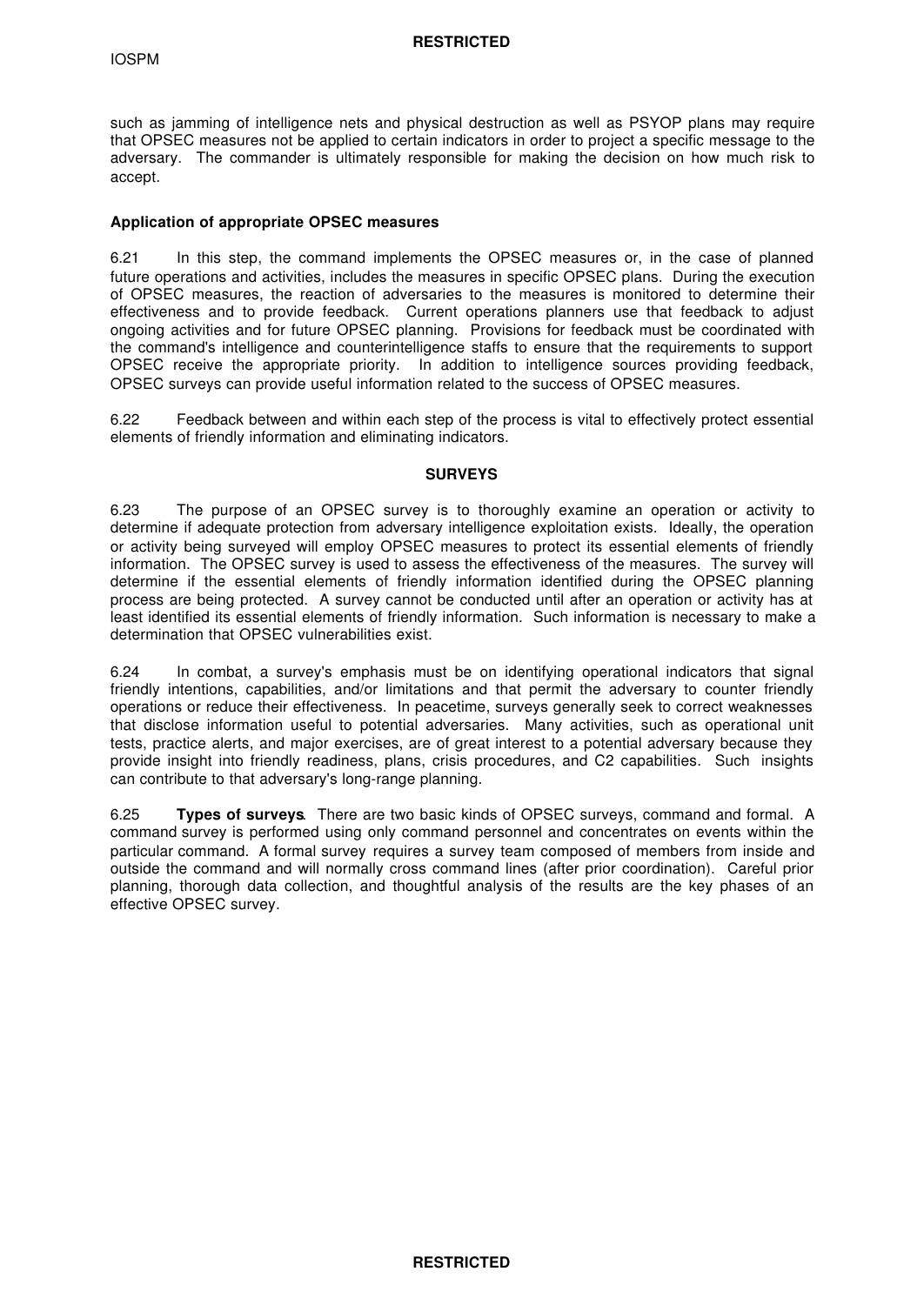such as jamming of intelligence nets and physical destruction as well as PSYOP plans may require that OPSEC measures not be applied to certain indicators in order to project a specific message to the adversary. The commander is ultimately responsible for making the decision on how much risk to accept.

**Application of appropriate OPSEC measures**

6.21 In this step, the command implements the OPSEC measures or, in the case of planned future operations and activities, includes the measures in specific OPSEC plans. During the execution of OPSEC measures, the reaction of adversaries to the measures is monitored to determine their effectiveness and to provide feedback. Current operations planners use that feedback to adjust ongoing activities and for future OPSEC planning. Provisions for feedback must be coordinated with the command's intelligence and counterintelligence staffs to ensure that the requirements to support OPSEC receive the appropriate priority. In addition to intelligence sources providing feedback, OPSEC surveys can provide useful information related to the success of OPSEC measures.

6.22 Feedback between and within each step of the process is vital to effectively protect essential elements of friendly information and eliminating indicators.

## SURVEYS

6.23 The purpose of an OPSEC survey is to thoroughly examine an operation or activity to determine if adequate protection from adversary intelligence exploitation exists. Ideally, the operation or activity being surveyed will employ OPSEC measures to protect its essential elements of friendly information. The OPSEC survey is used to assess the effectiveness of the measures. The survey will determine if the essential elements of friendly information identified during the OPSEC planning process are being protected. A survey cannot be conducted until after an operation or activity has at least identified its essential elements of friendly information. Such information is necessary to make a determination that OPSEC vulnerabilities exist.

6.24 In combat, a survey's emphasis must be on identifying operational indicators that signal friendly intentions, capabilities, and/or limitations and that permit the adversary to counter friendly operations or reduce their effectiveness. In peacetime, surveys generally seek to correct weaknesses that disclose information useful to potential adversaries. Many activities, such as operational unit tests, practice alerts, and major exercises, are of great interest to a potential adversary because they provide insight into friendly readiness, plans, crisis procedures, and C2 capabilities. Such insights can contribute to that adversary's long-range planning.

6.25 **Types of surveys**. There are two basic kinds of OPSEC surveys, command and formal. A command survey is performed using only command personnel and concentrates on events within the particular command. A formal survey requires a survey team composed of members from inside and outside the command and will normally cross command lines (after prior coordination). Careful prior planning, thorough data collection, and thoughtful analysis of the results are the key phases of an effective OPSEC survey.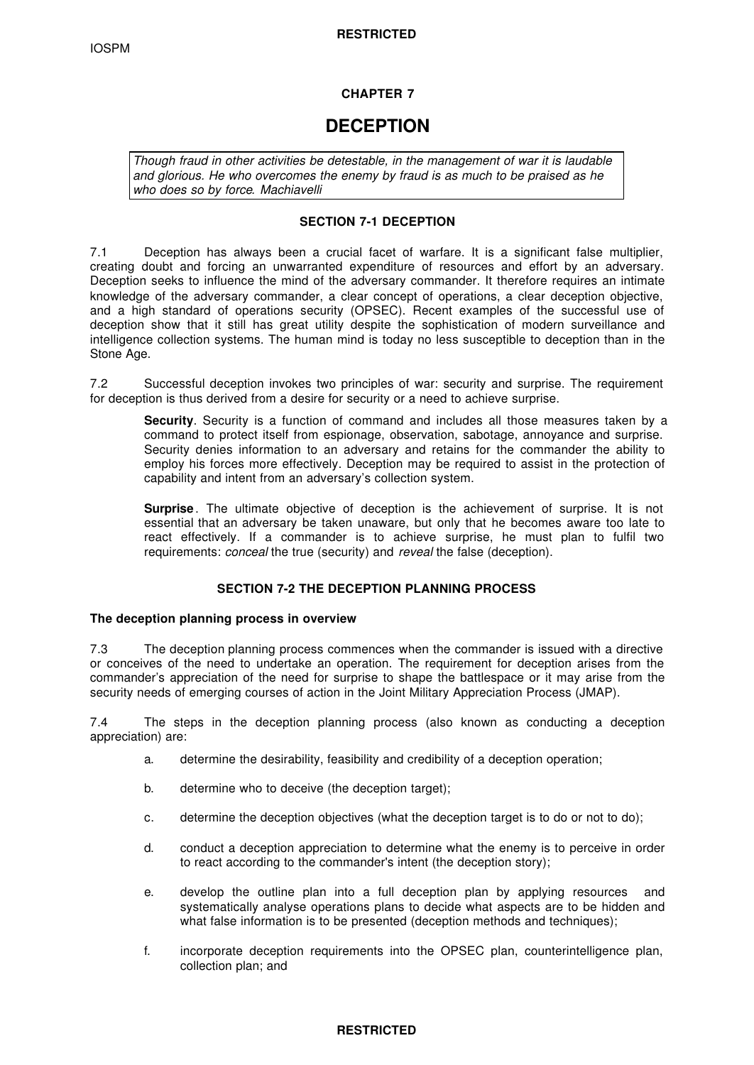# CHAPTER 7

# DECEPTION

> *Though fraud in other activities be detestable, in the management of war it is laudable and glorious. He who overcomes the enemy by fraud is as much to be praised as he who does so by force. Machiavelli*

## SECTION 7-1 DECEPTION

7.1 Deception has always been a crucial facet of warfare. It is a significant false multiplier, creating doubt and forcing an unwarranted expenditure of resources and effort by an adversary. Deception seeks to influence the mind of the adversary commander. It therefore requires an intimate knowledge of the adversary commander, a clear concept of operations, a clear deception objective, and a high standard of operations security (OPSEC). Recent examples of the successful use of deception show that it still has great utility despite the sophistication of modern surveillance and intelligence collection systems. The human mind is today no less susceptible to deception than in the Stone Age.

7.2 Successful deception invokes two principles of war: security and surprise. The requirement for deception is thus derived from a desire for security or a need to achieve surprise.

> **Security**. Security is a function of command and includes all those measures taken by a command to protect itself from espionage, observation, sabotage, annoyance and surprise. Security denies information to an adversary and retains for the commander the ability to employ his forces more effectively. Deception may be required to assist in the protection of capability and intent from an adversary's collection system.
>
> **Surprise**. The ultimate objective of deception is the achievement of surprise. It is not essential that an adversary be taken unaware, but only that he becomes aware too late to react effectively. If a commander is to achieve surprise, he must plan to fulfil two requirements: *conceal* the true (security) and *reveal* the false (deception).

## SECTION 7-2 THE DECEPTION PLANNING PROCESS

### The deception planning process in overview

7.3 The deception planning process commences when the commander is issued with a directive or conceives of the need to undertake an operation. The requirement for deception arises from the commander's appreciation of the need for surprise to shape the battlespace or it may arise from the security needs of emerging courses of action in the Joint Military Appreciation Process (JMAP).

7.4 The steps in the deception planning process (also known as conducting a deception appreciation) are:

a. determine the desirability, feasibility and credibility of a deception operation;

b. determine who to deceive (the deception target);

c. determine the deception objectives (what the deception target is to do or not to do);

d. conduct a deception appreciation to determine what the enemy is to perceive in order to react according to the commander's intent (the deception story);

e. develop the outline plan into a full deception plan by applying resources and systematically analyse operations plans to decide what aspects are to be hidden and what false information is to be presented (deception methods and techniques);

f. incorporate deception requirements into the OPSEC plan, counterintelligence plan, collection plan; and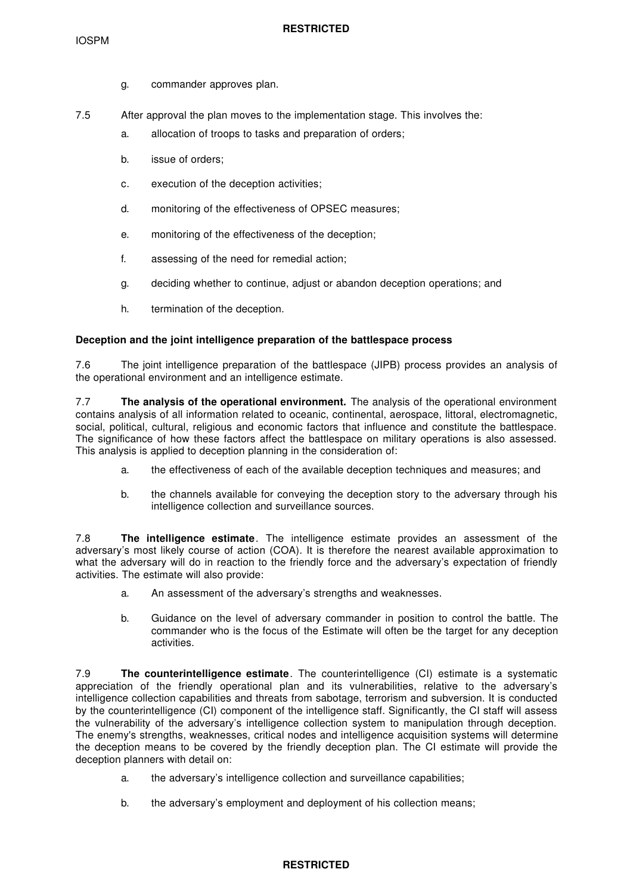g. commander approves plan.

7.5 After approval the plan moves to the implementation stage. This involves the:

a. allocation of troops to tasks and preparation of orders;

b. issue of orders;

c. execution of the deception activities;

d. monitoring of the effectiveness of OPSEC measures;

e. monitoring of the effectiveness of the deception;

f. assessing of the need for remedial action;

g. deciding whether to continue, adjust or abandon deception operations; and

h. termination of the deception.

**Deception and the joint intelligence preparation of the battlespace process**

7.6 The joint intelligence preparation of the battlespace (JIPB) process provides an analysis of the operational environment and an intelligence estimate.

7.7 **The analysis of the operational environment.** The analysis of the operational environment contains analysis of all information related to oceanic, continental, aerospace, littoral, electromagnetic, social, political, cultural, religious and economic factors that influence and constitute the battlespace. The significance of how these factors affect the battlespace on military operations is also assessed. This analysis is applied to deception planning in the consideration of:

a. the effectiveness of each of the available deception techniques and measures; and

b. the channels available for conveying the deception story to the adversary through his intelligence collection and surveillance sources.

7.8 **The intelligence estimate**. The intelligence estimate provides an assessment of the adversary's most likely course of action (COA). It is therefore the nearest available approximation to what the adversary will do in reaction to the friendly force and the adversary's expectation of friendly activities. The estimate will also provide:

a. An assessment of the adversary's strengths and weaknesses.

b. Guidance on the level of adversary commander in position to control the battle. The commander who is the focus of the Estimate will often be the target for any deception activities.

7.9 **The counterintelligence estimate**. The counterintelligence (CI) estimate is a systematic appreciation of the friendly operational plan and its vulnerabilities, relative to the adversary's intelligence collection capabilities and threats from sabotage, terrorism and subversion. It is conducted by the counterintelligence (CI) component of the intelligence staff. Significantly, the CI staff will assess the vulnerability of the adversary's intelligence collection system to manipulation through deception. The enemy's strengths, weaknesses, critical nodes and intelligence acquisition systems will determine the deception means to be covered by the friendly deception plan. The CI estimate will provide the deception planners with detail on:

a. the adversary's intelligence collection and surveillance capabilities;

b. the adversary's employment and deployment of his collection means;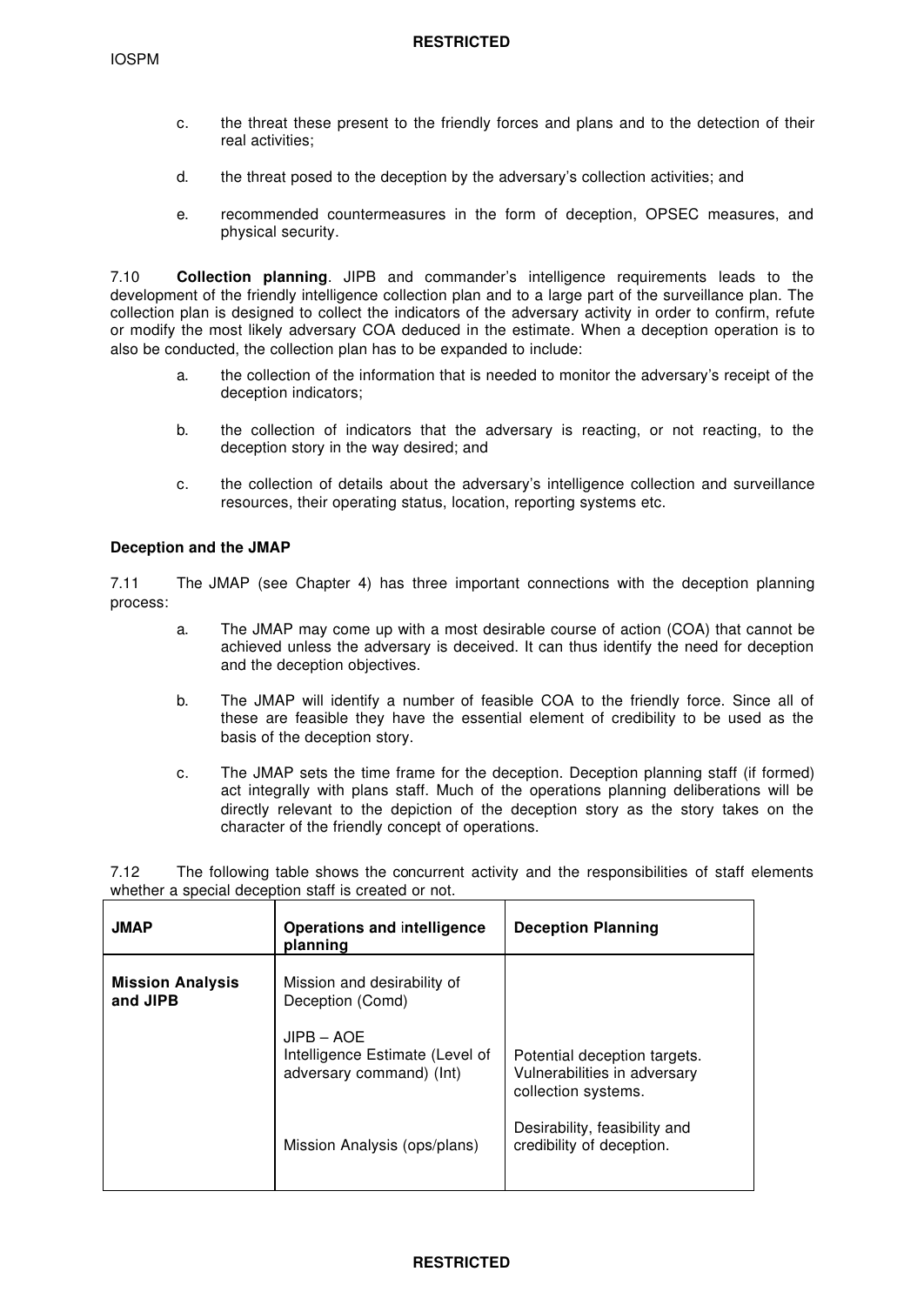c. the threat these present to the friendly forces and plans and to the detection of their real activities;

d. the threat posed to the deception by the adversary's collection activities; and

e. recommended countermeasures in the form of deception, OPSEC measures, and physical security.

7.10 **Collection planning**. JIPB and commander's intelligence requirements leads to the development of the friendly intelligence collection plan and to a large part of the surveillance plan. The collection plan is designed to collect the indicators of the adversary activity in order to confirm, refute or modify the most likely adversary COA deduced in the estimate. When a deception operation is to also be conducted, the collection plan has to be expanded to include:

a. the collection of the information that is needed to monitor the adversary's receipt of the deception indicators;

b. the collection of indicators that the adversary is reacting, or not reacting, to the deception story in the way desired; and

c. the collection of details about the adversary's intelligence collection and surveillance resources, their operating status, location, reporting systems etc.

**Deception and the JMAP**

7.11 The JMAP (see Chapter 4) has three important connections with the deception planning process:

a. The JMAP may come up with a most desirable course of action (COA) that cannot be achieved unless the adversary is deceived. It can thus identify the need for deception and the deception objectives.

b. The JMAP will identify a number of feasible COA to the friendly force. Since all of these are feasible they have the essential element of credibility to be used as the basis of the deception story.

c. The JMAP sets the time frame for the deception. Deception planning staff (if formed) act integrally with plans staff. Much of the operations planning deliberations will be directly relevant to the depiction of the deception story as the story takes on the character of the friendly concept of operations.

7.12 The following table shows the concurrent activity and the responsibilities of staff elements whether a special deception staff is created or not.

| JMAP | Operations and intelligence planning | Deception Planning |
|---|---|---|
| **Mission Analysis and JIPB** | Mission and desirability of Deception (Comd) | |
| | JIPB – AOE Intelligence Estimate (Level of adversary command) (Int) | Potential deception targets. Vulnerabilities in adversary collection systems. |
| | Mission Analysis (ops/plans) | Desirability, feasibility and credibility of deception. |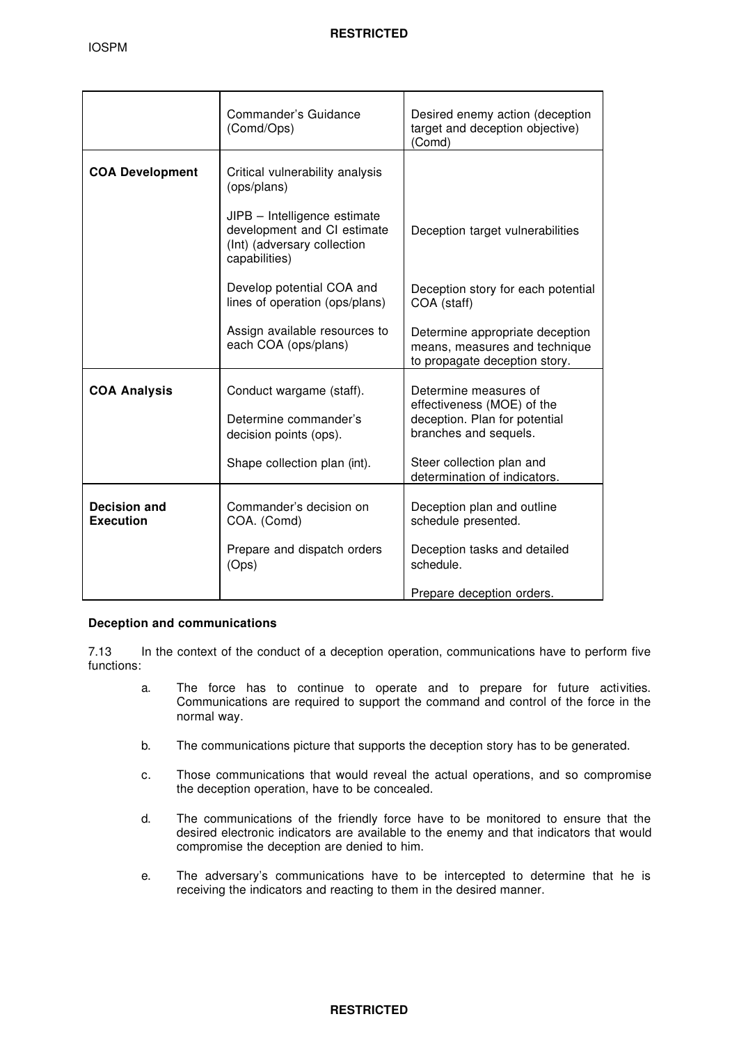| | Commander's Guidance (Comd/Ops) | Desired enemy action (deception target and deception objective) (Comd) |
|---|---|---|
| **COA Development** | Critical vulnerability analysis (ops/plans)<br><br>JIPB – Intelligence estimate development and CI estimate (Int) (adversary collection capabilities)<br><br>Develop potential COA and lines of operation (ops/plans)<br><br>Assign available resources to each COA (ops/plans) | Deception target vulnerabilities<br><br>Deception story for each potential COA (staff)<br><br>Determine appropriate deception means, measures and technique to propagate deception story. |
| **COA Analysis** | Conduct wargame (staff).<br><br>Determine commander's decision points (ops).<br><br>Shape collection plan (int). | Determine measures of effectiveness (MOE) of the deception. Plan for potential branches and sequels.<br><br>Steer collection plan and determination of indicators. |
| **Decision and Execution** | Commander's decision on COA. (Comd)<br><br>Prepare and dispatch orders (Ops) | Deception plan and outline schedule presented.<br><br>Deception tasks and detailed schedule.<br><br>Prepare deception orders. |

**Deception and communications**

7.13 In the context of the conduct of a deception operation, communications have to perform five functions:

a. The force has to continue to operate and to prepare for future activities. Communications are required to support the command and control of the force in the normal way.

b. The communications picture that supports the deception story has to be generated.

c. Those communications that would reveal the actual operations, and so compromise the deception operation, have to be concealed.

d. The communications of the friendly force have to be monitored to ensure that the desired electronic indicators are available to the enemy and that indicators that would compromise the deception are denied to him.

e. The adversary's communications have to be intercepted to determine that he is receiving the indicators and reacting to them in the desired manner.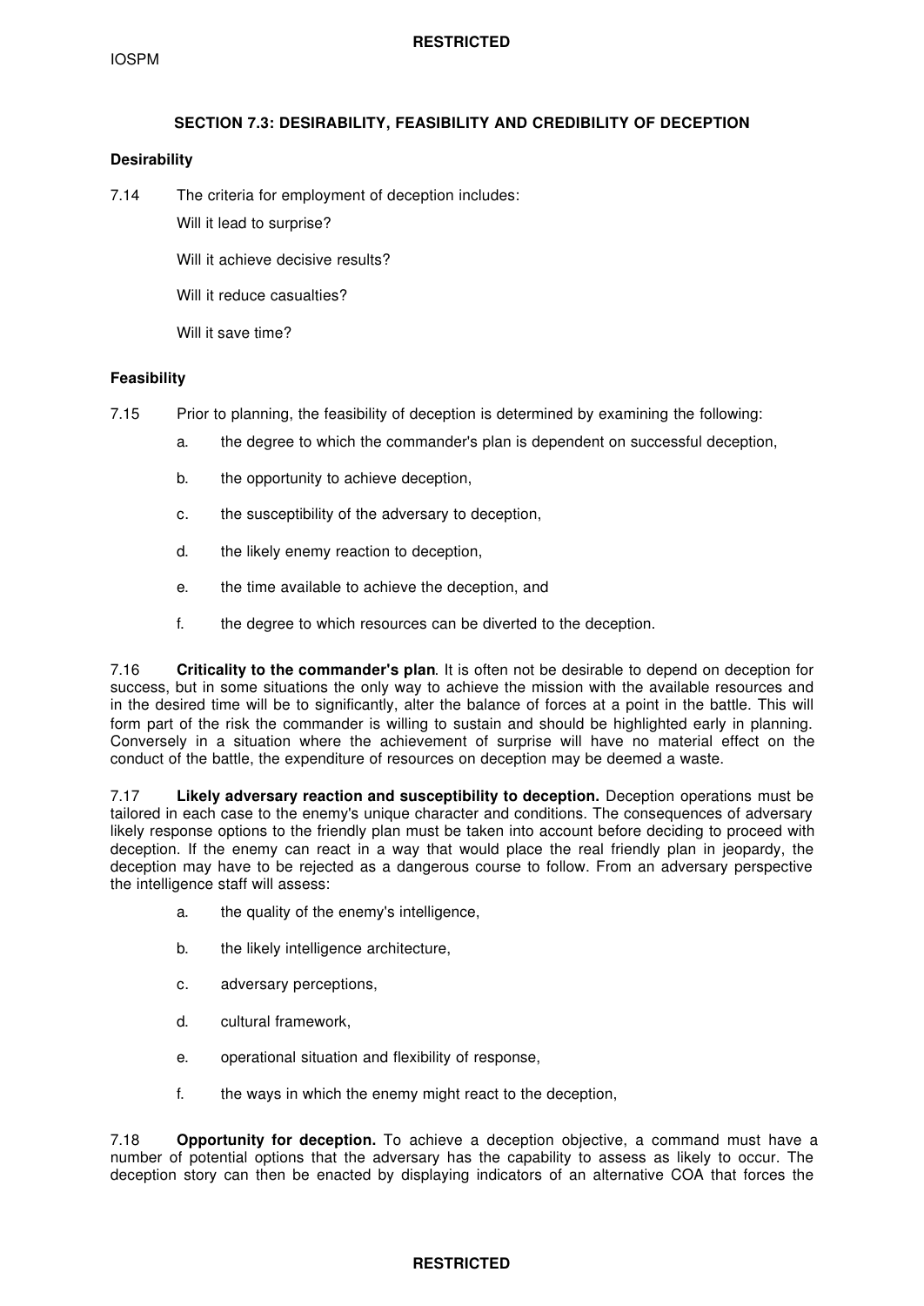## SECTION 7.3: DESIRABILITY, FEASIBILITY AND CREDIBILITY OF DECEPTION

### Desirability

7.14 The criteria for employment of deception includes:

Will it lead to surprise?

Will it achieve decisive results?

Will it reduce casualties?

Will it save time?

### Feasibility

7.15 Prior to planning, the feasibility of deception is determined by examining the following:

a. the degree to which the commander's plan is dependent on successful deception,

b. the opportunity to achieve deception,

c. the susceptibility of the adversary to deception,

d. the likely enemy reaction to deception,

e. the time available to achieve the deception, and

f. the degree to which resources can be diverted to the deception.

7.16 **Criticality to the commander's plan**. It is often not be desirable to depend on deception for success, but in some situations the only way to achieve the mission with the available resources and in the desired time will be to significantly, alter the balance of forces at a point in the battle. This will form part of the risk the commander is willing to sustain and should be highlighted early in planning. Conversely in a situation where the achievement of surprise will have no material effect on the conduct of the battle, the expenditure of resources on deception may be deemed a waste.

7.17 **Likely adversary reaction and susceptibility to deception.** Deception operations must be tailored in each case to the enemy's unique character and conditions. The consequences of adversary likely response options to the friendly plan must be taken into account before deciding to proceed with deception. If the enemy can react in a way that would place the real friendly plan in jeopardy, the deception may have to be rejected as a dangerous course to follow. From an adversary perspective the intelligence staff will assess:

a. the quality of the enemy's intelligence,

b. the likely intelligence architecture,

c. adversary perceptions,

d. cultural framework,

e. operational situation and flexibility of response,

f. the ways in which the enemy might react to the deception,

7.18 **Opportunity for deception.** To achieve a deception objective, a command must have a number of potential options that the adversary has the capability to assess as likely to occur. The deception story can then be enacted by displaying indicators of an alternative COA that forces the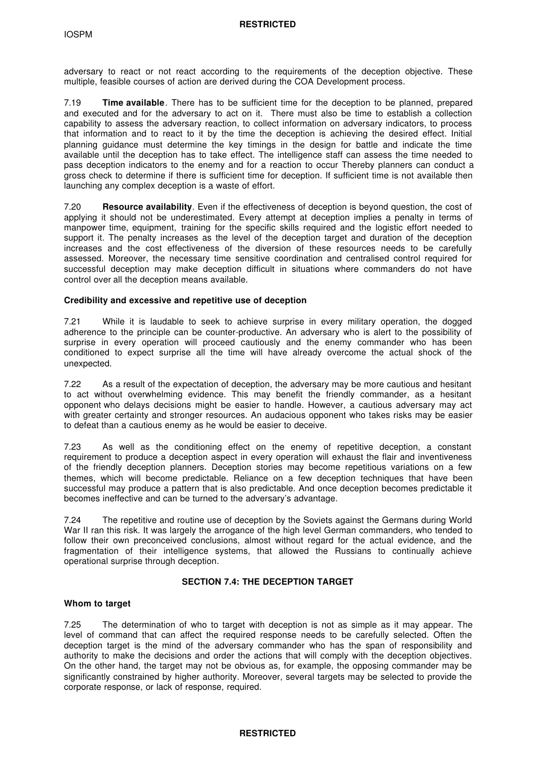adversary to react or not react according to the requirements of the deception objective. These multiple, feasible courses of action are derived during the COA Development process.

7.19 **Time available**. There has to be sufficient time for the deception to be planned, prepared and executed and for the adversary to act on it. There must also be time to establish a collection capability to assess the adversary reaction, to collect information on adversary indicators, to process that information and to react to it by the time the deception is achieving the desired effect. Initial planning guidance must determine the key timings in the design for battle and indicate the time available until the deception has to take effect. The intelligence staff can assess the time needed to pass deception indicators to the enemy and for a reaction to occur Thereby planners can conduct a gross check to determine if there is sufficient time for deception. If sufficient time is not available then launching any complex deception is a waste of effort.

7.20 **Resource availability**. Even if the effectiveness of deception is beyond question, the cost of applying it should not be underestimated. Every attempt at deception implies a penalty in terms of manpower time, equipment, training for the specific skills required and the logistic effort needed to support it. The penalty increases as the level of the deception target and duration of the deception increases and the cost effectiveness of the diversion of these resources needs to be carefully assessed. Moreover, the necessary time sensitive coordination and centralised control required for successful deception may make deception difficult in situations where commanders do not have control over all the deception means available.

**Credibility and excessive and repetitive use of deception**

7.21 While it is laudable to seek to achieve surprise in every military operation, the dogged adherence to the principle can be counter-productive. An adversary who is alert to the possibility of surprise in every operation will proceed cautiously and the enemy commander who has been conditioned to expect surprise all the time will have already overcome the actual shock of the unexpected.

7.22 As a result of the expectation of deception, the adversary may be more cautious and hesitant to act without overwhelming evidence. This may benefit the friendly commander, as a hesitant opponent who delays decisions might be easier to handle. However, a cautious adversary may act with greater certainty and stronger resources. An audacious opponent who takes risks may be easier to defeat than a cautious enemy as he would be easier to deceive.

7.23 As well as the conditioning effect on the enemy of repetitive deception, a constant requirement to produce a deception aspect in every operation will exhaust the flair and inventiveness of the friendly deception planners. Deception stories may become repetitious variations on a few themes, which will become predictable. Reliance on a few deception techniques that have been successful may produce a pattern that is also predictable. And once deception becomes predictable it becomes ineffective and can be turned to the adversary's advantage.

7.24 The repetitive and routine use of deception by the Soviets against the Germans during World War II ran this risk. It was largely the arrogance of the high level German commanders, who tended to follow their own preconceived conclusions, almost without regard for the actual evidence, and the fragmentation of their intelligence systems, that allowed the Russians to continually achieve operational surprise through deception.

## SECTION 7.4: THE DECEPTION TARGET

**Whom to target**

7.25 The determination of who to target with deception is not as simple as it may appear. The level of command that can affect the required response needs to be carefully selected. Often the deception target is the mind of the adversary commander who has the span of responsibility and authority to make the decisions and order the actions that will comply with the deception objectives. On the other hand, the target may not be obvious as, for example, the opposing commander may be significantly constrained by higher authority. Moreover, several targets may be selected to provide the corporate response, or lack of response, required.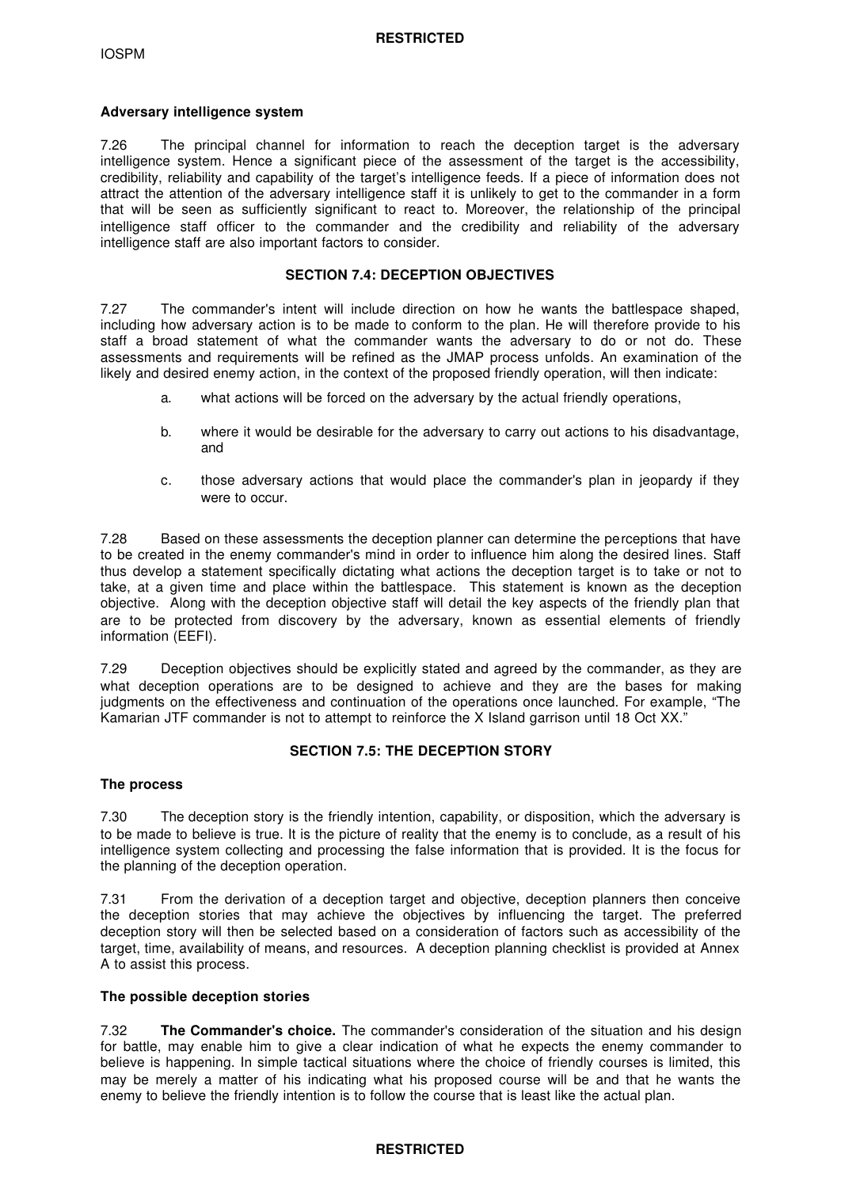**Adversary intelligence system**

7.26 The principal channel for information to reach the deception target is the adversary intelligence system. Hence a significant piece of the assessment of the target is the accessibility, credibility, reliability and capability of the target's intelligence feeds. If a piece of information does not attract the attention of the adversary intelligence staff it is unlikely to get to the commander in a form that will be seen as sufficiently significant to react to. Moreover, the relationship of the principal intelligence staff officer to the commander and the credibility and reliability of the adversary intelligence staff are also important factors to consider.

## SECTION 7.4: DECEPTION OBJECTIVES

7.27 The commander's intent will include direction on how he wants the battlespace shaped, including how adversary action is to be made to conform to the plan. He will therefore provide to his staff a broad statement of what the commander wants the adversary to do or not do. These assessments and requirements will be refined as the JMAP process unfolds. An examination of the likely and desired enemy action, in the context of the proposed friendly operation, will then indicate:

a. what actions will be forced on the adversary by the actual friendly operations,

b. where it would be desirable for the adversary to carry out actions to his disadvantage, and

c. those adversary actions that would place the commander's plan in jeopardy if they were to occur.

7.28 Based on these assessments the deception planner can determine the perceptions that have to be created in the enemy commander's mind in order to influence him along the desired lines. Staff thus develop a statement specifically dictating what actions the deception target is to take or not to take, at a given time and place within the battlespace. This statement is known as the deception objective. Along with the deception objective staff will detail the key aspects of the friendly plan that are to be protected from discovery by the adversary, known as essential elements of friendly information (EEFI).

7.29 Deception objectives should be explicitly stated and agreed by the commander, as they are what deception operations are to be designed to achieve and they are the bases for making judgments on the effectiveness and continuation of the operations once launched. For example, "The Kamarian JTF commander is not to attempt to reinforce the X Island garrison until 18 Oct XX."

## SECTION 7.5: THE DECEPTION STORY

**The process**

7.30 The deception story is the friendly intention, capability, or disposition, which the adversary is to be made to believe is true. It is the picture of reality that the enemy is to conclude, as a result of his intelligence system collecting and processing the false information that is provided. It is the focus for the planning of the deception operation.

7.31 From the derivation of a deception target and objective, deception planners then conceive the deception stories that may achieve the objectives by influencing the target. The preferred deception story will then be selected based on a consideration of factors such as accessibility of the target, time, availability of means, and resources. A deception planning checklist is provided at Annex A to assist this process.

**The possible deception stories**

7.32 **The Commander's choice.** The commander's consideration of the situation and his design for battle, may enable him to give a clear indication of what he expects the enemy commander to believe is happening. In simple tactical situations where the choice of friendly courses is limited, this may be merely a matter of his indicating what his proposed course will be and that he wants the enemy to believe the friendly intention is to follow the course that is least like the actual plan.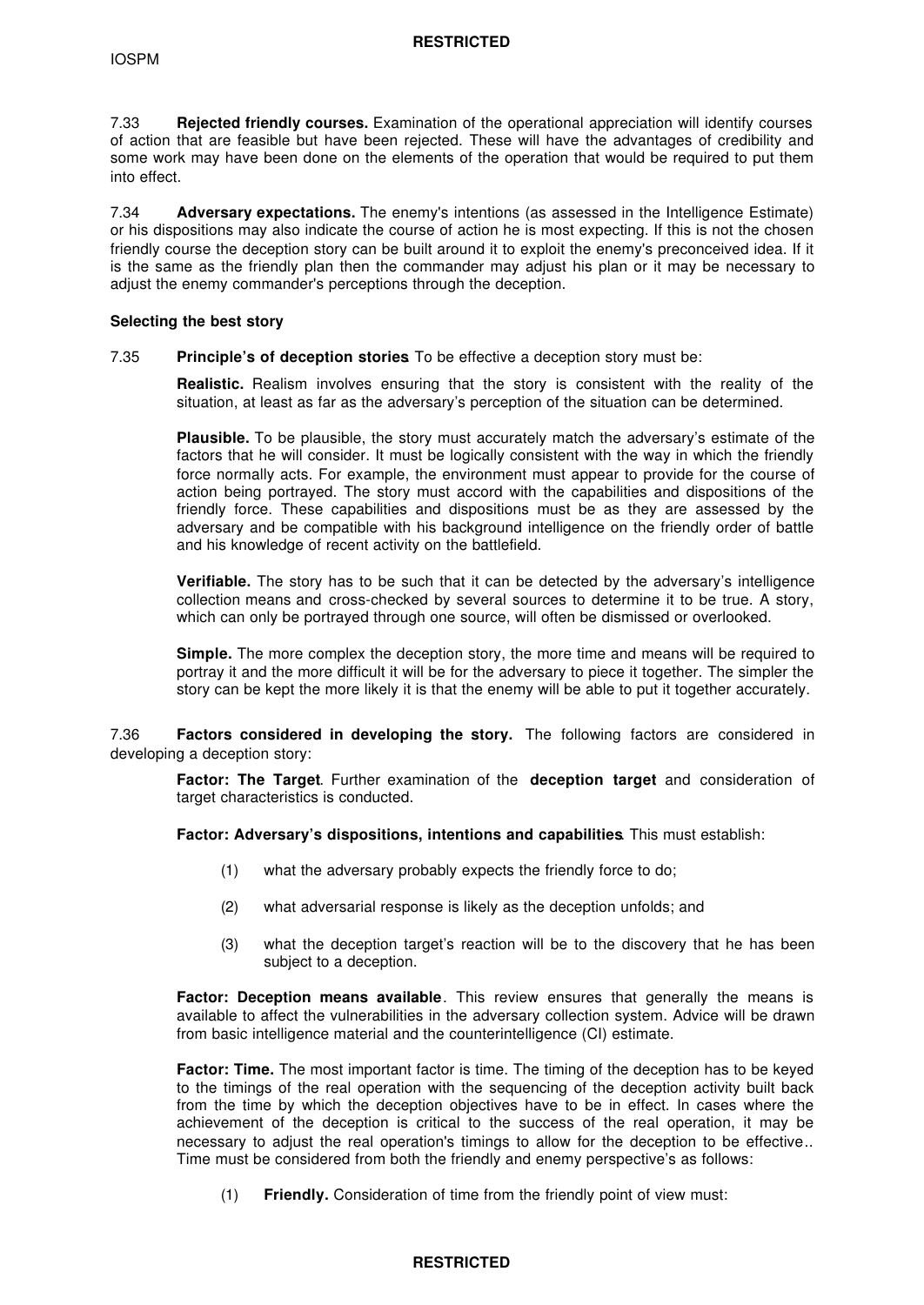7.33 **Rejected friendly courses.** Examination of the operational appreciation will identify courses of action that are feasible but have been rejected. These will have the advantages of credibility and some work may have been done on the elements of the operation that would be required to put them into effect.

7.34 **Adversary expectations.** The enemy's intentions (as assessed in the Intelligence Estimate) or his dispositions may also indicate the course of action he is most expecting. If this is not the chosen friendly course the deception story can be built around it to exploit the enemy's preconceived idea. If it is the same as the friendly plan then the commander may adjust his plan or it may be necessary to adjust the enemy commander's perceptions through the deception.

**Selecting the best story**

7.35 **Principle's of deception stories**. To be effective a deception story must be:

**Realistic.** Realism involves ensuring that the story is consistent with the reality of the situation, at least as far as the adversary's perception of the situation can be determined.

**Plausible.** To be plausible, the story must accurately match the adversary's estimate of the factors that he will consider. It must be logically consistent with the way in which the friendly force normally acts. For example, the environment must appear to provide for the course of action being portrayed. The story must accord with the capabilities and dispositions of the friendly force. These capabilities and dispositions must be as they are assessed by the adversary and be compatible with his background intelligence on the friendly order of battle and his knowledge of recent activity on the battlefield.

**Verifiable.** The story has to be such that it can be detected by the adversary's intelligence collection means and cross-checked by several sources to determine it to be true. A story, which can only be portrayed through one source, will often be dismissed or overlooked.

**Simple.** The more complex the deception story, the more time and means will be required to portray it and the more difficult it will be for the adversary to piece it together. The simpler the story can be kept the more likely it is that the enemy will be able to put it together accurately.

7.36 **Factors considered in developing the story.** The following factors are considered in developing a deception story:

**Factor: The Target**. Further examination of the **deception target** and consideration of target characteristics is conducted.

**Factor: Adversary's dispositions, intentions and capabilities**. This must establish:

(1) what the adversary probably expects the friendly force to do;

(2) what adversarial response is likely as the deception unfolds; and

(3) what the deception target's reaction will be to the discovery that he has been subject to a deception.

**Factor: Deception means available**. This review ensures that generally the means is available to affect the vulnerabilities in the adversary collection system. Advice will be drawn from basic intelligence material and the counterintelligence (CI) estimate.

**Factor: Time.** The most important factor is time. The timing of the deception has to be keyed to the timings of the real operation with the sequencing of the deception activity built back from the time by which the deception objectives have to be in effect. In cases where the achievement of the deception is critical to the success of the real operation, it may be necessary to adjust the real operation's timings to allow for the deception to be effective.. Time must be considered from both the friendly and enemy perspective's as follows:

(1) **Friendly.** Consideration of time from the friendly point of view must: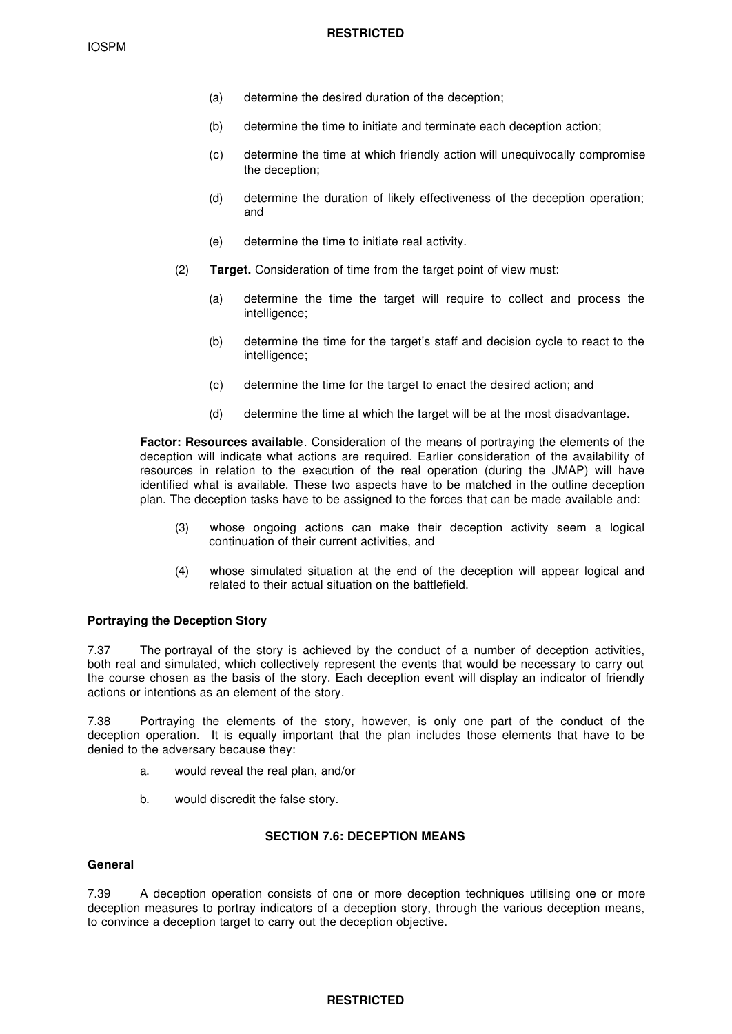(a) determine the desired duration of the deception;

(b) determine the time to initiate and terminate each deception action;

(c) determine the time at which friendly action will unequivocally compromise the deception;

(d) determine the duration of likely effectiveness of the deception operation; and

(e) determine the time to initiate real activity.

(2) **Target.** Consideration of time from the target point of view must:

(a) determine the time the target will require to collect and process the intelligence;

(b) determine the time for the target's staff and decision cycle to react to the intelligence;

(c) determine the time for the target to enact the desired action; and

(d) determine the time at which the target will be at the most disadvantage.

**Factor: Resources available**. Consideration of the means of portraying the elements of the deception will indicate what actions are required. Earlier consideration of the availability of resources in relation to the execution of the real operation (during the JMAP) will have identified what is available. These two aspects have to be matched in the outline deception plan. The deception tasks have to be assigned to the forces that can be made available and:

(3) whose ongoing actions can make their deception activity seem a logical continuation of their current activities, and

(4) whose simulated situation at the end of the deception will appear logical and related to their actual situation on the battlefield.

**Portraying the Deception Story**

7.37 The portrayal of the story is achieved by the conduct of a number of deception activities, both real and simulated, which collectively represent the events that would be necessary to carry out the course chosen as the basis of the story. Each deception event will display an indicator of friendly actions or intentions as an element of the story.

7.38 Portraying the elements of the story, however, is only one part of the conduct of the deception operation. It is equally important that the plan includes those elements that have to be denied to the adversary because they:

a. would reveal the real plan, and/or

b. would discredit the false story.

## SECTION 7.6: DECEPTION MEANS

**General**

7.39 A deception operation consists of one or more deception techniques utilising one or more deception measures to portray indicators of a deception story, through the various deception means, to convince a deception target to carry out the deception objective.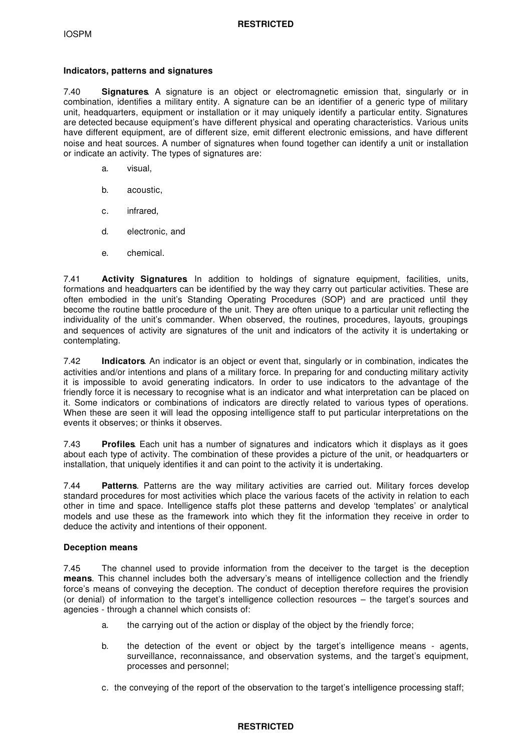### Indicators, patterns and signatures

7.40 **Signatures**. A signature is an object or electromagnetic emission that, singularly or in combination, identifies a military entity. A signature can be an identifier of a generic type of military unit, headquarters, equipment or installation or it may uniquely identify a particular entity. Signatures are detected because equipment's have different physical and operating characteristics. Various units have different equipment, are of different size, emit different electronic emissions, and have different noise and heat sources. A number of signatures when found together can identify a unit or installation or indicate an activity. The types of signatures are:

a. visual,

b. acoustic,

c. infrared,

d. electronic, and

e. chemical.

7.41 **Activity Signatures**. In addition to holdings of signature equipment, facilities, units, formations and headquarters can be identified by the way they carry out particular activities. These are often embodied in the unit's Standing Operating Procedures (SOP) and are practiced until they become the routine battle procedure of the unit. They are often unique to a particular unit reflecting the individuality of the unit's commander. When observed, the routines, procedures, layouts, groupings and sequences of activity are signatures of the unit and indicators of the activity it is undertaking or contemplating.

7.42 **Indicators**. An indicator is an object or event that, singularly or in combination, indicates the activities and/or intentions and plans of a military force. In preparing for and conducting military activity it is impossible to avoid generating indicators. In order to use indicators to the advantage of the friendly force it is necessary to recognise what is an indicator and what interpretation can be placed on it. Some indicators or combinations of indicators are directly related to various types of operations. When these are seen it will lead the opposing intelligence staff to put particular interpretations on the events it observes; or thinks it observes.

7.43 **Profiles**. Each unit has a number of signatures and indicators which it displays as it goes about each type of activity. The combination of these provides a picture of the unit, or headquarters or installation, that uniquely identifies it and can point to the activity it is undertaking.

7.44 **Patterns**. Patterns are the way military activities are carried out. Military forces develop standard procedures for most activities which place the various facets of the activity in relation to each other in time and space. Intelligence staffs plot these patterns and develop 'templates' or analytical models and use these as the framework into which they fit the information they receive in order to deduce the activity and intentions of their opponent.

### Deception means

7.45 The channel used to provide information from the deceiver to the target is the deception **means**. This channel includes both the adversary's means of intelligence collection and the friendly force's means of conveying the deception. The conduct of deception therefore requires the provision (or denial) of information to the target's intelligence collection resources – the target's sources and agencies - through a channel which consists of:

a. the carrying out of the action or display of the object by the friendly force;

b. the detection of the event or object by the target's intelligence means - agents, surveillance, reconnaissance, and observation systems, and the target's equipment, processes and personnel;

c. the conveying of the report of the observation to the target's intelligence processing staff;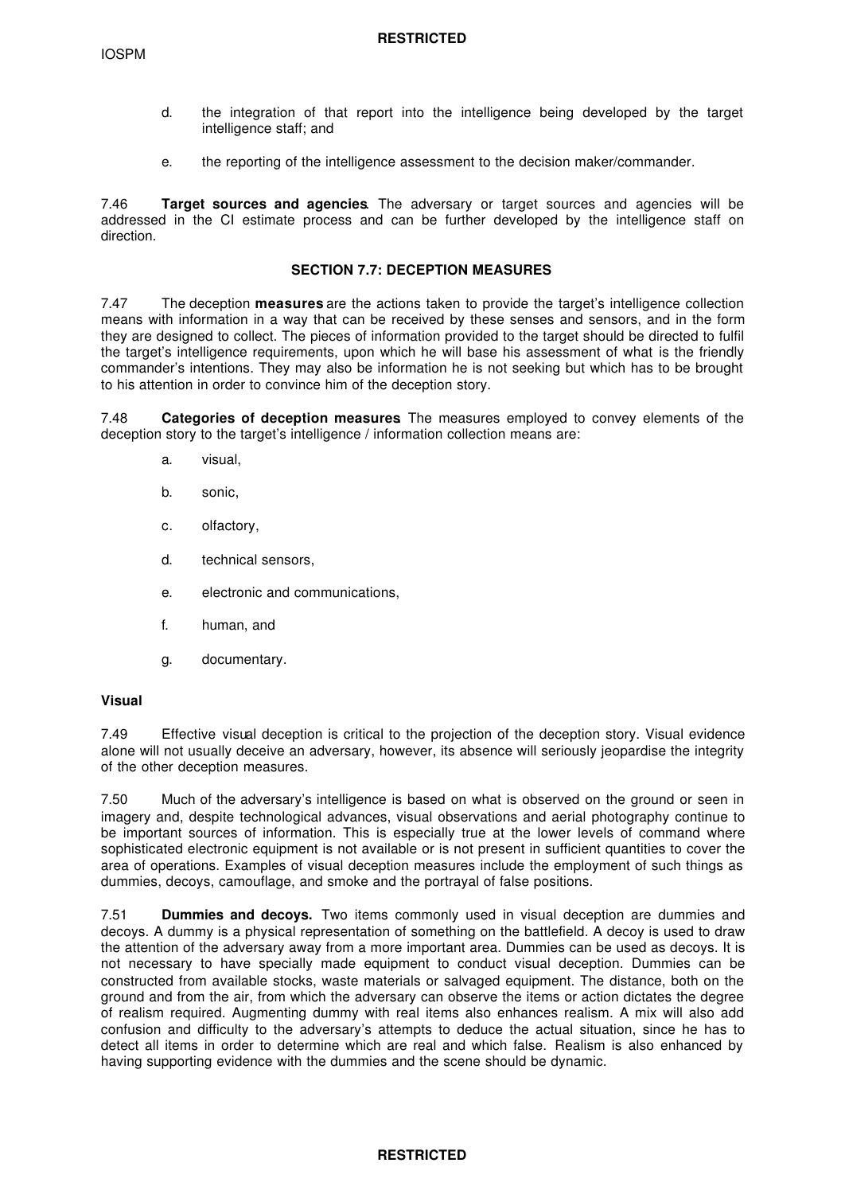d. the integration of that report into the intelligence being developed by the target intelligence staff; and

e. the reporting of the intelligence assessment to the decision maker/commander.

7.46 **Target sources and agencies**. The adversary or target sources and agencies will be addressed in the CI estimate process and can be further developed by the intelligence staff on direction.

## SECTION 7.7: DECEPTION MEASURES

7.47 The deception **measures** are the actions taken to provide the target's intelligence collection means with information in a way that can be received by these senses and sensors, and in the form they are designed to collect. The pieces of information provided to the target should be directed to fulfil the target's intelligence requirements, upon which he will base his assessment of what is the friendly commander's intentions. They may also be information he is not seeking but which has to be brought to his attention in order to convince him of the deception story.

7.48 **Categories of deception measures**. The measures employed to convey elements of the deception story to the target's intelligence / information collection means are:

a. visual,

b. sonic,

c. olfactory,

d. technical sensors,

e. electronic and communications,

f. human, and

g. documentary.

### Visual

7.49 Effective visual deception is critical to the projection of the deception story. Visual evidence alone will not usually deceive an adversary, however, its absence will seriously jeopardise the integrity of the other deception measures.

7.50 Much of the adversary's intelligence is based on what is observed on the ground or seen in imagery and, despite technological advances, visual observations and aerial photography continue to be important sources of information. This is especially true at the lower levels of command where sophisticated electronic equipment is not available or is not present in sufficient quantities to cover the area of operations. Examples of visual deception measures include the employment of such things as dummies, decoys, camouflage, and smoke and the portrayal of false positions.

7.51 **Dummies and decoys.** Two items commonly used in visual deception are dummies and decoys. A dummy is a physical representation of something on the battlefield. A decoy is used to draw the attention of the adversary away from a more important area. Dummies can be used as decoys. It is not necessary to have specially made equipment to conduct visual deception. Dummies can be constructed from available stocks, waste materials or salvaged equipment. The distance, both on the ground and from the air, from which the adversary can observe the items or action dictates the degree of realism required. Augmenting dummy with real items also enhances realism. A mix will also add confusion and difficulty to the adversary's attempts to deduce the actual situation, since he has to detect all items in order to determine which are real and which false. Realism is also enhanced by having supporting evidence with the dummies and the scene should be dynamic.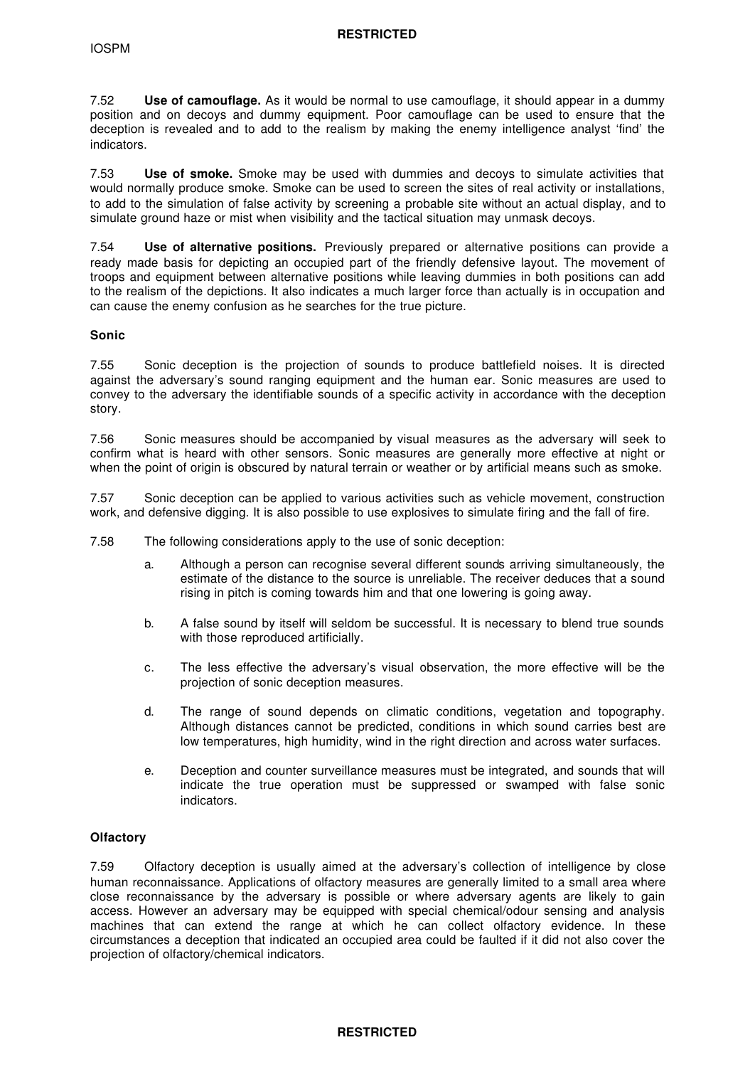7.52 **Use of camouflage.** As it would be normal to use camouflage, it should appear in a dummy position and on decoys and dummy equipment. Poor camouflage can be used to ensure that the deception is revealed and to add to the realism by making the enemy intelligence analyst 'find' the indicators.

7.53 **Use of smoke.** Smoke may be used with dummies and decoys to simulate activities that would normally produce smoke. Smoke can be used to screen the sites of real activity or installations, to add to the simulation of false activity by screening a probable site without an actual display, and to simulate ground haze or mist when visibility and the tactical situation may unmask decoys.

7.54 **Use of alternative positions.** Previously prepared or alternative positions can provide a ready made basis for depicting an occupied part of the friendly defensive layout. The movement of troops and equipment between alternative positions while leaving dummies in both positions can add to the realism of the depictions. It also indicates a much larger force than actually is in occupation and can cause the enemy confusion as he searches for the true picture.

**Sonic**

7.55 Sonic deception is the projection of sounds to produce battlefield noises. It is directed against the adversary's sound ranging equipment and the human ear. Sonic measures are used to convey to the adversary the identifiable sounds of a specific activity in accordance with the deception story.

7.56 Sonic measures should be accompanied by visual measures as the adversary will seek to confirm what is heard with other sensors. Sonic measures are generally more effective at night or when the point of origin is obscured by natural terrain or weather or by artificial means such as smoke.

7.57 Sonic deception can be applied to various activities such as vehicle movement, construction work, and defensive digging. It is also possible to use explosives to simulate firing and the fall of fire.

7.58 The following considerations apply to the use of sonic deception:

a. Although a person can recognise several different sounds arriving simultaneously, the estimate of the distance to the source is unreliable. The receiver deduces that a sound rising in pitch is coming towards him and that one lowering is going away.

b. A false sound by itself will seldom be successful. It is necessary to blend true sounds with those reproduced artificially.

c. The less effective the adversary's visual observation, the more effective will be the projection of sonic deception measures.

d. The range of sound depends on climatic conditions, vegetation and topography. Although distances cannot be predicted, conditions in which sound carries best are low temperatures, high humidity, wind in the right direction and across water surfaces.

e. Deception and counter surveillance measures must be integrated, and sounds that will indicate the true operation must be suppressed or swamped with false sonic indicators.

**Olfactory**

7.59 Olfactory deception is usually aimed at the adversary's collection of intelligence by close human reconnaissance. Applications of olfactory measures are generally limited to a small area where close reconnaissance by the adversary is possible or where adversary agents are likely to gain access. However an adversary may be equipped with special chemical/odour sensing and analysis machines that can extend the range at which he can collect olfactory evidence. In these circumstances a deception that indicated an occupied area could be faulted if it did not also cover the projection of olfactory/chemical indicators.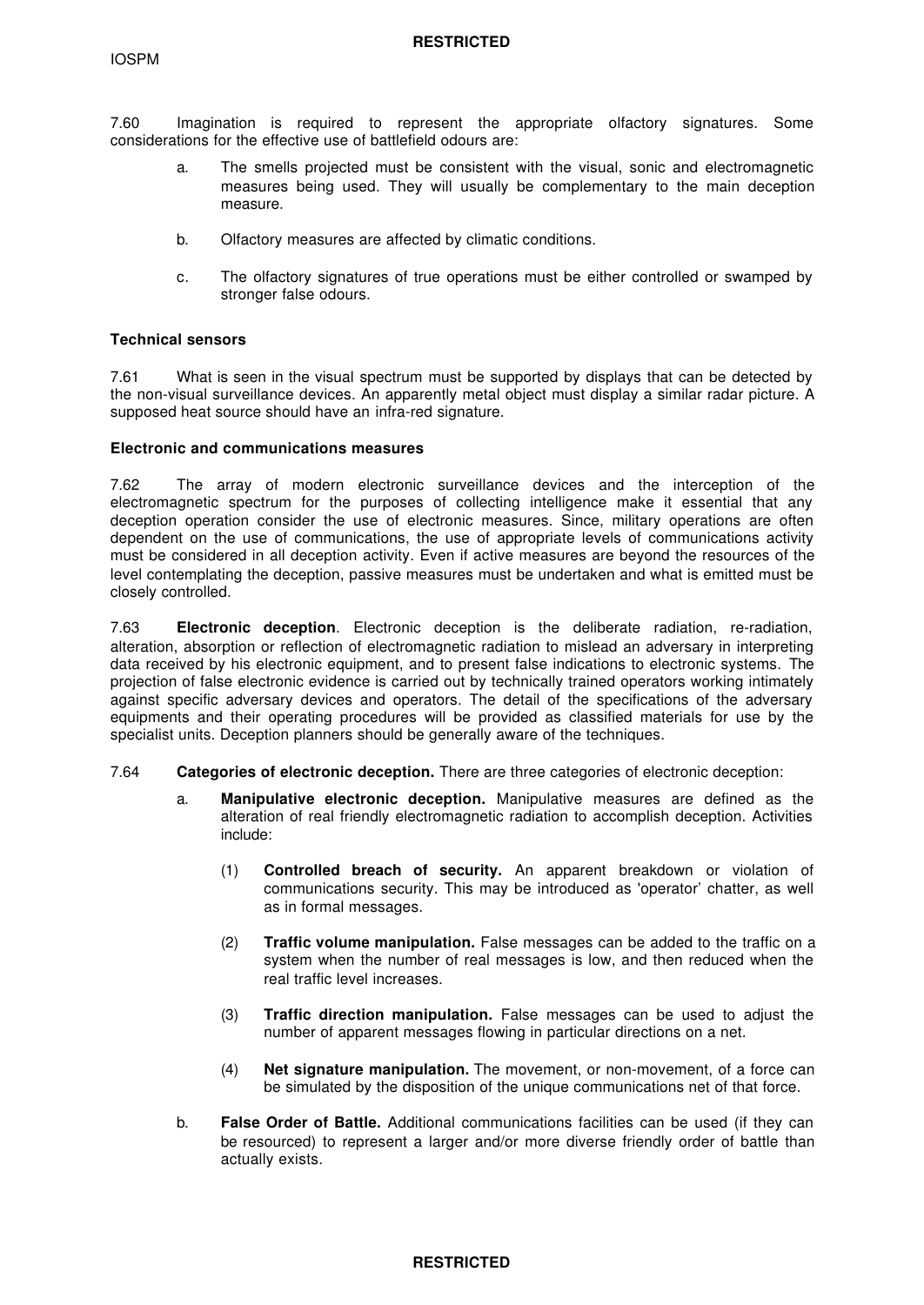7.60 Imagination is required to represent the appropriate olfactory signatures. Some considerations for the effective use of battlefield odours are:

a. The smells projected must be consistent with the visual, sonic and electromagnetic measures being used. They will usually be complementary to the main deception measure.

b. Olfactory measures are affected by climatic conditions.

c. The olfactory signatures of true operations must be either controlled or swamped by stronger false odours.

**Technical sensors**

7.61 What is seen in the visual spectrum must be supported by displays that can be detected by the non-visual surveillance devices. An apparently metal object must display a similar radar picture. A supposed heat source should have an infra-red signature.

**Electronic and communications measures**

7.62 The array of modern electronic surveillance devices and the interception of the electromagnetic spectrum for the purposes of collecting intelligence make it essential that any deception operation consider the use of electronic measures. Since, military operations are often dependent on the use of communications, the use of appropriate levels of communications activity must be considered in all deception activity. Even if active measures are beyond the resources of the level contemplating the deception, passive measures must be undertaken and what is emitted must be closely controlled.

7.63 **Electronic deception**. Electronic deception is the deliberate radiation, re-radiation, alteration, absorption or reflection of electromagnetic radiation to mislead an adversary in interpreting data received by his electronic equipment, and to present false indications to electronic systems. The projection of false electronic evidence is carried out by technically trained operators working intimately against specific adversary devices and operators. The detail of the specifications of the adversary equipments and their operating procedures will be provided as classified materials for use by the specialist units. Deception planners should be generally aware of the techniques.

7.64 **Categories of electronic deception.** There are three categories of electronic deception:

a. **Manipulative electronic deception.** Manipulative measures are defined as the alteration of real friendly electromagnetic radiation to accomplish deception. Activities include:

(1) **Controlled breach of security.** An apparent breakdown or violation of communications security. This may be introduced as 'operator' chatter, as well as in formal messages.

(2) **Traffic volume manipulation.** False messages can be added to the traffic on a system when the number of real messages is low, and then reduced when the real traffic level increases.

(3) **Traffic direction manipulation.** False messages can be used to adjust the number of apparent messages flowing in particular directions on a net.

(4) **Net signature manipulation.** The movement, or non-movement, of a force can be simulated by the disposition of the unique communications net of that force.

b. **False Order of Battle.** Additional communications facilities can be used (if they can be resourced) to represent a larger and/or more diverse friendly order of battle than actually exists.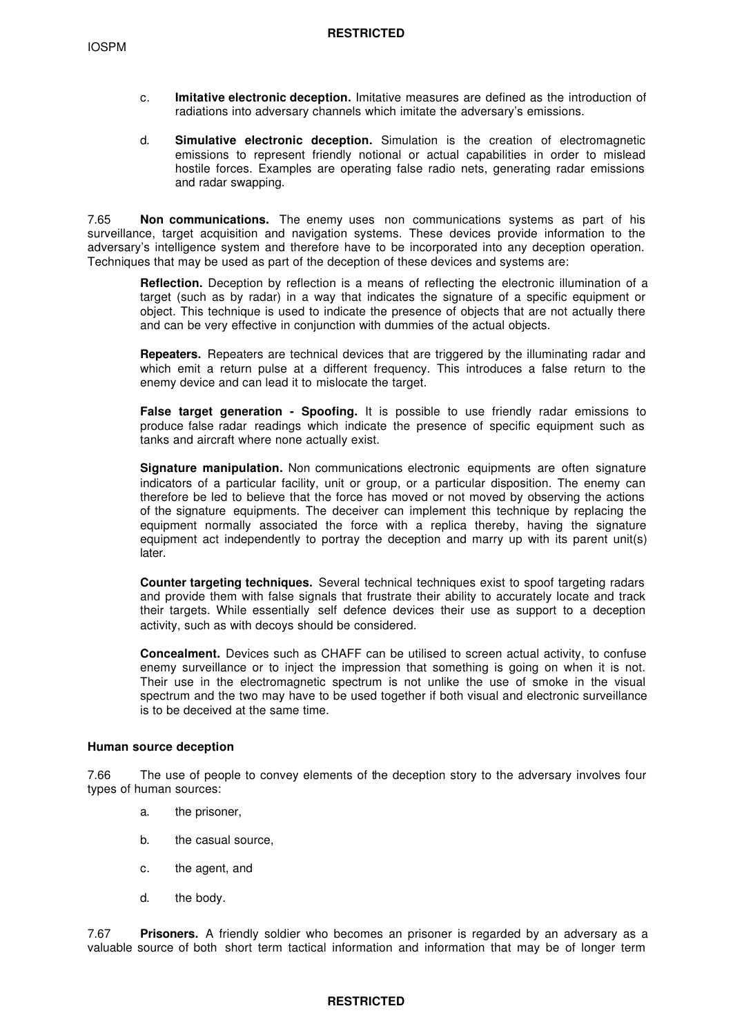c. **Imitative electronic deception.** Imitative measures are defined as the introduction of radiations into adversary channels which imitate the adversary's emissions.

d. **Simulative electronic deception.** Simulation is the creation of electromagnetic emissions to represent friendly notional or actual capabilities in order to mislead hostile forces. Examples are operating false radio nets, generating radar emissions and radar swapping.

7.65 **Non communications.** The enemy uses non communications systems as part of his surveillance, target acquisition and navigation systems. These devices provide information to the adversary's intelligence system and therefore have to be incorporated into any deception operation. Techniques that may be used as part of the deception of these devices and systems are:

**Reflection.** Deception by reflection is a means of reflecting the electronic illumination of a target (such as by radar) in a way that indicates the signature of a specific equipment or object. This technique is used to indicate the presence of objects that are not actually there and can be very effective in conjunction with dummies of the actual objects.

**Repeaters.** Repeaters are technical devices that are triggered by the illuminating radar and which emit a return pulse at a different frequency. This introduces a false return to the enemy device and can lead it to mislocate the target.

**False target generation - Spoofing.** It is possible to use friendly radar emissions to produce false radar readings which indicate the presence of specific equipment such as tanks and aircraft where none actually exist.

**Signature manipulation.** Non communications electronic equipments are often signature indicators of a particular facility, unit or group, or a particular disposition. The enemy can therefore be led to believe that the force has moved or not moved by observing the actions of the signature equipments. The deceiver can implement this technique by replacing the equipment normally associated the force with a replica thereby, having the signature equipment act independently to portray the deception and marry up with its parent unit(s) later.

**Counter targeting techniques.** Several technical techniques exist to spoof targeting radars and provide them with false signals that frustrate their ability to accurately locate and track their targets. While essentially self defence devices their use as support to a deception activity, such as with decoys should be considered.

**Concealment.** Devices such as CHAFF can be utilised to screen actual activity, to confuse enemy surveillance or to inject the impression that something is going on when it is not. Their use in the electromagnetic spectrum is not unlike the use of smoke in the visual spectrum and the two may have to be used together if both visual and electronic surveillance is to be deceived at the same time.

### Human source deception

7.66 The use of people to convey elements of the deception story to the adversary involves four types of human sources:

a. the prisoner,

b. the casual source,

c. the agent, and

d. the body.

7.67 **Prisoners.** A friendly soldier who becomes an prisoner is regarded by an adversary as a valuable source of both short term tactical information and information that may be of longer term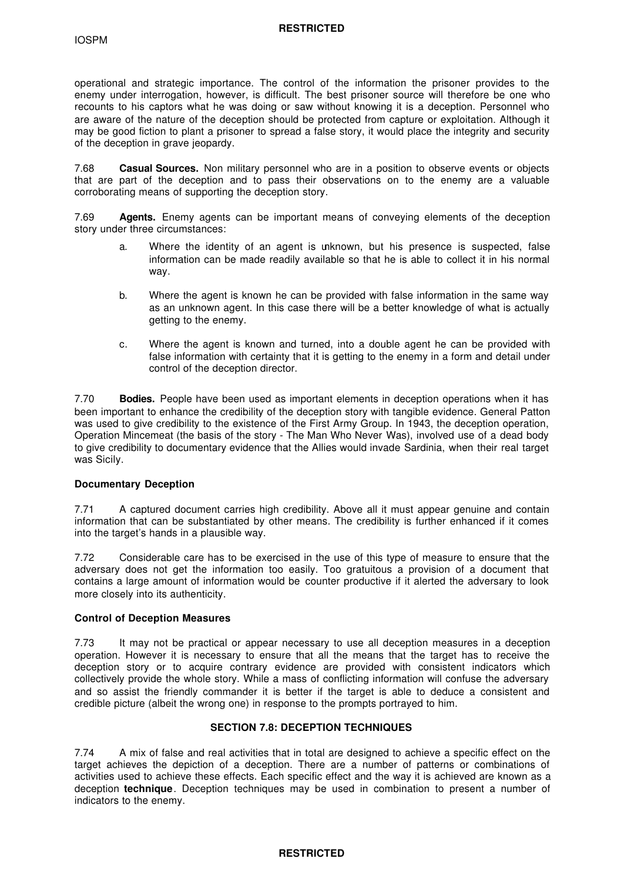operational and strategic importance. The control of the information the prisoner provides to the enemy under interrogation, however, is difficult. The best prisoner source will therefore be one who recounts to his captors what he was doing or saw without knowing it is a deception. Personnel who are aware of the nature of the deception should be protected from capture or exploitation. Although it may be good fiction to plant a prisoner to spread a false story, it would place the integrity and security of the deception in grave jeopardy.

7.68 **Casual Sources.** Non military personnel who are in a position to observe events or objects that are part of the deception and to pass their observations on to the enemy are a valuable corroborating means of supporting the deception story.

7.69 **Agents.** Enemy agents can be important means of conveying elements of the deception story under three circumstances:

a. Where the identity of an agent is unknown, but his presence is suspected, false information can be made readily available so that he is able to collect it in his normal way.

b. Where the agent is known he can be provided with false information in the same way as an unknown agent. In this case there will be a better knowledge of what is actually getting to the enemy.

c. Where the agent is known and turned, into a double agent he can be provided with false information with certainty that it is getting to the enemy in a form and detail under control of the deception director.

7.70 **Bodies.** People have been used as important elements in deception operations when it has been important to enhance the credibility of the deception story with tangible evidence. General Patton was used to give credibility to the existence of the First Army Group. In 1943, the deception operation, Operation Mincemeat (the basis of the story - The Man Who Never Was), involved use of a dead body to give credibility to documentary evidence that the Allies would invade Sardinia, when their real target was Sicily.

**Documentary Deception**

7.71 A captured document carries high credibility. Above all it must appear genuine and contain information that can be substantiated by other means. The credibility is further enhanced if it comes into the target's hands in a plausible way.

7.72 Considerable care has to be exercised in the use of this type of measure to ensure that the adversary does not get the information too easily. Too gratuitous a provision of a document that contains a large amount of information would be counter productive if it alerted the adversary to look more closely into its authenticity.

**Control of Deception Measures**

7.73 It may not be practical or appear necessary to use all deception measures in a deception operation. However it is necessary to ensure that all the means that the target has to receive the deception story or to acquire contrary evidence are provided with consistent indicators which collectively provide the whole story. While a mass of conflicting information will confuse the adversary and so assist the friendly commander it is better if the target is able to deduce a consistent and credible picture (albeit the wrong one) in response to the prompts portrayed to him.

## SECTION 7.8: DECEPTION TECHNIQUES

7.74 A mix of false and real activities that in total are designed to achieve a specific effect on the target achieves the depiction of a deception. There are a number of patterns or combinations of activities used to achieve these effects. Each specific effect and the way it is achieved are known as a deception **technique**. Deception techniques may be used in combination to present a number of indicators to the enemy.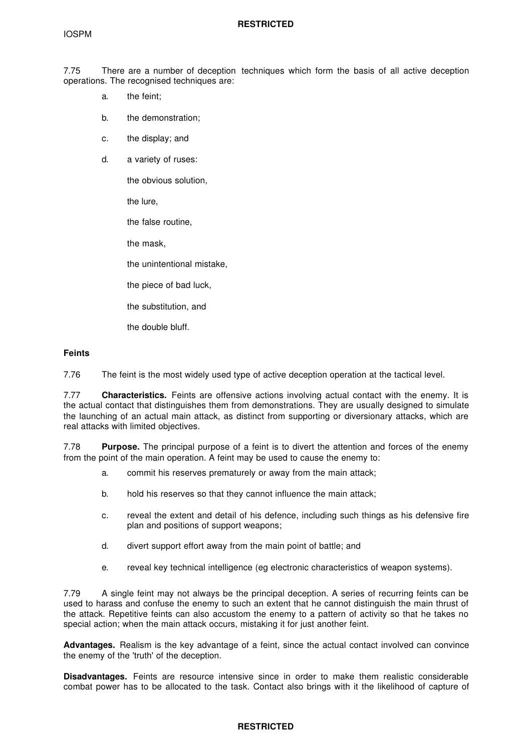7.75 There are a number of deception techniques which form the basis of all active deception operations. The recognised techniques are:

a. the feint;

b. the demonstration;

c. the display; and

d. a variety of ruses:

the obvious solution,

the lure,

the false routine,

the mask,

the unintentional mistake,

the piece of bad luck,

the substitution, and

the double bluff.

**Feints**

7.76 The feint is the most widely used type of active deception operation at the tactical level.

7.77 **Characteristics.** Feints are offensive actions involving actual contact with the enemy. It is the actual contact that distinguishes them from demonstrations. They are usually designed to simulate the launching of an actual main attack, as distinct from supporting or diversionary attacks, which are real attacks with limited objectives.

7.78 **Purpose.** The principal purpose of a feint is to divert the attention and forces of the enemy from the point of the main operation. A feint may be used to cause the enemy to:

a. commit his reserves prematurely or away from the main attack;

b. hold his reserves so that they cannot influence the main attack;

c. reveal the extent and detail of his defence, including such things as his defensive fire plan and positions of support weapons;

d. divert support effort away from the main point of battle; and

e. reveal key technical intelligence (eg electronic characteristics of weapon systems).

7.79 A single feint may not always be the principal deception. A series of recurring feints can be used to harass and confuse the enemy to such an extent that he cannot distinguish the main thrust of the attack. Repetitive feints can also accustom the enemy to a pattern of activity so that he takes no special action; when the main attack occurs, mistaking it for just another feint.

**Advantages.** Realism is the key advantage of a feint, since the actual contact involved can convince the enemy of the 'truth' of the deception.

**Disadvantages.** Feints are resource intensive since in order to make them realistic considerable combat power has to be allocated to the task. Contact also brings with it the likelihood of capture of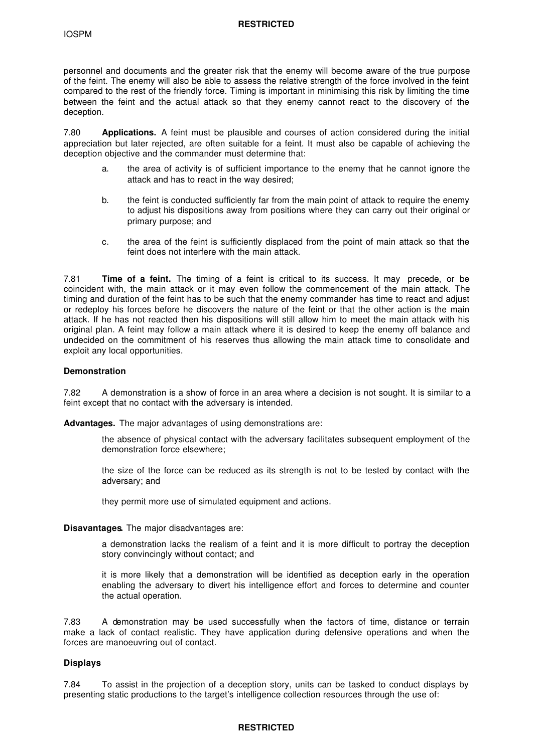personnel and documents and the greater risk that the enemy will become aware of the true purpose of the feint. The enemy will also be able to assess the relative strength of the force involved in the feint compared to the rest of the friendly force. Timing is important in minimising this risk by limiting the time between the feint and the actual attack so that they enemy cannot react to the discovery of the deception.

7.80 **Applications.** A feint must be plausible and courses of action considered during the initial appreciation but later rejected, are often suitable for a feint. It must also be capable of achieving the deception objective and the commander must determine that:

a. the area of activity is of sufficient importance to the enemy that he cannot ignore the attack and has to react in the way desired;

b. the feint is conducted sufficiently far from the main point of attack to require the enemy to adjust his dispositions away from positions where they can carry out their original or primary purpose; and

c. the area of the feint is sufficiently displaced from the point of main attack so that the feint does not interfere with the main attack.

7.81 **Time of a feint.** The timing of a feint is critical to its success. It may precede, or be coincident with, the main attack or it may even follow the commencement of the main attack. The timing and duration of the feint has to be such that the enemy commander has time to react and adjust or redeploy his forces before he discovers the nature of the feint or that the other action is the main attack. If he has not reacted then his dispositions will still allow him to meet the main attack with his original plan. A feint may follow a main attack where it is desired to keep the enemy off balance and undecided on the commitment of his reserves thus allowing the main attack time to consolidate and exploit any local opportunities.

**Demonstration**

7.82 A demonstration is a show of force in an area where a decision is not sought. It is similar to a feint except that no contact with the adversary is intended.

**Advantages.** The major advantages of using demonstrations are:

the absence of physical contact with the adversary facilitates subsequent employment of the demonstration force elsewhere;

the size of the force can be reduced as its strength is not to be tested by contact with the adversary; and

they permit more use of simulated equipment and actions.

**Disavantages.** The major disadvantages are:

a demonstration lacks the realism of a feint and it is more difficult to portray the deception story convincingly without contact; and

it is more likely that a demonstration will be identified as deception early in the operation enabling the adversary to divert his intelligence effort and forces to determine and counter the actual operation.

7.83 A demonstration may be used successfully when the factors of time, distance or terrain make a lack of contact realistic. They have application during defensive operations and when the forces are manoeuvring out of contact.

**Displays**

7.84 To assist in the projection of a deception story, units can be tasked to conduct displays by presenting static productions to the target's intelligence collection resources through the use of: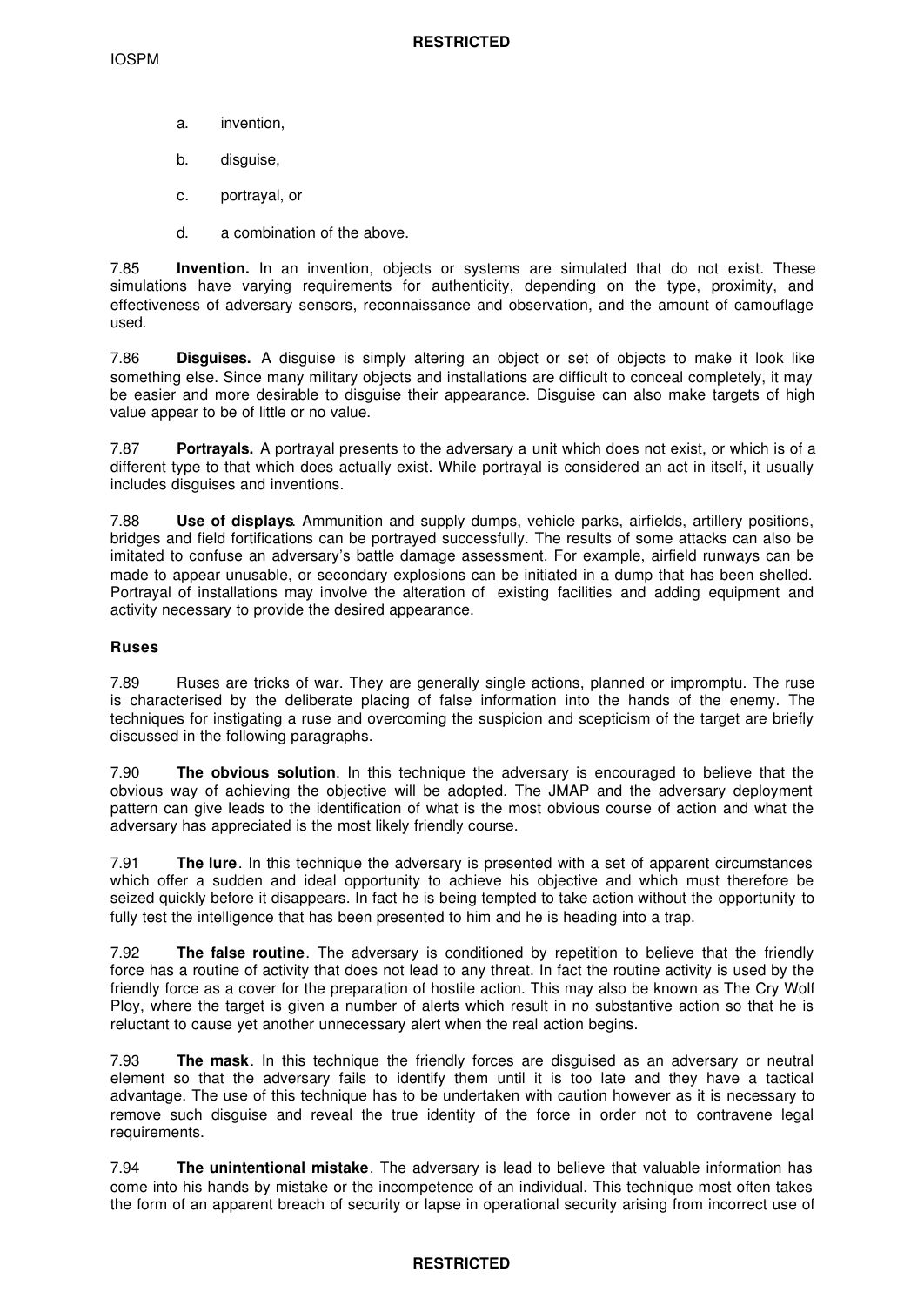a. invention,

b. disguise,

c. portrayal, or

d. a combination of the above.

7.85 **Invention.** In an invention, objects or systems are simulated that do not exist. These simulations have varying requirements for authenticity, depending on the type, proximity, and effectiveness of adversary sensors, reconnaissance and observation, and the amount of camouflage used.

7.86 **Disguises.** A disguise is simply altering an object or set of objects to make it look like something else. Since many military objects and installations are difficult to conceal completely, it may be easier and more desirable to disguise their appearance. Disguise can also make targets of high value appear to be of little or no value.

7.87 **Portrayals.** A portrayal presents to the adversary a unit which does not exist, or which is of a different type to that which does actually exist. While portrayal is considered an act in itself, it usually includes disguises and inventions.

7.88 **Use of displays**. Ammunition and supply dumps, vehicle parks, airfields, artillery positions, bridges and field fortifications can be portrayed successfully. The results of some attacks can also be imitated to confuse an adversary's battle damage assessment. For example, airfield runways can be made to appear unusable, or secondary explosions can be initiated in a dump that has been shelled. Portrayal of installations may involve the alteration of existing facilities and adding equipment and activity necessary to provide the desired appearance.

### Ruses

7.89 Ruses are tricks of war. They are generally single actions, planned or impromptu. The ruse is characterised by the deliberate placing of false information into the hands of the enemy. The techniques for instigating a ruse and overcoming the suspicion and scepticism of the target are briefly discussed in the following paragraphs.

7.90 **The obvious solution**. In this technique the adversary is encouraged to believe that the obvious way of achieving the objective will be adopted. The JMAP and the adversary deployment pattern can give leads to the identification of what is the most obvious course of action and what the adversary has appreciated is the most likely friendly course.

7.91 **The lure**. In this technique the adversary is presented with a set of apparent circumstances which offer a sudden and ideal opportunity to achieve his objective and which must therefore be seized quickly before it disappears. In fact he is being tempted to take action without the opportunity to fully test the intelligence that has been presented to him and he is heading into a trap.

7.92 **The false routine**. The adversary is conditioned by repetition to believe that the friendly force has a routine of activity that does not lead to any threat. In fact the routine activity is used by the friendly force as a cover for the preparation of hostile action. This may also be known as The Cry Wolf Ploy, where the target is given a number of alerts which result in no substantive action so that he is reluctant to cause yet another unnecessary alert when the real action begins.

7.93 **The mask**. In this technique the friendly forces are disguised as an adversary or neutral element so that the adversary fails to identify them until it is too late and they have a tactical advantage. The use of this technique has to be undertaken with caution however as it is necessary to remove such disguise and reveal the true identity of the force in order not to contravene legal requirements.

7.94 **The unintentional mistake**. The adversary is lead to believe that valuable information has come into his hands by mistake or the incompetence of an individual. This technique most often takes the form of an apparent breach of security or lapse in operational security arising from incorrect use of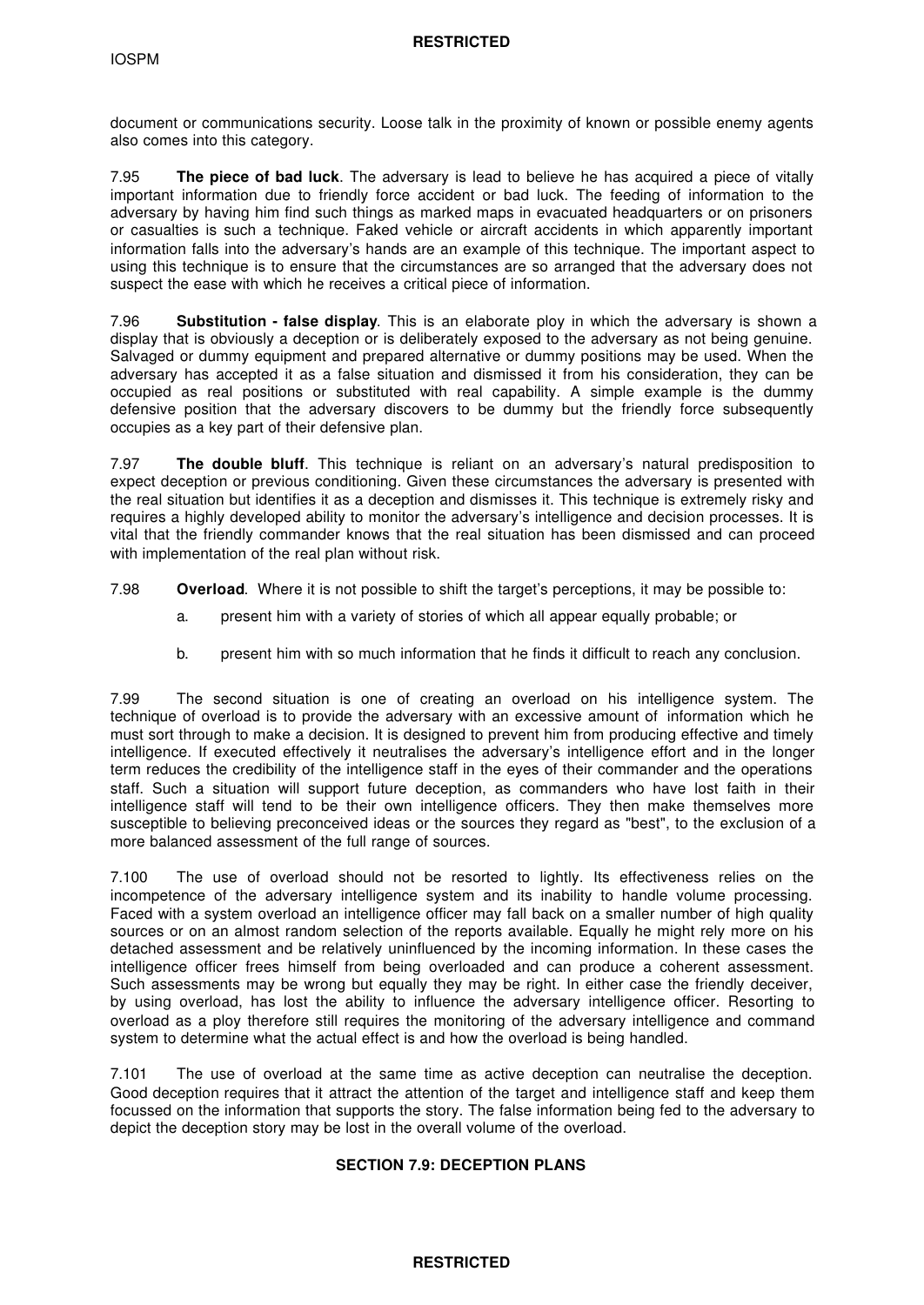document or communications security. Loose talk in the proximity of known or possible enemy agents also comes into this category.

7.95 **The piece of bad luck**. The adversary is lead to believe he has acquired a piece of vitally important information due to friendly force accident or bad luck. The feeding of information to the adversary by having him find such things as marked maps in evacuated headquarters or on prisoners or casualties is such a technique. Faked vehicle or aircraft accidents in which apparently important information falls into the adversary's hands are an example of this technique. The important aspect to using this technique is to ensure that the circumstances are so arranged that the adversary does not suspect the ease with which he receives a critical piece of information.

7.96 **Substitution - false display**. This is an elaborate ploy in which the adversary is shown a display that is obviously a deception or is deliberately exposed to the adversary as not being genuine. Salvaged or dummy equipment and prepared alternative or dummy positions may be used. When the adversary has accepted it as a false situation and dismissed it from his consideration, they can be occupied as real positions or substituted with real capability. A simple example is the dummy defensive position that the adversary discovers to be dummy but the friendly force subsequently occupies as a key part of their defensive plan.

7.97 **The double bluff**. This technique is reliant on an adversary's natural predisposition to expect deception or previous conditioning. Given these circumstances the adversary is presented with the real situation but identifies it as a deception and dismisses it. This technique is extremely risky and requires a highly developed ability to monitor the adversary's intelligence and decision processes. It is vital that the friendly commander knows that the real situation has been dismissed and can proceed with implementation of the real plan without risk.

7.98 **Overload**. Where it is not possible to shift the target's perceptions, it may be possible to:

a. present him with a variety of stories of which all appear equally probable; or

b. present him with so much information that he finds it difficult to reach any conclusion.

7.99 The second situation is one of creating an overload on his intelligence system. The technique of overload is to provide the adversary with an excessive amount of information which he must sort through to make a decision. It is designed to prevent him from producing effective and timely intelligence. If executed effectively it neutralises the adversary's intelligence effort and in the longer term reduces the credibility of the intelligence staff in the eyes of their commander and the operations staff. Such a situation will support future deception, as commanders who have lost faith in their intelligence staff will tend to be their own intelligence officers. They then make themselves more susceptible to believing preconceived ideas or the sources they regard as "best", to the exclusion of a more balanced assessment of the full range of sources.

7.100 The use of overload should not be resorted to lightly. Its effectiveness relies on the incompetence of the adversary intelligence system and its inability to handle volume processing. Faced with a system overload an intelligence officer may fall back on a smaller number of high quality sources or on an almost random selection of the reports available. Equally he might rely more on his detached assessment and be relatively uninfluenced by the incoming information. In these cases the intelligence officer frees himself from being overloaded and can produce a coherent assessment. Such assessments may be wrong but equally they may be right. In either case the friendly deceiver, by using overload, has lost the ability to influence the adversary intelligence officer. Resorting to overload as a ploy therefore still requires the monitoring of the adversary intelligence and command system to determine what the actual effect is and how the overload is being handled.

7.101 The use of overload at the same time as active deception can neutralise the deception. Good deception requires that it attract the attention of the target and intelligence staff and keep them focussed on the information that supports the story. The false information being fed to the adversary to depict the deception story may be lost in the overall volume of the overload.

## SECTION 7.9: DECEPTION PLANS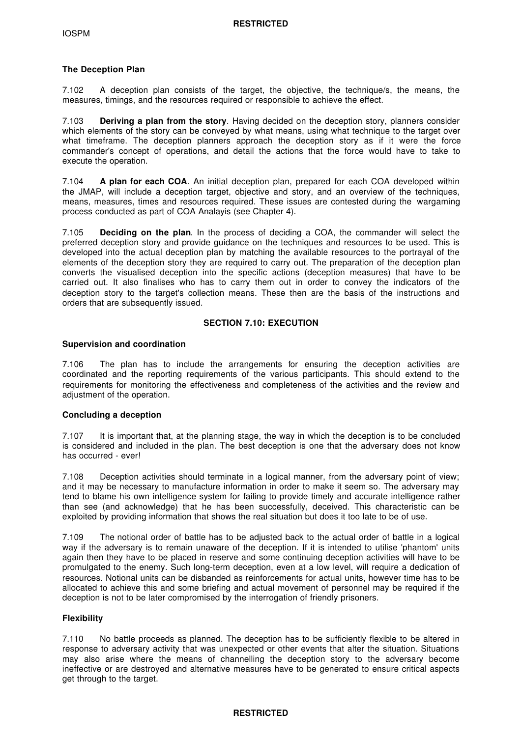### The Deception Plan

7.102 A deception plan consists of the target, the objective, the technique/s, the means, the measures, timings, and the resources required or responsible to achieve the effect.

7.103 **Deriving a plan from the story**. Having decided on the deception story, planners consider which elements of the story can be conveyed by what means, using what technique to the target over what timeframe. The deception planners approach the deception story as if it were the force commander's concept of operations, and detail the actions that the force would have to take to execute the operation.

7.104 **A plan for each COA**. An initial deception plan, prepared for each COA developed within the JMAP, will include a deception target, objective and story, and an overview of the techniques, means, measures, times and resources required. These issues are contested during the wargaming process conducted as part of COA Analayis (see Chapter 4).

7.105 **Deciding on the plan**. In the process of deciding a COA, the commander will select the preferred deception story and provide guidance on the techniques and resources to be used. This is developed into the actual deception plan by matching the available resources to the portrayal of the elements of the deception story they are required to carry out. The preparation of the deception plan converts the visualised deception into the specific actions (deception measures) that have to be carried out. It also finalises who has to carry them out in order to convey the indicators of the deception story to the target's collection means. These then are the basis of the instructions and orders that are subsequently issued.

## SECTION 7.10: EXECUTION

### Supervision and coordination

7.106 The plan has to include the arrangements for ensuring the deception activities are coordinated and the reporting requirements of the various participants. This should extend to the requirements for monitoring the effectiveness and completeness of the activities and the review and adjustment of the operation.

### Concluding a deception

7.107 It is important that, at the planning stage, the way in which the deception is to be concluded is considered and included in the plan. The best deception is one that the adversary does not know has occurred - ever!

7.108 Deception activities should terminate in a logical manner, from the adversary point of view; and it may be necessary to manufacture information in order to make it seem so. The adversary may tend to blame his own intelligence system for failing to provide timely and accurate intelligence rather than see (and acknowledge) that he has been successfully, deceived. This characteristic can be exploited by providing information that shows the real situation but does it too late to be of use.

7.109 The notional order of battle has to be adjusted back to the actual order of battle in a logical way if the adversary is to remain unaware of the deception. If it is intended to utilise 'phantom' units again then they have to be placed in reserve and some continuing deception activities will have to be promulgated to the enemy. Such long-term deception, even at a low level, will require a dedication of resources. Notional units can be disbanded as reinforcements for actual units, however time has to be allocated to achieve this and some briefing and actual movement of personnel may be required if the deception is not to be later compromised by the interrogation of friendly prisoners.

### Flexibility

7.110 No battle proceeds as planned. The deception has to be sufficiently flexible to be altered in response to adversary activity that was unexpected or other events that alter the situation. Situations may also arise where the means of channelling the deception story to the adversary become ineffective or are destroyed and alternative measures have to be generated to ensure critical aspects get through to the target.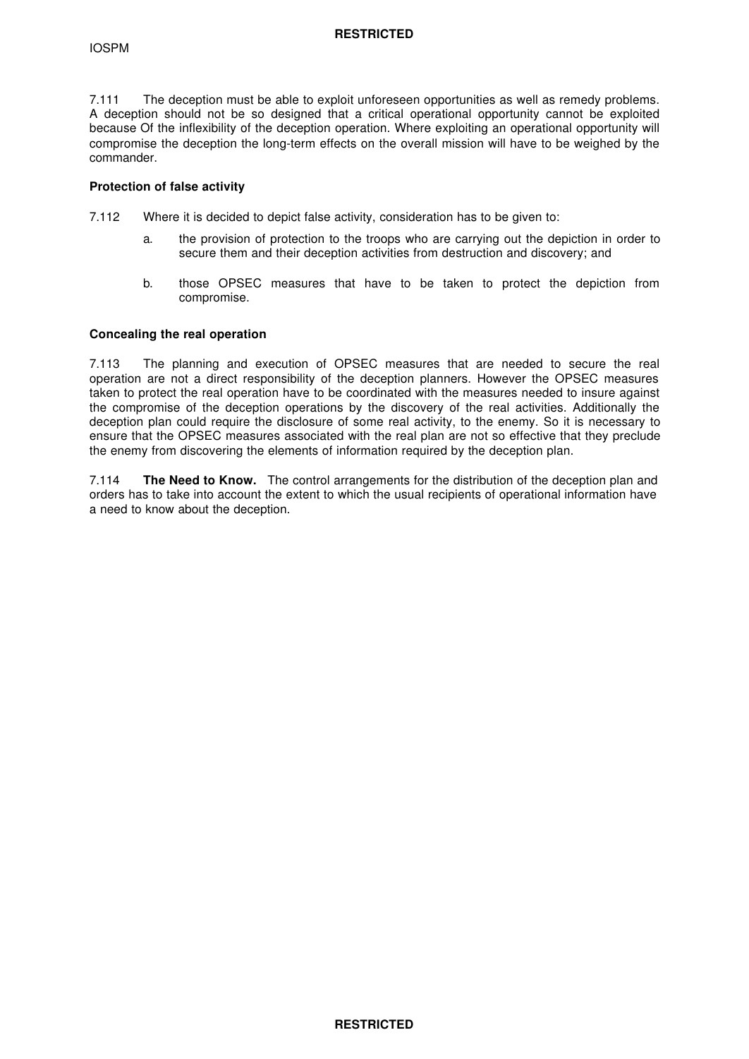7.111 The deception must be able to exploit unforeseen opportunities as well as remedy problems. A deception should not be so designed that a critical operational opportunity cannot be exploited because Of the inflexibility of the deception operation. Where exploiting an operational opportunity will compromise the deception the long-term effects on the overall mission will have to be weighed by the commander.

**Protection of false activity**

7.112 Where it is decided to depict false activity, consideration has to be given to:

a. the provision of protection to the troops who are carrying out the depiction in order to secure them and their deception activities from destruction and discovery; and

b. those OPSEC measures that have to be taken to protect the depiction from compromise.

**Concealing the real operation**

7.113 The planning and execution of OPSEC measures that are needed to secure the real operation are not a direct responsibility of the deception planners. However the OPSEC measures taken to protect the real operation have to be coordinated with the measures needed to insure against the compromise of the deception operations by the discovery of the real activities. Additionally the deception plan could require the disclosure of some real activity, to the enemy. So it is necessary to ensure that the OPSEC measures associated with the real plan are not so effective that they preclude the enemy from discovering the elements of information required by the deception plan.

7.114 **The Need to Know.** The control arrangements for the distribution of the deception plan and orders has to take into account the extent to which the usual recipients of operational information have a need to know about the deception.